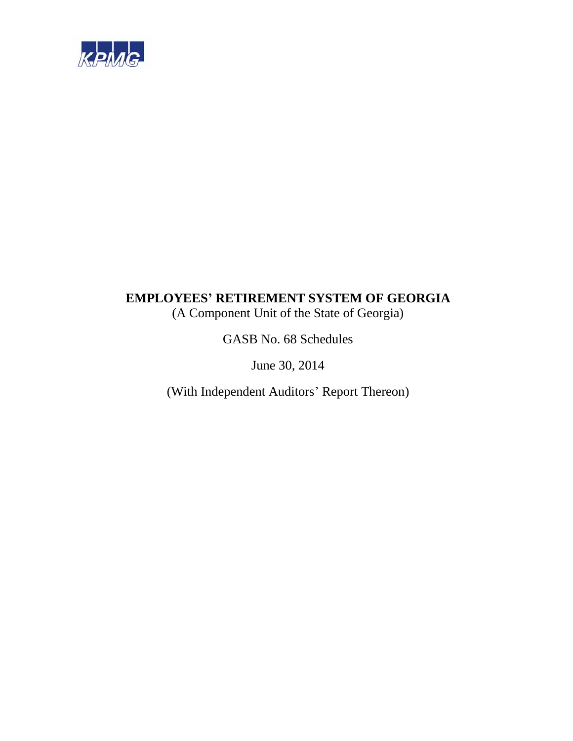KPMG

# EMPLOYEES' RETIREMENT SYSTEM OF GEORGIA

(A Component Unit of the State of Georgia)

GASB No. 68 Schedules

June 30, 2014

(With Independent Auditors' Report Thereon)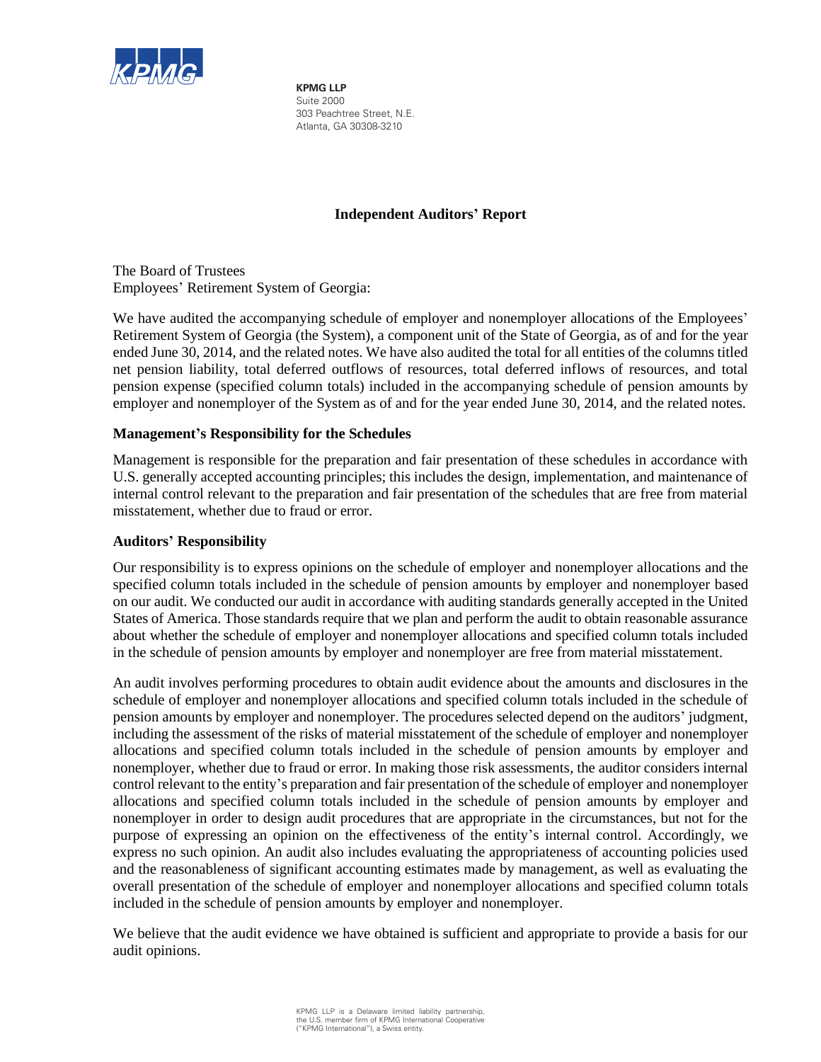**KPMG LLP**
Suite 2000
303 Peachtree Street, N.E.
Atlanta, GA 30308-3210

## Independent Auditors' Report

The Board of Trustees
Employees' Retirement System of Georgia:

We have audited the accompanying schedule of employer and nonemployer allocations of the Employees' Retirement System of Georgia (the System), a component unit of the State of Georgia, as of and for the year ended June 30, 2014, and the related notes. We have also audited the total for all entities of the columns titled net pension liability, total deferred outflows of resources, total deferred inflows of resources, and total pension expense (specified column totals) included in the accompanying schedule of pension amounts by employer and nonemployer of the System as of and for the year ended June 30, 2014, and the related notes.

### Management's Responsibility for the Schedules

Management is responsible for the preparation and fair presentation of these schedules in accordance with U.S. generally accepted accounting principles; this includes the design, implementation, and maintenance of internal control relevant to the preparation and fair presentation of the schedules that are free from material misstatement, whether due to fraud or error.

### Auditors' Responsibility

Our responsibility is to express opinions on the schedule of employer and nonemployer allocations and the specified column totals included in the schedule of pension amounts by employer and nonemployer based on our audit. We conducted our audit in accordance with auditing standards generally accepted in the United States of America. Those standards require that we plan and perform the audit to obtain reasonable assurance about whether the schedule of employer and nonemployer allocations and specified column totals included in the schedule of pension amounts by employer and nonemployer are free from material misstatement.

An audit involves performing procedures to obtain audit evidence about the amounts and disclosures in the schedule of employer and nonemployer allocations and specified column totals included in the schedule of pension amounts by employer and nonemployer. The procedures selected depend on the auditors' judgment, including the assessment of the risks of material misstatement of the schedule of employer and nonemployer allocations and specified column totals included in the schedule of pension amounts by employer and nonemployer, whether due to fraud or error. In making those risk assessments, the auditor considers internal control relevant to the entity's preparation and fair presentation of the schedule of employer and nonemployer allocations and specified column totals included in the schedule of pension amounts by employer and nonemployer in order to design audit procedures that are appropriate in the circumstances, but not for the purpose of expressing an opinion on the effectiveness of the entity's internal control. Accordingly, we express no such opinion. An audit also includes evaluating the appropriateness of accounting policies used and the reasonableness of significant accounting estimates made by management, as well as evaluating the overall presentation of the schedule of employer and nonemployer allocations and specified column totals included in the schedule of pension amounts by employer and nonemployer.

We believe that the audit evidence we have obtained is sufficient and appropriate to provide a basis for our audit opinions.

KPMG LLP is a Delaware limited liability partnership, the U.S. member firm of KPMG International Cooperative ("KPMG International"), a Swiss entity.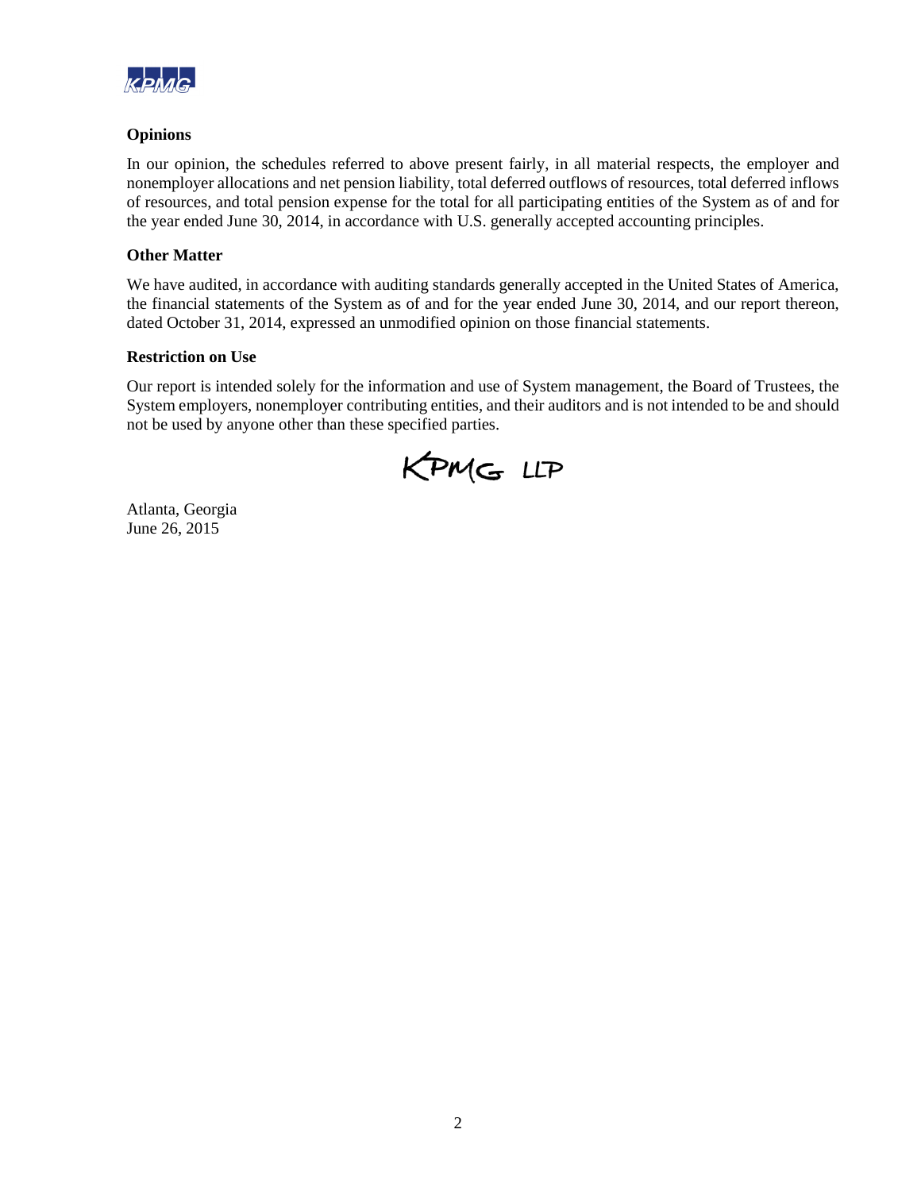### Opinions

In our opinion, the schedules referred to above present fairly, in all material respects, the employer and nonemployer allocations and net pension liability, total deferred outflows of resources, total deferred inflows of resources, and total pension expense for the total for all participating entities of the System as of and for the year ended June 30, 2014, in accordance with U.S. generally accepted accounting principles.

### Other Matter

We have audited, in accordance with auditing standards generally accepted in the United States of America, the financial statements of the System as of and for the year ended June 30, 2014, and our report thereon, dated October 31, 2014, expressed an unmodified opinion on those financial statements.

### Restriction on Use

Our report is intended solely for the information and use of System management, the Board of Trustees, the System employers, nonemployer contributing entities, and their auditors and is not intended to be and should not be used by anyone other than these specified parties.

KPMG LLP

Atlanta, Georgia
June 26, 2015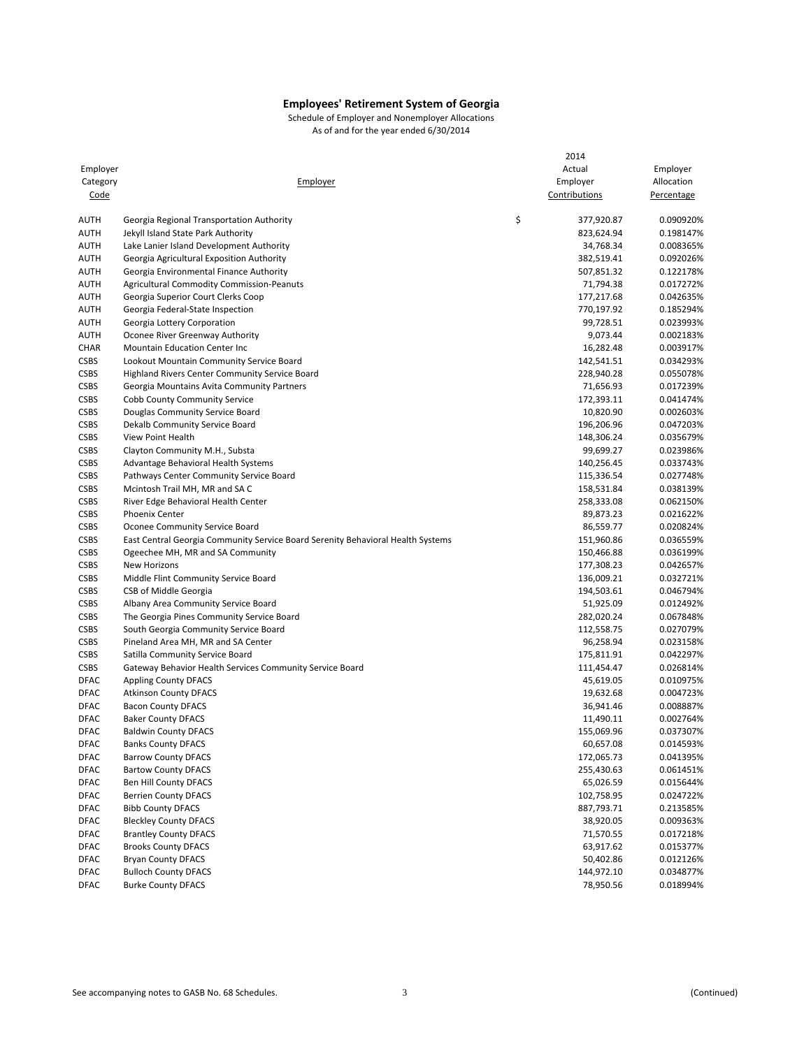**Employees' Retirement System of Georgia**

Schedule of Employer and Nonemployer Allocations

As of and for the year ended 6/30/2014

| Employer Category Code | Employer | 2014 Actual Employer Contributions | Employer Allocation Percentage |
|---|---|---|---|
| AUTH | Georgia Regional Transportation Authority | $ 377,920.87 | 0.090920% |
| AUTH | Jekyll Island State Park Authority | 823,624.94 | 0.198147% |
| AUTH | Lake Lanier Island Development Authority | 34,768.34 | 0.008365% |
| AUTH | Georgia Agricultural Exposition Authority | 382,519.41 | 0.092026% |
| AUTH | Georgia Environmental Finance Authority | 507,851.32 | 0.122178% |
| AUTH | Agricultural Commodity Commission-Peanuts | 71,794.38 | 0.017272% |
| AUTH | Georgia Superior Court Clerks Coop | 177,217.68 | 0.042635% |
| AUTH | Georgia Federal-State Inspection | 770,197.92 | 0.185294% |
| AUTH | Georgia Lottery Corporation | 99,728.51 | 0.023993% |
| AUTH | Oconee River Greenway Authority | 9,073.44 | 0.002183% |
| CHAR | Mountain Education Center Inc | 16,282.48 | 0.003917% |
| CSBS | Lookout Mountain Community Service Board | 142,541.51 | 0.034293% |
| CSBS | Highland Rivers Center Community Service Board | 228,940.28 | 0.055078% |
| CSBS | Georgia Mountains Avita Community Partners | 71,656.93 | 0.017239% |
| CSBS | Cobb County Community Service | 172,393.11 | 0.041474% |
| CSBS | Douglas Community Service Board | 10,820.90 | 0.002603% |
| CSBS | Dekalb Community Service Board | 196,206.96 | 0.047203% |
| CSBS | View Point Health | 148,306.24 | 0.035679% |
| CSBS | Clayton Community M.H., Substa | 99,699.27 | 0.023986% |
| CSBS | Advantage Behavioral Health Systems | 140,256.45 | 0.033743% |
| CSBS | Pathways Center Community Service Board | 115,336.54 | 0.027748% |
| CSBS | Mcintosh Trail MH, MR and SA C | 158,531.84 | 0.038139% |
| CSBS | River Edge Behavioral Health Center | 258,333.08 | 0.062150% |
| CSBS | Phoenix Center | 89,873.23 | 0.021622% |
| CSBS | Oconee Community Service Board | 86,559.77 | 0.020824% |
| CSBS | East Central Georgia Community Service Board Serenity Behavioral Health Systems | 151,960.86 | 0.036559% |
| CSBS | Ogeechee MH, MR and SA Community | 150,466.88 | 0.036199% |
| CSBS | New Horizons | 177,308.23 | 0.042657% |
| CSBS | Middle Flint Community Service Board | 136,009.21 | 0.032721% |
| CSBS | CSB of Middle Georgia | 194,503.61 | 0.046794% |
| CSBS | Albany Area Community Service Board | 51,925.09 | 0.012492% |
| CSBS | The Georgia Pines Community Service Board | 282,020.24 | 0.067848% |
| CSBS | South Georgia Community Service Board | 112,558.75 | 0.027079% |
| CSBS | Pineland Area MH, MR and SA Center | 96,258.94 | 0.023158% |
| CSBS | Satilla Community Service Board | 175,811.91 | 0.042297% |
| CSBS | Gateway Behavior Health Services Community Service Board | 111,454.47 | 0.026814% |
| DFAC | Appling County DFACS | 45,619.05 | 0.010975% |
| DFAC | Atkinson County DFACS | 19,632.68 | 0.004723% |
| DFAC | Bacon County DFACS | 36,941.46 | 0.008887% |
| DFAC | Baker County DFACS | 11,490.11 | 0.002764% |
| DFAC | Baldwin County DFACS | 155,069.96 | 0.037307% |
| DFAC | Banks County DFACS | 60,657.08 | 0.014593% |
| DFAC | Barrow County DFACS | 172,065.73 | 0.041395% |
| DFAC | Bartow County DFACS | 255,430.63 | 0.061451% |
| DFAC | Ben Hill County DFACS | 65,026.59 | 0.015644% |
| DFAC | Berrien County DFACS | 102,758.95 | 0.024722% |
| DFAC | Bibb County DFACS | 887,793.71 | 0.213585% |
| DFAC | Bleckley County DFACS | 38,920.05 | 0.009363% |
| DFAC | Brantley County DFACS | 71,570.55 | 0.017218% |
| DFAC | Brooks County DFACS | 63,917.62 | 0.015377% |
| DFAC | Bryan County DFACS | 50,402.86 | 0.012126% |
| DFAC | Bulloch County DFACS | 144,972.10 | 0.034877% |
| DFAC | Burke County DFACS | 78,950.56 | 0.018994% |

See accompanying notes to GASB No. 68 Schedules.

(Continued)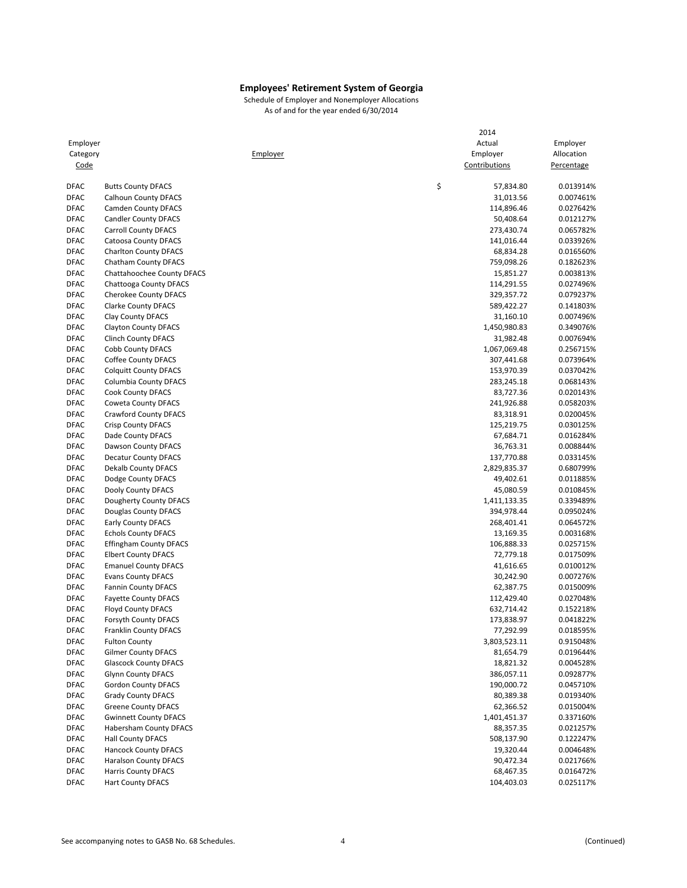# Employees' Retirement System of Georgia

Schedule of Employer and Nonemployer Allocations
As of and for the year ended 6/30/2014

| Employer Category Code | Employer | 2014 Actual Employer Contributions | Employer Allocation Percentage |
|---|---|---|---|
| DFAC | Butts County DFACS | $ 57,834.80 | 0.013914% |
| DFAC | Calhoun County DFACS | 31,013.56 | 0.007461% |
| DFAC | Camden County DFACS | 114,896.46 | 0.027642% |
| DFAC | Candler County DFACS | 50,408.64 | 0.012127% |
| DFAC | Carroll County DFACS | 273,430.74 | 0.065782% |
| DFAC | Catoosa County DFACS | 141,016.44 | 0.033926% |
| DFAC | Charlton County DFACS | 68,834.28 | 0.016560% |
| DFAC | Chatham County DFACS | 759,098.26 | 0.182623% |
| DFAC | Chattahoochee County DFACS | 15,851.27 | 0.003813% |
| DFAC | Chattooga County DFACS | 114,291.55 | 0.027496% |
| DFAC | Cherokee County DFACS | 329,357.72 | 0.079237% |
| DFAC | Clarke County DFACS | 589,422.27 | 0.141803% |
| DFAC | Clay County DFACS | 31,160.10 | 0.007496% |
| DFAC | Clayton County DFACS | 1,450,980.83 | 0.349076% |
| DFAC | Clinch County DFACS | 31,982.48 | 0.007694% |
| DFAC | Cobb County DFACS | 1,067,069.48 | 0.256715% |
| DFAC | Coffee County DFACS | 307,441.68 | 0.073964% |
| DFAC | Colquitt County DFACS | 153,970.39 | 0.037042% |
| DFAC | Columbia County DFACS | 283,245.18 | 0.068143% |
| DFAC | Cook County DFACS | 83,727.36 | 0.020143% |
| DFAC | Coweta County DFACS | 241,926.88 | 0.058203% |
| DFAC | Crawford County DFACS | 83,318.91 | 0.020045% |
| DFAC | Crisp County DFACS | 125,219.75 | 0.030125% |
| DFAC | Dade County DFACS | 67,684.71 | 0.016284% |
| DFAC | Dawson County DFACS | 36,763.31 | 0.008844% |
| DFAC | Decatur County DFACS | 137,770.88 | 0.033145% |
| DFAC | Dekalb County DFACS | 2,829,835.37 | 0.680799% |
| DFAC | Dodge County DFACS | 49,402.61 | 0.011885% |
| DFAC | Dooly County DFACS | 45,080.59 | 0.010845% |
| DFAC | Dougherty County DFACS | 1,411,133.35 | 0.339489% |
| DFAC | Douglas County DFACS | 394,978.44 | 0.095024% |
| DFAC | Early County DFACS | 268,401.41 | 0.064572% |
| DFAC | Echols County DFACS | 13,169.35 | 0.003168% |
| DFAC | Effingham County DFACS | 106,888.33 | 0.025715% |
| DFAC | Elbert County DFACS | 72,779.18 | 0.017509% |
| DFAC | Emanuel County DFACS | 41,616.65 | 0.010012% |
| DFAC | Evans County DFACS | 30,242.90 | 0.007276% |
| DFAC | Fannin County DFACS | 62,387.75 | 0.015009% |
| DFAC | Fayette County DFACS | 112,429.40 | 0.027048% |
| DFAC | Floyd County DFACS | 632,714.42 | 0.152218% |
| DFAC | Forsyth County DFACS | 173,838.97 | 0.041822% |
| DFAC | Franklin County DFACS | 77,292.99 | 0.018595% |
| DFAC | Fulton County | 3,803,523.11 | 0.915048% |
| DFAC | Gilmer County DFACS | 81,654.79 | 0.019644% |
| DFAC | Glascock County DFACS | 18,821.32 | 0.004528% |
| DFAC | Glynn County DFACS | 386,057.11 | 0.092877% |
| DFAC | Gordon County DFACS | 190,000.72 | 0.045710% |
| DFAC | Grady County DFACS | 80,389.38 | 0.019340% |
| DFAC | Greene County DFACS | 62,366.52 | 0.015004% |
| DFAC | Gwinnett County DFACS | 1,401,451.37 | 0.337160% |
| DFAC | Habersham County DFACS | 88,357.35 | 0.021257% |
| DFAC | Hall County DFACS | 508,137.90 | 0.122247% |
| DFAC | Hancock County DFACS | 19,320.44 | 0.004648% |
| DFAC | Haralson County DFACS | 90,472.34 | 0.021766% |
| DFAC | Harris County DFACS | 68,467.35 | 0.016472% |
| DFAC | Hart County DFACS | 104,403.03 | 0.025117% |

See accompanying notes to GASB No. 68 Schedules. (Continued)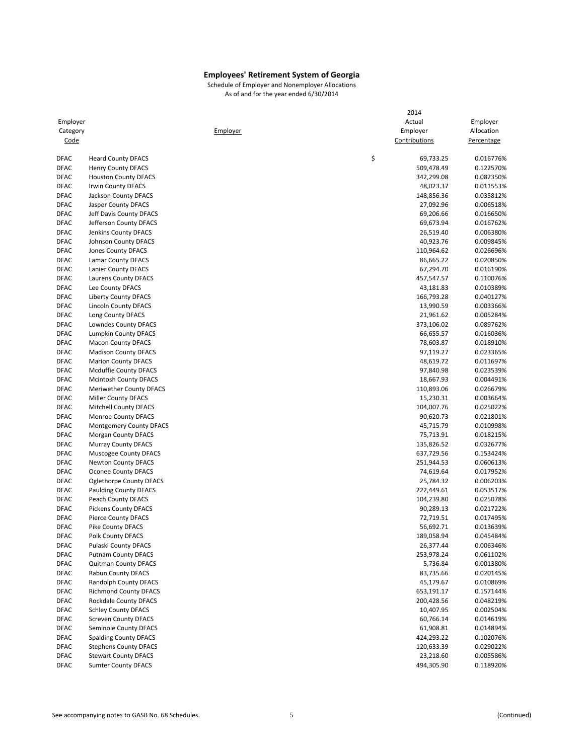# Employees' Retirement System of Georgia

Schedule of Employer and Nonemployer Allocations
As of and for the year ended 6/30/2014

| Employer Category Code | Employer | 2014 Actual Employer Contributions | Employer Allocation Percentage |
|---|---|---|---|
| DFAC | Heard County DFACS | $ 69,733.25 | 0.016776% |
| DFAC | Henry County DFACS | 509,478.49 | 0.122570% |
| DFAC | Houston County DFACS | 342,299.08 | 0.082350% |
| DFAC | Irwin County DFACS | 48,023.37 | 0.011553% |
| DFAC | Jackson County DFACS | 148,856.36 | 0.035812% |
| DFAC | Jasper County DFACS | 27,092.96 | 0.006518% |
| DFAC | Jeff Davis County DFACS | 69,206.66 | 0.016650% |
| DFAC | Jefferson County DFACS | 69,673.94 | 0.016762% |
| DFAC | Jenkins County DFACS | 26,519.40 | 0.006380% |
| DFAC | Johnson County DFACS | 40,923.76 | 0.009845% |
| DFAC | Jones County DFACS | 110,964.62 | 0.026696% |
| DFAC | Lamar County DFACS | 86,665.22 | 0.020850% |
| DFAC | Lanier County DFACS | 67,294.70 | 0.016190% |
| DFAC | Laurens County DFACS | 457,547.57 | 0.110076% |
| DFAC | Lee County DFACS | 43,181.83 | 0.010389% |
| DFAC | Liberty County DFACS | 166,793.28 | 0.040127% |
| DFAC | Lincoln County DFACS | 13,990.59 | 0.003366% |
| DFAC | Long County DFACS | 21,961.62 | 0.005284% |
| DFAC | Lowndes County DFACS | 373,106.02 | 0.089762% |
| DFAC | Lumpkin County DFACS | 66,655.57 | 0.016036% |
| DFAC | Macon County DFACS | 78,603.87 | 0.018910% |
| DFAC | Madison County DFACS | 97,119.27 | 0.023365% |
| DFAC | Marion County DFACS | 48,619.72 | 0.011697% |
| DFAC | Mcduffie County DFACS | 97,840.98 | 0.023539% |
| DFAC | Mcintosh County DFACS | 18,667.93 | 0.004491% |
| DFAC | Meriwether County DFACS | 110,893.06 | 0.026679% |
| DFAC | Miller County DFACS | 15,230.31 | 0.003664% |
| DFAC | Mitchell County DFACS | 104,007.76 | 0.025022% |
| DFAC | Monroe County DFACS | 90,620.73 | 0.021801% |
| DFAC | Montgomery County DFACS | 45,715.79 | 0.010998% |
| DFAC | Morgan County DFACS | 75,713.91 | 0.018215% |
| DFAC | Murray County DFACS | 135,826.52 | 0.032677% |
| DFAC | Muscogee County DFACS | 637,729.56 | 0.153424% |
| DFAC | Newton County DFACS | 251,944.53 | 0.060613% |
| DFAC | Oconee County DFACS | 74,619.64 | 0.017952% |
| DFAC | Oglethorpe County DFACS | 25,784.32 | 0.006203% |
| DFAC | Paulding County DFACS | 222,449.61 | 0.053517% |
| DFAC | Peach County DFACS | 104,239.80 | 0.025078% |
| DFAC | Pickens County DFACS | 90,289.13 | 0.021722% |
| DFAC | Pierce County DFACS | 72,719.51 | 0.017495% |
| DFAC | Pike County DFACS | 56,692.71 | 0.013639% |
| DFAC | Polk County DFACS | 189,058.94 | 0.045484% |
| DFAC | Pulaski County DFACS | 26,377.44 | 0.006346% |
| DFAC | Putnam County DFACS | 253,978.24 | 0.061102% |
| DFAC | Quitman County DFACS | 5,736.84 | 0.001380% |
| DFAC | Rabun County DFACS | 83,735.66 | 0.020145% |
| DFAC | Randolph County DFACS | 45,179.67 | 0.010869% |
| DFAC | Richmond County DFACS | 653,191.17 | 0.157144% |
| DFAC | Rockdale County DFACS | 200,428.56 | 0.048219% |
| DFAC | Schley County DFACS | 10,407.95 | 0.002504% |
| DFAC | Screven County DFACS | 60,766.14 | 0.014619% |
| DFAC | Seminole County DFACS | 61,908.81 | 0.014894% |
| DFAC | Spalding County DFACS | 424,293.22 | 0.102076% |
| DFAC | Stephens County DFACS | 120,633.39 | 0.029022% |
| DFAC | Stewart County DFACS | 23,218.60 | 0.005586% |
| DFAC | Sumter County DFACS | 494,305.90 | 0.118920% |

See accompanying notes to GASB No. 68 Schedules.

(Continued)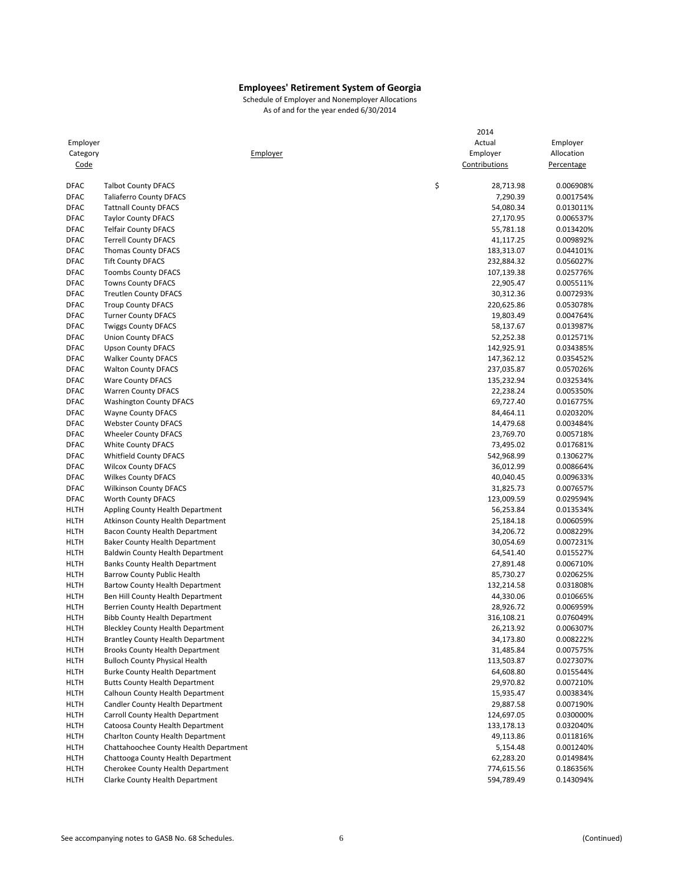**Employees' Retirement System of Georgia**

Schedule of Employer and Nonemployer Allocations
As of and for the year ended 6/30/2014

| Employer Category Code | Employer | 2014 Actual Employer Contributions | Employer Allocation Percentage |
|---|---|---|---|
| DFAC | Talbot County DFACS | $ 28,713.98 | 0.006908% |
| DFAC | Taliaferro County DFACS | 7,290.39 | 0.001754% |
| DFAC | Tattnall County DFACS | 54,080.34 | 0.013011% |
| DFAC | Taylor County DFACS | 27,170.95 | 0.006537% |
| DFAC | Telfair County DFACS | 55,781.18 | 0.013420% |
| DFAC | Terrell County DFACS | 41,117.25 | 0.009892% |
| DFAC | Thomas County DFACS | 183,313.07 | 0.044101% |
| DFAC | Tift County DFACS | 232,884.32 | 0.056027% |
| DFAC | Toombs County DFACS | 107,139.38 | 0.025776% |
| DFAC | Towns County DFACS | 22,905.47 | 0.005511% |
| DFAC | Treutlen County DFACS | 30,312.36 | 0.007293% |
| DFAC | Troup County DFACS | 220,625.86 | 0.053078% |
| DFAC | Turner County DFACS | 19,803.49 | 0.004764% |
| DFAC | Twiggs County DFACS | 58,137.67 | 0.013987% |
| DFAC | Union County DFACS | 52,252.38 | 0.012571% |
| DFAC | Upson County DFACS | 142,925.91 | 0.034385% |
| DFAC | Walker County DFACS | 147,362.12 | 0.035452% |
| DFAC | Walton County DFACS | 237,035.87 | 0.057026% |
| DFAC | Ware County DFACS | 135,232.94 | 0.032534% |
| DFAC | Warren County DFACS | 22,238.24 | 0.005350% |
| DFAC | Washington County DFACS | 69,727.40 | 0.016775% |
| DFAC | Wayne County DFACS | 84,464.11 | 0.020320% |
| DFAC | Webster County DFACS | 14,479.68 | 0.003484% |
| DFAC | Wheeler County DFACS | 23,769.70 | 0.005718% |
| DFAC | White County DFACS | 73,495.02 | 0.017681% |
| DFAC | Whitfield County DFACS | 542,968.99 | 0.130627% |
| DFAC | Wilcox County DFACS | 36,012.99 | 0.008664% |
| DFAC | Wilkes County DFACS | 40,040.45 | 0.009633% |
| DFAC | Wilkinson County DFACS | 31,825.73 | 0.007657% |
| DFAC | Worth County DFACS | 123,009.59 | 0.029594% |
| HLTH | Appling County Health Department | 56,253.84 | 0.013534% |
| HLTH | Atkinson County Health Department | 25,184.18 | 0.006059% |
| HLTH | Bacon County Health Department | 34,206.72 | 0.008229% |
| HLTH | Baker County Health Department | 30,054.69 | 0.007231% |
| HLTH | Baldwin County Health Department | 64,541.40 | 0.015527% |
| HLTH | Banks County Health Department | 27,891.48 | 0.006710% |
| HLTH | Barrow County Public Health | 85,730.27 | 0.020625% |
| HLTH | Bartow County Health Department | 132,214.58 | 0.031808% |
| HLTH | Ben Hill County Health Department | 44,330.06 | 0.010665% |
| HLTH | Berrien County Health Department | 28,926.72 | 0.006959% |
| HLTH | Bibb County Health Department | 316,108.21 | 0.076049% |
| HLTH | Bleckley County Health Department | 26,213.92 | 0.006307% |
| HLTH | Brantley County Health Department | 34,173.80 | 0.008222% |
| HLTH | Brooks County Health Department | 31,485.84 | 0.007575% |
| HLTH | Bulloch County Physical Health | 113,503.87 | 0.027307% |
| HLTH | Burke County Health Department | 64,608.80 | 0.015544% |
| HLTH | Butts County Health Department | 29,970.82 | 0.007210% |
| HLTH | Calhoun County Health Department | 15,935.47 | 0.003834% |
| HLTH | Candler County Health Department | 29,887.58 | 0.007190% |
| HLTH | Carroll County Health Department | 124,697.05 | 0.030000% |
| HLTH | Catoosa County Health Department | 133,178.13 | 0.032040% |
| HLTH | Charlton County Health Department | 49,113.86 | 0.011816% |
| HLTH | Chattahoochee County Health Department | 5,154.48 | 0.001240% |
| HLTH | Chattooga County Health Department | 62,283.20 | 0.014984% |
| HLTH | Cherokee County Health Department | 774,615.56 | 0.186356% |
| HLTH | Clarke County Health Department | 594,789.49 | 0.143094% |

See accompanying notes to GASB No. 68 Schedules.

(Continued)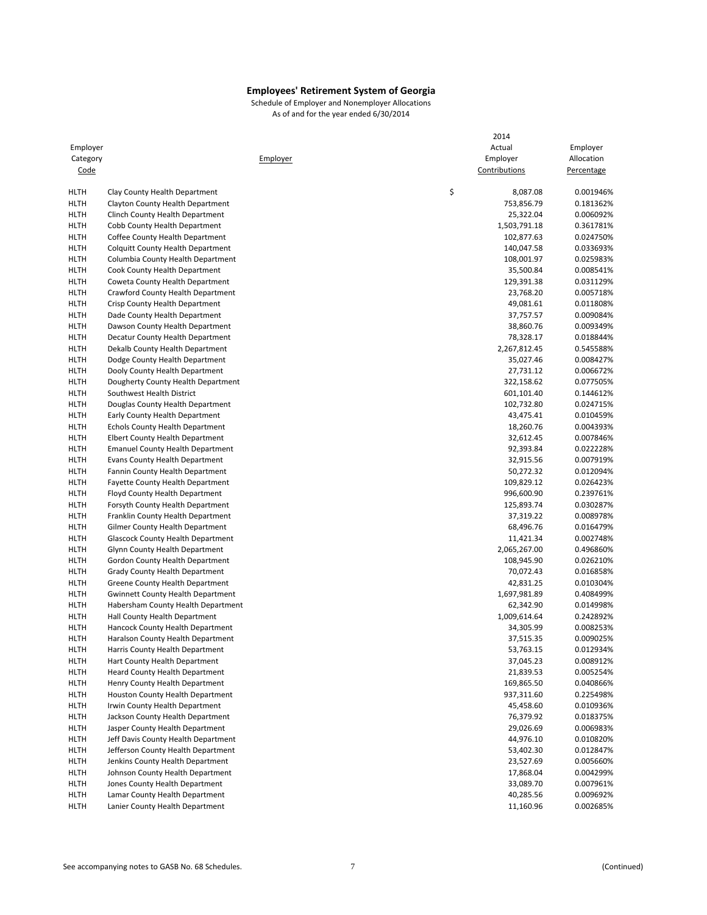**Employees' Retirement System of Georgia**

Schedule of Employer and Nonemployer Allocations

As of and for the year ended 6/30/2014

| Employer Category Code | Employer | 2014 Actual Employer Contributions | Employer Allocation Percentage |
|---|---|---|---|
| HLTH | Clay County Health Department | $ 8,087.08 | 0.001946% |
| HLTH | Clayton County Health Department | 753,856.79 | 0.181362% |
| HLTH | Clinch County Health Department | 25,322.04 | 0.006092% |
| HLTH | Cobb County Health Department | 1,503,791.18 | 0.361781% |
| HLTH | Coffee County Health Department | 102,877.63 | 0.024750% |
| HLTH | Colquitt County Health Department | 140,047.58 | 0.033693% |
| HLTH | Columbia County Health Department | 108,001.97 | 0.025983% |
| HLTH | Cook County Health Department | 35,500.84 | 0.008541% |
| HLTH | Coweta County Health Department | 129,391.38 | 0.031129% |
| HLTH | Crawford County Health Department | 23,768.20 | 0.005718% |
| HLTH | Crisp County Health Department | 49,081.61 | 0.011808% |
| HLTH | Dade County Health Department | 37,757.57 | 0.009084% |
| HLTH | Dawson County Health Department | 38,860.76 | 0.009349% |
| HLTH | Decatur County Health Department | 78,328.17 | 0.018844% |
| HLTH | Dekalb County Health Department | 2,267,812.45 | 0.545588% |
| HLTH | Dodge County Health Department | 35,027.46 | 0.008427% |
| HLTH | Dooly County Health Department | 27,731.12 | 0.006672% |
| HLTH | Dougherty County Health Department | 322,158.62 | 0.077505% |
| HLTH | Southwest Health District | 601,101.40 | 0.144612% |
| HLTH | Douglas County Health Department | 102,732.80 | 0.024715% |
| HLTH | Early County Health Department | 43,475.41 | 0.010459% |
| HLTH | Echols County Health Department | 18,260.76 | 0.004393% |
| HLTH | Elbert County Health Department | 32,612.45 | 0.007846% |
| HLTH | Emanuel County Health Department | 92,393.84 | 0.022228% |
| HLTH | Evans County Health Department | 32,915.56 | 0.007919% |
| HLTH | Fannin County Health Department | 50,272.32 | 0.012094% |
| HLTH | Fayette County Health Department | 109,829.12 | 0.026423% |
| HLTH | Floyd County Health Department | 996,600.90 | 0.239761% |
| HLTH | Forsyth County Health Department | 125,893.74 | 0.030287% |
| HLTH | Franklin County Health Department | 37,319.22 | 0.008978% |
| HLTH | Gilmer County Health Department | 68,496.76 | 0.016479% |
| HLTH | Glascock County Health Department | 11,421.34 | 0.002748% |
| HLTH | Glynn County Health Department | 2,065,267.00 | 0.496860% |
| HLTH | Gordon County Health Department | 108,945.90 | 0.026210% |
| HLTH | Grady County Health Department | 70,072.43 | 0.016858% |
| HLTH | Greene County Health Department | 42,831.25 | 0.010304% |
| HLTH | Gwinnett County Health Department | 1,697,981.89 | 0.408499% |
| HLTH | Habersham County Health Department | 62,342.90 | 0.014998% |
| HLTH | Hall County Health Department | 1,009,614.64 | 0.242892% |
| HLTH | Hancock County Health Department | 34,305.99 | 0.008253% |
| HLTH | Haralson County Health Department | 37,515.35 | 0.009025% |
| HLTH | Harris County Health Department | 53,763.15 | 0.012934% |
| HLTH | Hart County Health Department | 37,045.23 | 0.008912% |
| HLTH | Heard County Health Department | 21,839.53 | 0.005254% |
| HLTH | Henry County Health Department | 169,865.50 | 0.040866% |
| HLTH | Houston County Health Department | 937,311.60 | 0.225498% |
| HLTH | Irwin County Health Department | 45,458.60 | 0.010936% |
| HLTH | Jackson County Health Department | 76,379.92 | 0.018375% |
| HLTH | Jasper County Health Department | 29,026.69 | 0.006983% |
| HLTH | Jeff Davis County Health Department | 44,976.10 | 0.010820% |
| HLTH | Jefferson County Health Department | 53,402.30 | 0.012847% |
| HLTH | Jenkins County Health Department | 23,527.69 | 0.005660% |
| HLTH | Johnson County Health Department | 17,868.04 | 0.004299% |
| HLTH | Jones County Health Department | 33,089.70 | 0.007961% |
| HLTH | Lamar County Health Department | 40,285.56 | 0.009692% |
| HLTH | Lanier County Health Department | 11,160.96 | 0.002685% |

See accompanying notes to GASB No. 68 Schedules.

(Continued)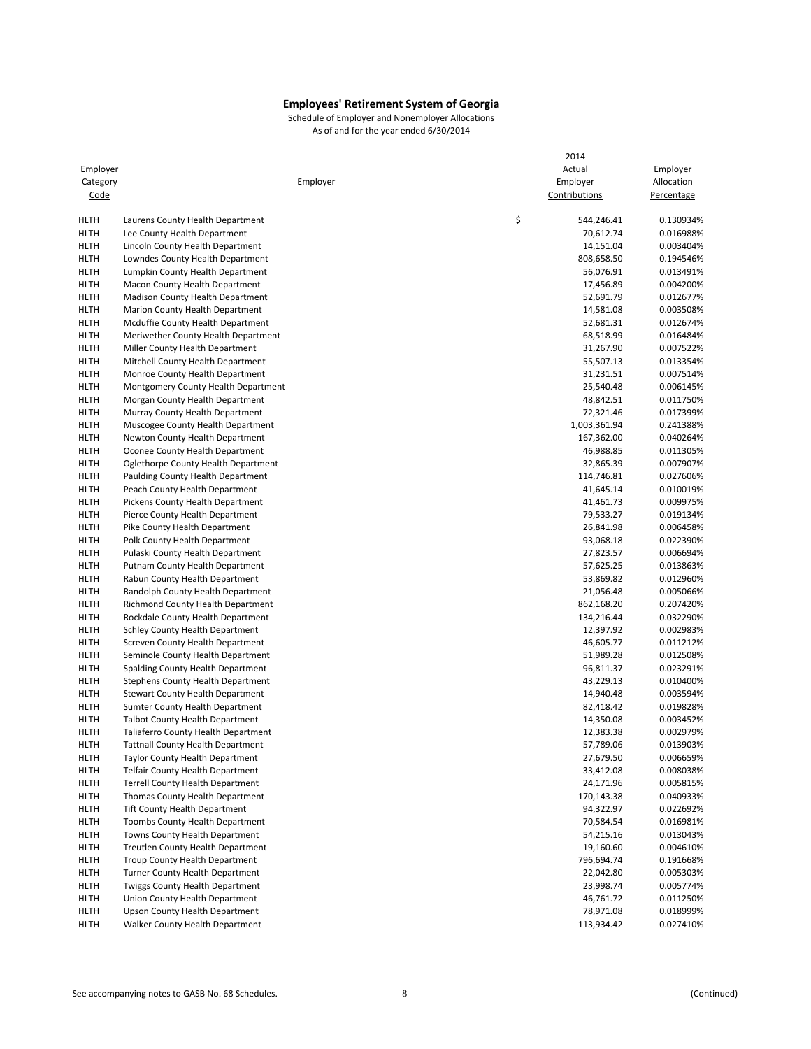# Employees' Retirement System of Georgia

Schedule of Employer and Nonemployer Allocations
As of and for the year ended 6/30/2014

| Employer Category Code | Employer | 2014 Actual Employer Contributions | Employer Allocation Percentage |
|---|---|---|---|
| HLTH | Laurens County Health Department | $ 544,246.41 | 0.130934% |
| HLTH | Lee County Health Department | 70,612.74 | 0.016988% |
| HLTH | Lincoln County Health Department | 14,151.04 | 0.003404% |
| HLTH | Lowndes County Health Department | 808,658.50 | 0.194546% |
| HLTH | Lumpkin County Health Department | 56,076.91 | 0.013491% |
| HLTH | Macon County Health Department | 17,456.89 | 0.004200% |
| HLTH | Madison County Health Department | 52,691.79 | 0.012677% |
| HLTH | Marion County Health Department | 14,581.08 | 0.003508% |
| HLTH | Mcduffie County Health Department | 52,681.31 | 0.012674% |
| HLTH | Meriwether County Health Department | 68,518.99 | 0.016484% |
| HLTH | Miller County Health Department | 31,267.90 | 0.007522% |
| HLTH | Mitchell County Health Department | 55,507.13 | 0.013354% |
| HLTH | Monroe County Health Department | 31,231.51 | 0.007514% |
| HLTH | Montgomery County Health Department | 25,540.48 | 0.006145% |
| HLTH | Morgan County Health Department | 48,842.51 | 0.011750% |
| HLTH | Murray County Health Department | 72,321.46 | 0.017399% |
| HLTH | Muscogee County Health Department | 1,003,361.94 | 0.241388% |
| HLTH | Newton County Health Department | 167,362.00 | 0.040264% |
| HLTH | Oconee County Health Department | 46,988.85 | 0.011305% |
| HLTH | Oglethorpe County Health Department | 32,865.39 | 0.007907% |
| HLTH | Paulding County Health Department | 114,746.81 | 0.027606% |
| HLTH | Peach County Health Department | 41,645.14 | 0.010019% |
| HLTH | Pickens County Health Department | 41,461.73 | 0.009975% |
| HLTH | Pierce County Health Department | 79,533.27 | 0.019134% |
| HLTH | Pike County Health Department | 26,841.98 | 0.006458% |
| HLTH | Polk County Health Department | 93,068.18 | 0.022390% |
| HLTH | Pulaski County Health Department | 27,823.57 | 0.006694% |
| HLTH | Putnam County Health Department | 57,625.25 | 0.013863% |
| HLTH | Rabun County Health Department | 53,869.82 | 0.012960% |
| HLTH | Randolph County Health Department | 21,056.48 | 0.005066% |
| HLTH | Richmond County Health Department | 862,168.20 | 0.207420% |
| HLTH | Rockdale County Health Department | 134,216.44 | 0.032290% |
| HLTH | Schley County Health Department | 12,397.92 | 0.002983% |
| HLTH | Screven County Health Department | 46,605.77 | 0.011212% |
| HLTH | Seminole County Health Department | 51,989.28 | 0.012508% |
| HLTH | Spalding County Health Department | 96,811.37 | 0.023291% |
| HLTH | Stephens County Health Department | 43,229.13 | 0.010400% |
| HLTH | Stewart County Health Department | 14,940.48 | 0.003594% |
| HLTH | Sumter County Health Department | 82,418.42 | 0.019828% |
| HLTH | Talbot County Health Department | 14,350.08 | 0.003452% |
| HLTH | Taliaferro County Health Department | 12,383.38 | 0.002979% |
| HLTH | Tattnall County Health Department | 57,789.06 | 0.013903% |
| HLTH | Taylor County Health Department | 27,679.50 | 0.006659% |
| HLTH | Telfair County Health Department | 33,412.08 | 0.008038% |
| HLTH | Terrell County Health Department | 24,171.96 | 0.005815% |
| HLTH | Thomas County Health Department | 170,143.38 | 0.040933% |
| HLTH | Tift County Health Department | 94,322.97 | 0.022692% |
| HLTH | Toombs County Health Department | 70,584.54 | 0.016981% |
| HLTH | Towns County Health Department | 54,215.16 | 0.013043% |
| HLTH | Treutlen County Health Department | 19,160.60 | 0.004610% |
| HLTH | Troup County Health Department | 796,694.74 | 0.191668% |
| HLTH | Turner County Health Department | 22,042.80 | 0.005303% |
| HLTH | Twiggs County Health Department | 23,998.74 | 0.005774% |
| HLTH | Union County Health Department | 46,761.72 | 0.011250% |
| HLTH | Upson County Health Department | 78,971.08 | 0.018999% |
| HLTH | Walker County Health Department | 113,934.42 | 0.027410% |

See accompanying notes to GASB No. 68 Schedules. (Continued)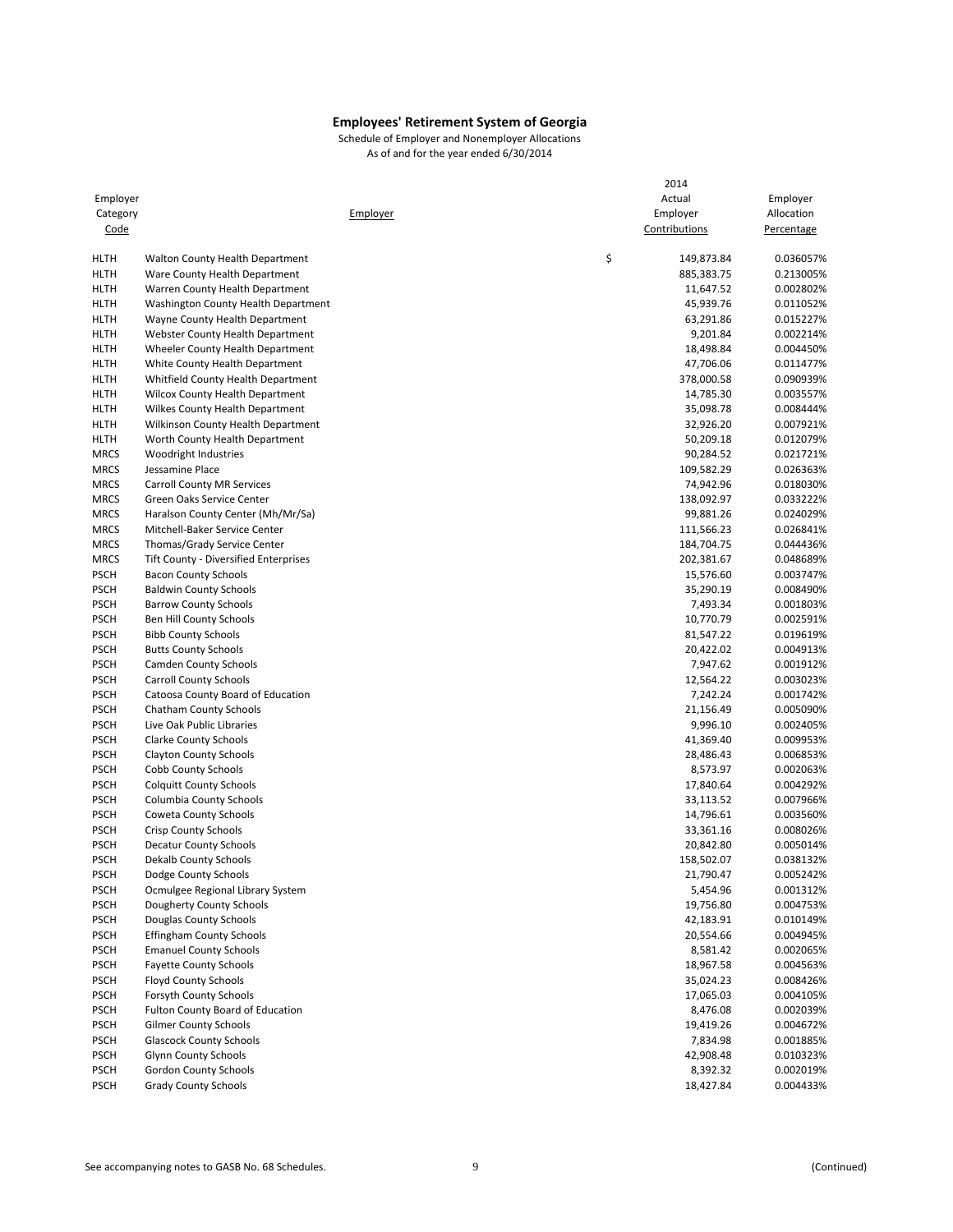# Employees' Retirement System of Georgia

Schedule of Employer and Nonemployer Allocations
As of and for the year ended 6/30/2014

| Employer Category Code | Employer | 2014 Actual Employer Contributions | Employer Allocation Percentage |
|---|---|---|---|
| HLTH | Walton County Health Department | $ 149,873.84 | 0.036057% |
| HLTH | Ware County Health Department | 885,383.75 | 0.213005% |
| HLTH | Warren County Health Department | 11,647.52 | 0.002802% |
| HLTH | Washington County Health Department | 45,939.76 | 0.011052% |
| HLTH | Wayne County Health Department | 63,291.86 | 0.015227% |
| HLTH | Webster County Health Department | 9,201.84 | 0.002214% |
| HLTH | Wheeler County Health Department | 18,498.84 | 0.004450% |
| HLTH | White County Health Department | 47,706.06 | 0.011477% |
| HLTH | Whitfield County Health Department | 378,000.58 | 0.090939% |
| HLTH | Wilcox County Health Department | 14,785.30 | 0.003557% |
| HLTH | Wilkes County Health Department | 35,098.78 | 0.008444% |
| HLTH | Wilkinson County Health Department | 32,926.20 | 0.007921% |
| HLTH | Worth County Health Department | 50,209.18 | 0.012079% |
| MRCS | Woodright Industries | 90,284.52 | 0.021721% |
| MRCS | Jessamine Place | 109,582.29 | 0.026363% |
| MRCS | Carroll County MR Services | 74,942.96 | 0.018030% |
| MRCS | Green Oaks Service Center | 138,092.97 | 0.033222% |
| MRCS | Haralson County Center (Mh/Mr/Sa) | 99,881.26 | 0.024029% |
| MRCS | Mitchell-Baker Service Center | 111,566.23 | 0.026841% |
| MRCS | Thomas/Grady Service Center | 184,704.75 | 0.044436% |
| MRCS | Tift County - Diversified Enterprises | 202,381.67 | 0.048689% |
| PSCH | Bacon County Schools | 15,576.60 | 0.003747% |
| PSCH | Baldwin County Schools | 35,290.19 | 0.008490% |
| PSCH | Barrow County Schools | 7,493.34 | 0.001803% |
| PSCH | Ben Hill County Schools | 10,770.79 | 0.002591% |
| PSCH | Bibb County Schools | 81,547.22 | 0.019619% |
| PSCH | Butts County Schools | 20,422.02 | 0.004913% |
| PSCH | Camden County Schools | 7,947.62 | 0.001912% |
| PSCH | Carroll County Schools | 12,564.22 | 0.003023% |
| PSCH | Catoosa County Board of Education | 7,242.24 | 0.001742% |
| PSCH | Chatham County Schools | 21,156.49 | 0.005090% |
| PSCH | Live Oak Public Libraries | 9,996.10 | 0.002405% |
| PSCH | Clarke County Schools | 41,369.40 | 0.009953% |
| PSCH | Clayton County Schools | 28,486.43 | 0.006853% |
| PSCH | Cobb County Schools | 8,573.97 | 0.002063% |
| PSCH | Colquitt County Schools | 17,840.64 | 0.004292% |
| PSCH | Columbia County Schools | 33,113.52 | 0.007966% |
| PSCH | Coweta County Schools | 14,796.61 | 0.003560% |
| PSCH | Crisp County Schools | 33,361.16 | 0.008026% |
| PSCH | Decatur County Schools | 20,842.80 | 0.005014% |
| PSCH | Dekalb County Schools | 158,502.07 | 0.038132% |
| PSCH | Dodge County Schools | 21,790.47 | 0.005242% |
| PSCH | Ocmulgee Regional Library System | 5,454.96 | 0.001312% |
| PSCH | Dougherty County Schools | 19,756.80 | 0.004753% |
| PSCH | Douglas County Schools | 42,183.91 | 0.010149% |
| PSCH | Effingham County Schools | 20,554.66 | 0.004945% |
| PSCH | Emanuel County Schools | 8,581.42 | 0.002065% |
| PSCH | Fayette County Schools | 18,967.58 | 0.004563% |
| PSCH | Floyd County Schools | 35,024.23 | 0.008426% |
| PSCH | Forsyth County Schools | 17,065.03 | 0.004105% |
| PSCH | Fulton County Board of Education | 8,476.08 | 0.002039% |
| PSCH | Gilmer County Schools | 19,419.26 | 0.004672% |
| PSCH | Glascock County Schools | 7,834.98 | 0.001885% |
| PSCH | Glynn County Schools | 42,908.48 | 0.010323% |
| PSCH | Gordon County Schools | 8,392.32 | 0.002019% |
| PSCH | Grady County Schools | 18,427.84 | 0.004433% |

See accompanying notes to GASB No. 68 Schedules. (Continued)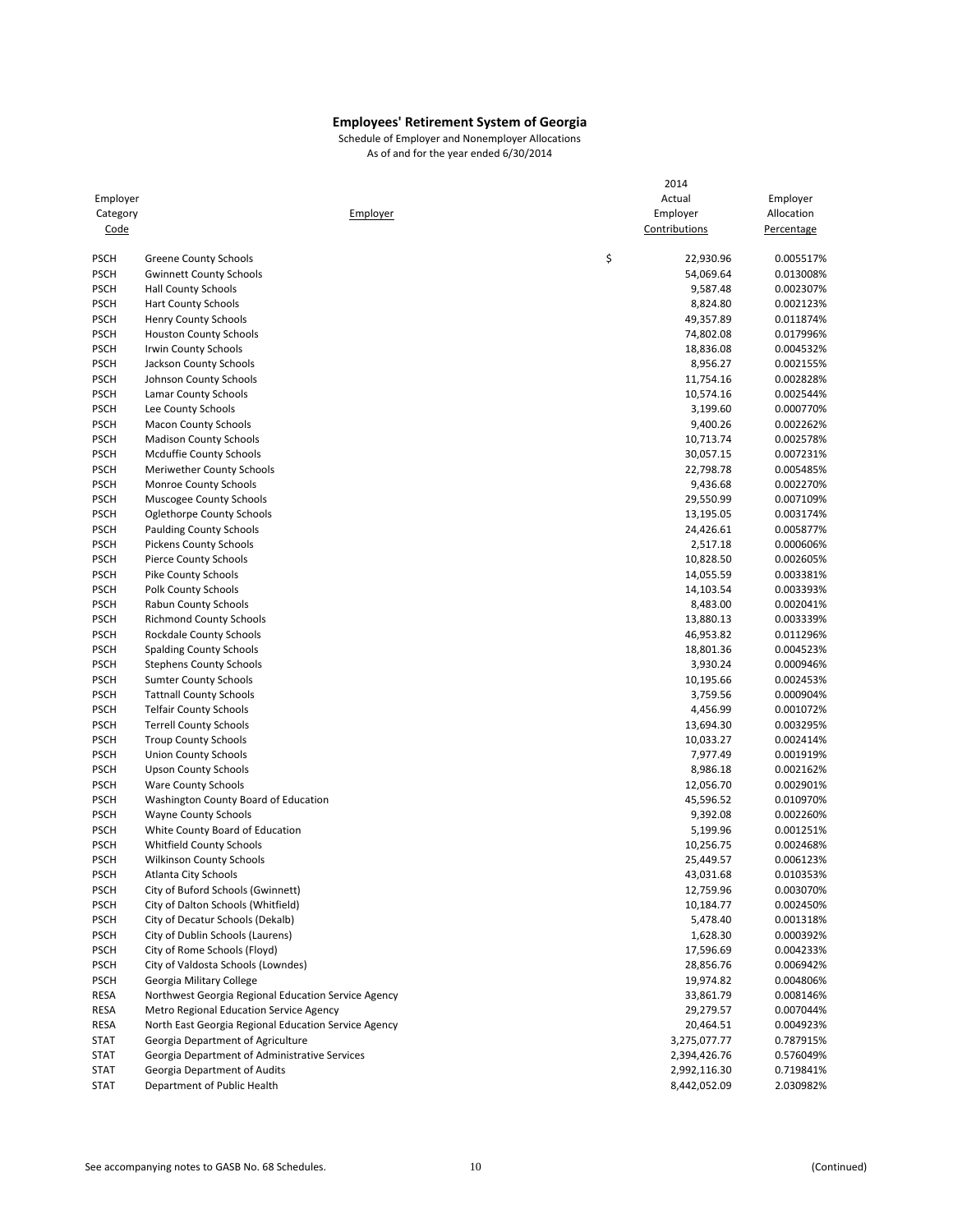# Employees' Retirement System of Georgia

Schedule of Employer and Nonemployer Allocations
As of and for the year ended 6/30/2014

| Employer Category Code | Employer | 2014 Actual Employer Contributions | Employer Allocation Percentage |
|---|---|---|---|
| PSCH | Greene County Schools | $ 22,930.96 | 0.005517% |
| PSCH | Gwinnett County Schools | 54,069.64 | 0.013008% |
| PSCH | Hall County Schools | 9,587.48 | 0.002307% |
| PSCH | Hart County Schools | 8,824.80 | 0.002123% |
| PSCH | Henry County Schools | 49,357.89 | 0.011874% |
| PSCH | Houston County Schools | 74,802.08 | 0.017996% |
| PSCH | Irwin County Schools | 18,836.08 | 0.004532% |
| PSCH | Jackson County Schools | 8,956.27 | 0.002155% |
| PSCH | Johnson County Schools | 11,754.16 | 0.002828% |
| PSCH | Lamar County Schools | 10,574.16 | 0.002544% |
| PSCH | Lee County Schools | 3,199.60 | 0.000770% |
| PSCH | Macon County Schools | 9,400.26 | 0.002262% |
| PSCH | Madison County Schools | 10,713.74 | 0.002578% |
| PSCH | Mcduffie County Schools | 30,057.15 | 0.007231% |
| PSCH | Meriwether County Schools | 22,798.78 | 0.005485% |
| PSCH | Monroe County Schools | 9,436.68 | 0.002270% |
| PSCH | Muscogee County Schools | 29,550.99 | 0.007109% |
| PSCH | Oglethorpe County Schools | 13,195.05 | 0.003174% |
| PSCH | Paulding County Schools | 24,426.61 | 0.005877% |
| PSCH | Pickens County Schools | 2,517.18 | 0.000606% |
| PSCH | Pierce County Schools | 10,828.50 | 0.002605% |
| PSCH | Pike County Schools | 14,055.59 | 0.003381% |
| PSCH | Polk County Schools | 14,103.54 | 0.003393% |
| PSCH | Rabun County Schools | 8,483.00 | 0.002041% |
| PSCH | Richmond County Schools | 13,880.13 | 0.003339% |
| PSCH | Rockdale County Schools | 46,953.82 | 0.011296% |
| PSCH | Spalding County Schools | 18,801.36 | 0.004523% |
| PSCH | Stephens County Schools | 3,930.24 | 0.000946% |
| PSCH | Sumter County Schools | 10,195.66 | 0.002453% |
| PSCH | Tattnall County Schools | 3,759.56 | 0.000904% |
| PSCH | Telfair County Schools | 4,456.99 | 0.001072% |
| PSCH | Terrell County Schools | 13,694.30 | 0.003295% |
| PSCH | Troup County Schools | 10,033.27 | 0.002414% |
| PSCH | Union County Schools | 7,977.49 | 0.001919% |
| PSCH | Upson County Schools | 8,986.18 | 0.002162% |
| PSCH | Ware County Schools | 12,056.70 | 0.002901% |
| PSCH | Washington County Board of Education | 45,596.52 | 0.010970% |
| PSCH | Wayne County Schools | 9,392.08 | 0.002260% |
| PSCH | White County Board of Education | 5,199.96 | 0.001251% |
| PSCH | Whitfield County Schools | 10,256.75 | 0.002468% |
| PSCH | Wilkinson County Schools | 25,449.57 | 0.006123% |
| PSCH | Atlanta City Schools | 43,031.68 | 0.010353% |
| PSCH | City of Buford Schools (Gwinnett) | 12,759.96 | 0.003070% |
| PSCH | City of Dalton Schools (Whitfield) | 10,184.77 | 0.002450% |
| PSCH | City of Decatur Schools (Dekalb) | 5,478.40 | 0.001318% |
| PSCH | City of Dublin Schools (Laurens) | 1,628.30 | 0.000392% |
| PSCH | City of Rome Schools (Floyd) | 17,596.69 | 0.004233% |
| PSCH | City of Valdosta Schools (Lowndes) | 28,856.76 | 0.006942% |
| PSCH | Georgia Military College | 19,974.82 | 0.004806% |
| RESA | Northwest Georgia Regional Education Service Agency | 33,861.79 | 0.008146% |
| RESA | Metro Regional Education Service Agency | 29,279.57 | 0.007044% |
| RESA | North East Georgia Regional Education Service Agency | 20,464.51 | 0.004923% |
| STAT | Georgia Department of Agriculture | 3,275,077.77 | 0.787915% |
| STAT | Georgia Department of Administrative Services | 2,394,426.76 | 0.576049% |
| STAT | Georgia Department of Audits | 2,992,116.30 | 0.719841% |
| STAT | Department of Public Health | 8,442,052.09 | 2.030982% |

See accompanying notes to GASB No. 68 Schedules.

(Continued)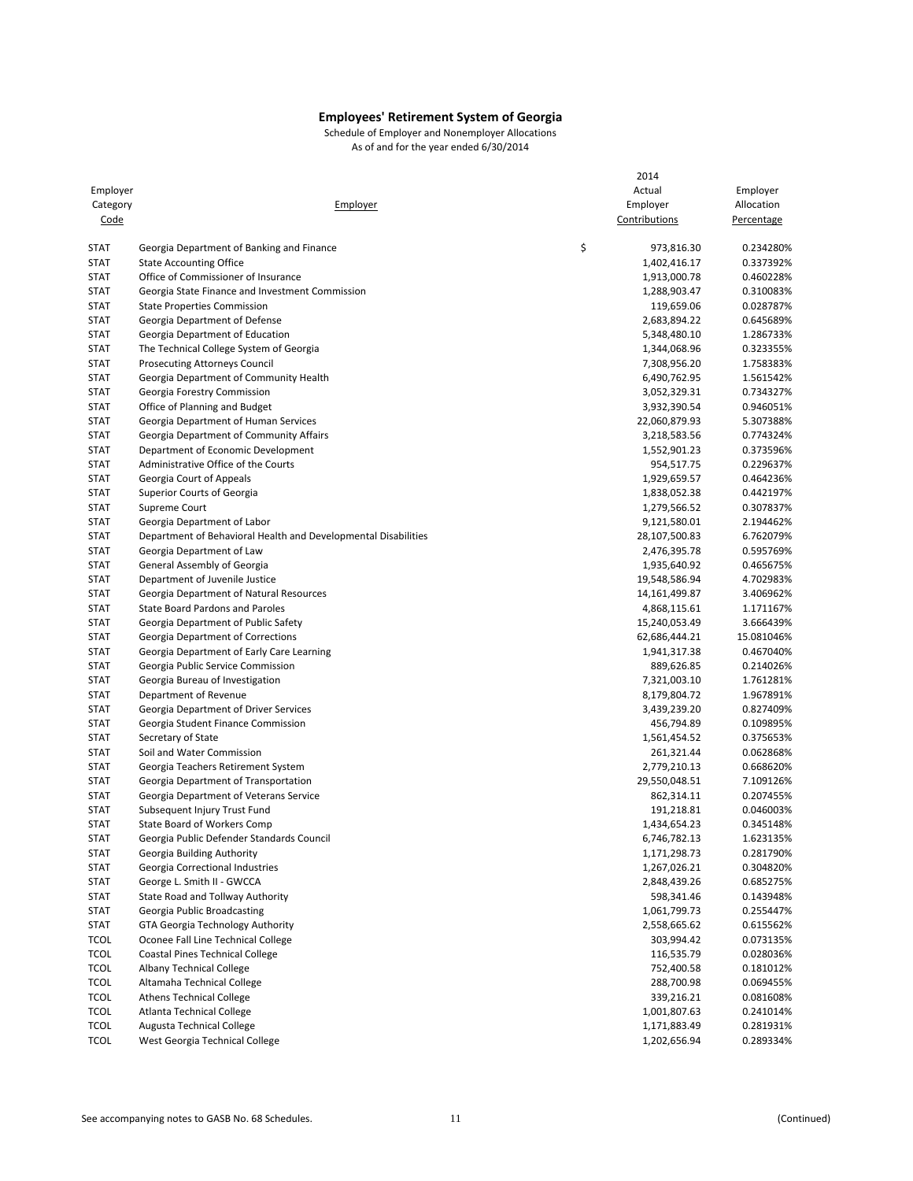**Employees' Retirement System of Georgia**

Schedule of Employer and Nonemployer Allocations

As of and for the year ended 6/30/2014

| Employer Category Code | Employer | 2014 Actual Employer Contributions | Employer Allocation Percentage |
|---|---|---|---|
| STAT | Georgia Department of Banking and Finance | $ 973,816.30 | 0.234280% |
| STAT | State Accounting Office | 1,402,416.17 | 0.337392% |
| STAT | Office of Commissioner of Insurance | 1,913,000.78 | 0.460228% |
| STAT | Georgia State Finance and Investment Commission | 1,288,903.47 | 0.310083% |
| STAT | State Properties Commission | 119,659.06 | 0.028787% |
| STAT | Georgia Department of Defense | 2,683,894.22 | 0.645689% |
| STAT | Georgia Department of Education | 5,348,480.10 | 1.286733% |
| STAT | The Technical College System of Georgia | 1,344,068.96 | 0.323355% |
| STAT | Prosecuting Attorneys Council | 7,308,956.20 | 1.758383% |
| STAT | Georgia Department of Community Health | 6,490,762.95 | 1.561542% |
| STAT | Georgia Forestry Commission | 3,052,329.31 | 0.734327% |
| STAT | Office of Planning and Budget | 3,932,390.54 | 0.946051% |
| STAT | Georgia Department of Human Services | 22,060,879.93 | 5.307388% |
| STAT | Georgia Department of Community Affairs | 3,218,583.56 | 0.774324% |
| STAT | Department of Economic Development | 1,552,901.23 | 0.373596% |
| STAT | Administrative Office of the Courts | 954,517.75 | 0.229637% |
| STAT | Georgia Court of Appeals | 1,929,659.57 | 0.464236% |
| STAT | Superior Courts of Georgia | 1,838,052.38 | 0.442197% |
| STAT | Supreme Court | 1,279,566.52 | 0.307837% |
| STAT | Georgia Department of Labor | 9,121,580.01 | 2.194462% |
| STAT | Department of Behavioral Health and Developmental Disabilities | 28,107,500.83 | 6.762079% |
| STAT | Georgia Department of Law | 2,476,395.78 | 0.595769% |
| STAT | General Assembly of Georgia | 1,935,640.92 | 0.465675% |
| STAT | Department of Juvenile Justice | 19,548,586.94 | 4.702983% |
| STAT | Georgia Department of Natural Resources | 14,161,499.87 | 3.406962% |
| STAT | State Board Pardons and Paroles | 4,868,115.61 | 1.171167% |
| STAT | Georgia Department of Public Safety | 15,240,053.49 | 3.666439% |
| STAT | Georgia Department of Corrections | 62,686,444.21 | 15.081046% |
| STAT | Georgia Department of Early Care Learning | 1,941,317.38 | 0.467040% |
| STAT | Georgia Public Service Commission | 889,626.85 | 0.214026% |
| STAT | Georgia Bureau of Investigation | 7,321,003.10 | 1.761281% |
| STAT | Department of Revenue | 8,179,804.72 | 1.967891% |
| STAT | Georgia Department of Driver Services | 3,439,239.20 | 0.827409% |
| STAT | Georgia Student Finance Commission | 456,794.89 | 0.109895% |
| STAT | Secretary of State | 1,561,454.52 | 0.375653% |
| STAT | Soil and Water Commission | 261,321.44 | 0.062868% |
| STAT | Georgia Teachers Retirement System | 2,779,210.13 | 0.668620% |
| STAT | Georgia Department of Transportation | 29,550,048.51 | 7.109126% |
| STAT | Georgia Department of Veterans Service | 862,314.11 | 0.207455% |
| STAT | Subsequent Injury Trust Fund | 191,218.81 | 0.046003% |
| STAT | State Board of Workers Comp | 1,434,654.23 | 0.345148% |
| STAT | Georgia Public Defender Standards Council | 6,746,782.13 | 1.623135% |
| STAT | Georgia Building Authority | 1,171,298.73 | 0.281790% |
| STAT | Georgia Correctional Industries | 1,267,026.21 | 0.304820% |
| STAT | George L. Smith II - GWCCA | 2,848,439.26 | 0.685275% |
| STAT | State Road and Tollway Authority | 598,341.46 | 0.143948% |
| STAT | Georgia Public Broadcasting | 1,061,799.73 | 0.255447% |
| STAT | GTA Georgia Technology Authority | 2,558,665.62 | 0.615562% |
| TCOL | Oconee Fall Line Technical College | 303,994.42 | 0.073135% |
| TCOL | Coastal Pines Technical College | 116,535.79 | 0.028036% |
| TCOL | Albany Technical College | 752,400.58 | 0.181012% |
| TCOL | Altamaha Technical College | 288,700.98 | 0.069455% |
| TCOL | Athens Technical College | 339,216.21 | 0.081608% |
| TCOL | Atlanta Technical College | 1,001,807.63 | 0.241014% |
| TCOL | Augusta Technical College | 1,171,883.49 | 0.281931% |
| TCOL | West Georgia Technical College | 1,202,656.94 | 0.289334% |

See accompanying notes to GASB No. 68 Schedules.

(Continued)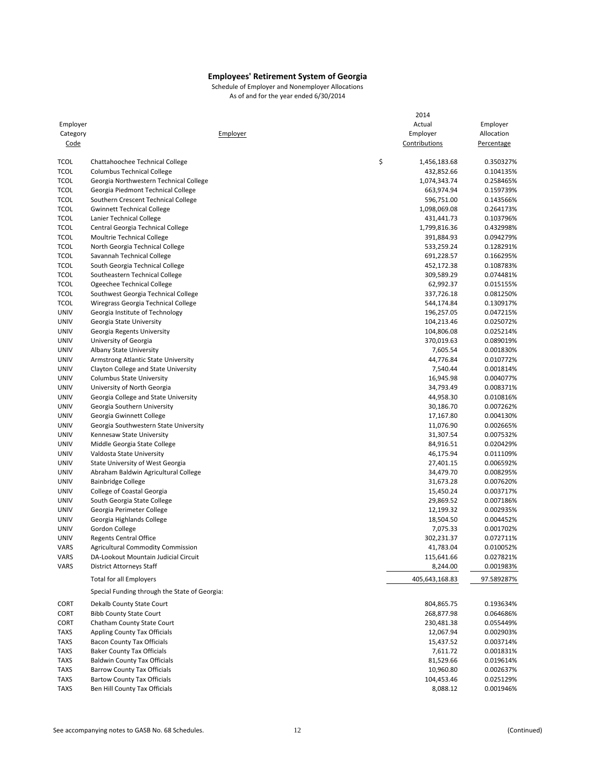# Employees' Retirement System of Georgia

Schedule of Employer and Nonemployer Allocations
As of and for the year ended 6/30/2014

| Employer Category Code | Employer | 2014 Actual Employer Contributions | Employer Allocation Percentage |
|---|---|---|---|
| TCOL | Chattahoochee Technical College | $ 1,456,183.68 | 0.350327% |
| TCOL | Columbus Technical College | 432,852.66 | 0.104135% |
| TCOL | Georgia Northwestern Technical College | 1,074,343.74 | 0.258465% |
| TCOL | Georgia Piedmont Technical College | 663,974.94 | 0.159739% |
| TCOL | Southern Crescent Technical College | 596,751.00 | 0.143566% |
| TCOL | Gwinnett Technical College | 1,098,069.08 | 0.264173% |
| TCOL | Lanier Technical College | 431,441.73 | 0.103796% |
| TCOL | Central Georgia Technical College | 1,799,816.36 | 0.432998% |
| TCOL | Moultrie Technical College | 391,884.93 | 0.094279% |
| TCOL | North Georgia Technical College | 533,259.24 | 0.128291% |
| TCOL | Savannah Technical College | 691,228.57 | 0.166295% |
| TCOL | South Georgia Technical College | 452,172.38 | 0.108783% |
| TCOL | Southeastern Technical College | 309,589.29 | 0.074481% |
| TCOL | Ogeechee Technical College | 62,992.37 | 0.015155% |
| TCOL | Southwest Georgia Technical College | 337,726.18 | 0.081250% |
| TCOL | Wiregrass Georgia Technical College | 544,174.84 | 0.130917% |
| UNIV | Georgia Institute of Technology | 196,257.05 | 0.047215% |
| UNIV | Georgia State University | 104,213.46 | 0.025072% |
| UNIV | Georgia Regents University | 104,806.08 | 0.025214% |
| UNIV | University of Georgia | 370,019.63 | 0.089019% |
| UNIV | Albany State University | 7,605.54 | 0.001830% |
| UNIV | Armstrong Atlantic State University | 44,776.84 | 0.010772% |
| UNIV | Clayton College and State University | 7,540.44 | 0.001814% |
| UNIV | Columbus State University | 16,945.98 | 0.004077% |
| UNIV | University of North Georgia | 34,793.49 | 0.008371% |
| UNIV | Georgia College and State University | 44,958.30 | 0.010816% |
| UNIV | Georgia Southern University | 30,186.70 | 0.007262% |
| UNIV | Georgia Gwinnett College | 17,167.80 | 0.004130% |
| UNIV | Georgia Southwestern State University | 11,076.90 | 0.002665% |
| UNIV | Kennesaw State University | 31,307.54 | 0.007532% |
| UNIV | Middle Georgia State College | 84,916.51 | 0.020429% |
| UNIV | Valdosta State University | 46,175.94 | 0.011109% |
| UNIV | State University of West Georgia | 27,401.15 | 0.006592% |
| UNIV | Abraham Baldwin Agricultural College | 34,479.70 | 0.008295% |
| UNIV | Bainbridge College | 31,673.28 | 0.007620% |
| UNIV | College of Coastal Georgia | 15,450.24 | 0.003717% |
| UNIV | South Georgia State College | 29,869.52 | 0.007186% |
| UNIV | Georgia Perimeter College | 12,199.32 | 0.002935% |
| UNIV | Georgia Highlands College | 18,504.50 | 0.004452% |
| UNIV | Gordon College | 7,075.33 | 0.001702% |
| UNIV | Regents Central Office | 302,231.37 | 0.072711% |
| VARS | Agricultural Commodity Commission | 41,783.04 | 0.010052% |
| VARS | DA-Lookout Mountain Judicial Circuit | 115,641.66 | 0.027821% |
| VARS | District Attorneys Staff | 8,244.00 | 0.001983% |
| | Total for all Employers | 405,643,168.83 | 97.589287% |
| | Special Funding through the State of Georgia: | | |
| CORT | Dekalb County State Court | 804,865.75 | 0.193634% |
| CORT | Bibb County State Court | 268,877.98 | 0.064686% |
| CORT | Chatham County State Court | 230,481.38 | 0.055449% |
| TAXS | Appling County Tax Officials | 12,067.94 | 0.002903% |
| TAXS | Bacon County Tax Officials | 15,437.52 | 0.003714% |
| TAXS | Baker County Tax Officials | 7,611.72 | 0.001831% |
| TAXS | Baldwin County Tax Officials | 81,529.66 | 0.019614% |
| TAXS | Barrow County Tax Officials | 10,960.80 | 0.002637% |
| TAXS | Bartow County Tax Officials | 104,453.46 | 0.025129% |
| TAXS | Ben Hill County Tax Officials | 8,088.12 | 0.001946% |

See accompanying notes to GASB No. 68 Schedules. (Continued)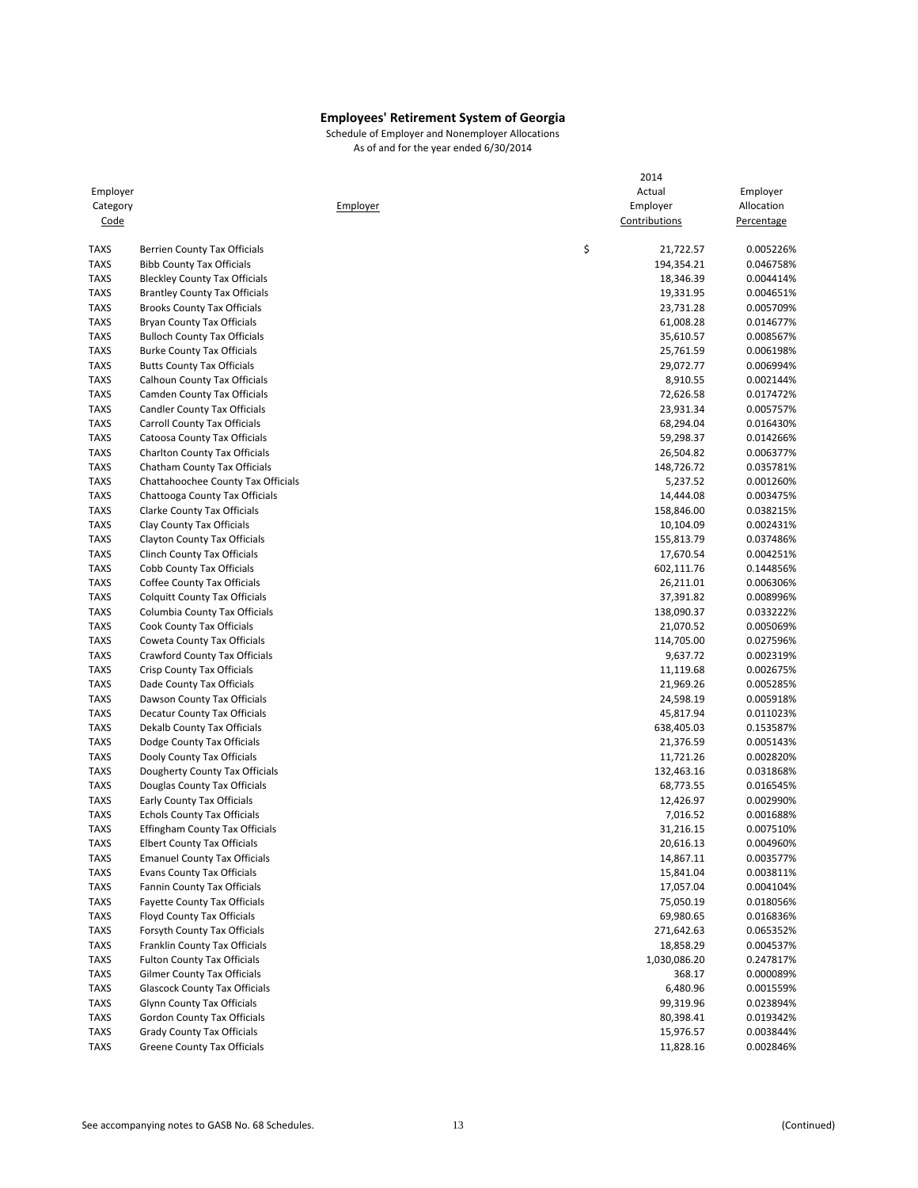**Employees' Retirement System of Georgia**

Schedule of Employer and Nonemployer Allocations

As of and for the year ended 6/30/2014

| Employer Category Code | Employer | 2014 Actual Employer Contributions | Employer Allocation Percentage |
|---|---|---|---|
| TAXS | Berrien County Tax Officials | $ 21,722.57 | 0.005226% |
| TAXS | Bibb County Tax Officials | 194,354.21 | 0.046758% |
| TAXS | Bleckley County Tax Officials | 18,346.39 | 0.004414% |
| TAXS | Brantley County Tax Officials | 19,331.95 | 0.004651% |
| TAXS | Brooks County Tax Officials | 23,731.28 | 0.005709% |
| TAXS | Bryan County Tax Officials | 61,008.28 | 0.014677% |
| TAXS | Bulloch County Tax Officials | 35,610.57 | 0.008567% |
| TAXS | Burke County Tax Officials | 25,761.59 | 0.006198% |
| TAXS | Butts County Tax Officials | 29,072.77 | 0.006994% |
| TAXS | Calhoun County Tax Officials | 8,910.55 | 0.002144% |
| TAXS | Camden County Tax Officials | 72,626.58 | 0.017472% |
| TAXS | Candler County Tax Officials | 23,931.34 | 0.005757% |
| TAXS | Carroll County Tax Officials | 68,294.04 | 0.016430% |
| TAXS | Catoosa County Tax Officials | 59,298.37 | 0.014266% |
| TAXS | Charlton County Tax Officials | 26,504.82 | 0.006377% |
| TAXS | Chatham County Tax Officials | 148,726.72 | 0.035781% |
| TAXS | Chattahoochee County Tax Officials | 5,237.52 | 0.001260% |
| TAXS | Chattooga County Tax Officials | 14,444.08 | 0.003475% |
| TAXS | Clarke County Tax Officials | 158,846.00 | 0.038215% |
| TAXS | Clay County Tax Officials | 10,104.09 | 0.002431% |
| TAXS | Clayton County Tax Officials | 155,813.79 | 0.037486% |
| TAXS | Clinch County Tax Officials | 17,670.54 | 0.004251% |
| TAXS | Cobb County Tax Officials | 602,111.76 | 0.144856% |
| TAXS | Coffee County Tax Officials | 26,211.01 | 0.006306% |
| TAXS | Colquitt County Tax Officials | 37,391.82 | 0.008996% |
| TAXS | Columbia County Tax Officials | 138,090.37 | 0.033222% |
| TAXS | Cook County Tax Officials | 21,070.52 | 0.005069% |
| TAXS | Coweta County Tax Officials | 114,705.00 | 0.027596% |
| TAXS | Crawford County Tax Officials | 9,637.72 | 0.002319% |
| TAXS | Crisp County Tax Officials | 11,119.68 | 0.002675% |
| TAXS | Dade County Tax Officials | 21,969.26 | 0.005285% |
| TAXS | Dawson County Tax Officials | 24,598.19 | 0.005918% |
| TAXS | Decatur County Tax Officials | 45,817.94 | 0.011023% |
| TAXS | Dekalb County Tax Officials | 638,405.03 | 0.153587% |
| TAXS | Dodge County Tax Officials | 21,376.59 | 0.005143% |
| TAXS | Dooly County Tax Officials | 11,721.26 | 0.002820% |
| TAXS | Dougherty County Tax Officials | 132,463.16 | 0.031868% |
| TAXS | Douglas County Tax Officials | 68,773.55 | 0.016545% |
| TAXS | Early County Tax Officials | 12,426.97 | 0.002990% |
| TAXS | Echols County Tax Officials | 7,016.52 | 0.001688% |
| TAXS | Effingham County Tax Officials | 31,216.15 | 0.007510% |
| TAXS | Elbert County Tax Officials | 20,616.13 | 0.004960% |
| TAXS | Emanuel County Tax Officials | 14,867.11 | 0.003577% |
| TAXS | Evans County Tax Officials | 15,841.04 | 0.003811% |
| TAXS | Fannin County Tax Officials | 17,057.04 | 0.004104% |
| TAXS | Fayette County Tax Officials | 75,050.19 | 0.018056% |
| TAXS | Floyd County Tax Officials | 69,980.65 | 0.016836% |
| TAXS | Forsyth County Tax Officials | 271,642.63 | 0.065352% |
| TAXS | Franklin County Tax Officials | 18,858.29 | 0.004537% |
| TAXS | Fulton County Tax Officials | 1,030,086.20 | 0.247817% |
| TAXS | Gilmer County Tax Officials | 368.17 | 0.000089% |
| TAXS | Glascock County Tax Officials | 6,480.96 | 0.001559% |
| TAXS | Glynn County Tax Officials | 99,319.96 | 0.023894% |
| TAXS | Gordon County Tax Officials | 80,398.41 | 0.019342% |
| TAXS | Grady County Tax Officials | 15,976.57 | 0.003844% |
| TAXS | Greene County Tax Officials | 11,828.16 | 0.002846% |

See accompanying notes to GASB No. 68 Schedules. (Continued)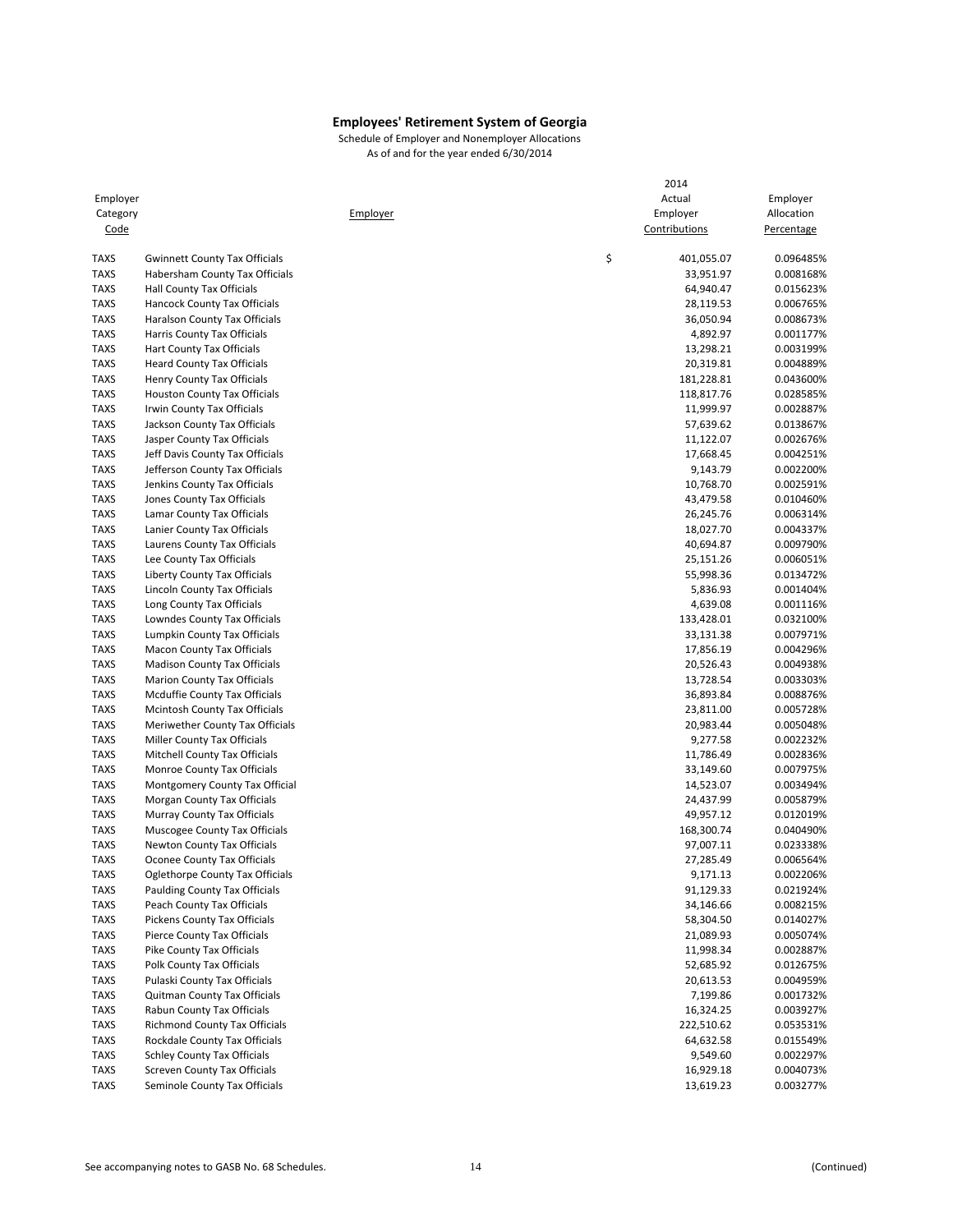**Employees' Retirement System of Georgia**

Schedule of Employer and Nonemployer Allocations
As of and for the year ended 6/30/2014

| Employer Category Code | Employer | 2014 Actual Employer Contributions | Employer Allocation Percentage |
|---|---|---|---|
| TAXS | Gwinnett County Tax Officials | $ 401,055.07 | 0.096485% |
| TAXS | Habersham County Tax Officials | 33,951.97 | 0.008168% |
| TAXS | Hall County Tax Officials | 64,940.47 | 0.015623% |
| TAXS | Hancock County Tax Officials | 28,119.53 | 0.006765% |
| TAXS | Haralson County Tax Officials | 36,050.94 | 0.008673% |
| TAXS | Harris County Tax Officials | 4,892.97 | 0.001177% |
| TAXS | Hart County Tax Officials | 13,298.21 | 0.003199% |
| TAXS | Heard County Tax Officials | 20,319.81 | 0.004889% |
| TAXS | Henry County Tax Officials | 181,228.81 | 0.043600% |
| TAXS | Houston County Tax Officials | 118,817.76 | 0.028585% |
| TAXS | Irwin County Tax Officials | 11,999.97 | 0.002887% |
| TAXS | Jackson County Tax Officials | 57,639.62 | 0.013867% |
| TAXS | Jasper County Tax Officials | 11,122.07 | 0.002676% |
| TAXS | Jeff Davis County Tax Officials | 17,668.45 | 0.004251% |
| TAXS | Jefferson County Tax Officials | 9,143.79 | 0.002200% |
| TAXS | Jenkins County Tax Officials | 10,768.70 | 0.002591% |
| TAXS | Jones County Tax Officials | 43,479.58 | 0.010460% |
| TAXS | Lamar County Tax Officials | 26,245.76 | 0.006314% |
| TAXS | Lanier County Tax Officials | 18,027.70 | 0.004337% |
| TAXS | Laurens County Tax Officials | 40,694.87 | 0.009790% |
| TAXS | Lee County Tax Officials | 25,151.26 | 0.006051% |
| TAXS | Liberty County Tax Officials | 55,998.36 | 0.013472% |
| TAXS | Lincoln County Tax Officials | 5,836.93 | 0.001404% |
| TAXS | Long County Tax Officials | 4,639.08 | 0.001116% |
| TAXS | Lowndes County Tax Officials | 133,428.01 | 0.032100% |
| TAXS | Lumpkin County Tax Officials | 33,131.38 | 0.007971% |
| TAXS | Macon County Tax Officials | 17,856.19 | 0.004296% |
| TAXS | Madison County Tax Officials | 20,526.43 | 0.004938% |
| TAXS | Marion County Tax Officials | 13,728.54 | 0.003303% |
| TAXS | Mcduffie County Tax Officials | 36,893.84 | 0.008876% |
| TAXS | Mcintosh County Tax Officials | 23,811.00 | 0.005728% |
| TAXS | Meriwether County Tax Officials | 20,983.44 | 0.005048% |
| TAXS | Miller County Tax Officials | 9,277.58 | 0.002232% |
| TAXS | Mitchell County Tax Officials | 11,786.49 | 0.002836% |
| TAXS | Monroe County Tax Officials | 33,149.60 | 0.007975% |
| TAXS | Montgomery County Tax Official | 14,523.07 | 0.003494% |
| TAXS | Morgan County Tax Officials | 24,437.99 | 0.005879% |
| TAXS | Murray County Tax Officials | 49,957.12 | 0.012019% |
| TAXS | Muscogee County Tax Officials | 168,300.74 | 0.040490% |
| TAXS | Newton County Tax Officials | 97,007.11 | 0.023338% |
| TAXS | Oconee County Tax Officials | 27,285.49 | 0.006564% |
| TAXS | Oglethorpe County Tax Officials | 9,171.13 | 0.002206% |
| TAXS | Paulding County Tax Officials | 91,129.33 | 0.021924% |
| TAXS | Peach County Tax Officials | 34,146.66 | 0.008215% |
| TAXS | Pickens County Tax Officials | 58,304.50 | 0.014027% |
| TAXS | Pierce County Tax Officials | 21,089.93 | 0.005074% |
| TAXS | Pike County Tax Officials | 11,998.34 | 0.002887% |
| TAXS | Polk County Tax Officials | 52,685.92 | 0.012675% |
| TAXS | Pulaski County Tax Officials | 20,613.53 | 0.004959% |
| TAXS | Quitman County Tax Officials | 7,199.86 | 0.001732% |
| TAXS | Rabun County Tax Officials | 16,324.25 | 0.003927% |
| TAXS | Richmond County Tax Officials | 222,510.62 | 0.053531% |
| TAXS | Rockdale County Tax Officials | 64,632.58 | 0.015549% |
| TAXS | Schley County Tax Officials | 9,549.60 | 0.002297% |
| TAXS | Screven County Tax Officials | 16,929.18 | 0.004073% |
| TAXS | Seminole County Tax Officials | 13,619.23 | 0.003277% |

See accompanying notes to GASB No. 68 Schedules.

(Continued)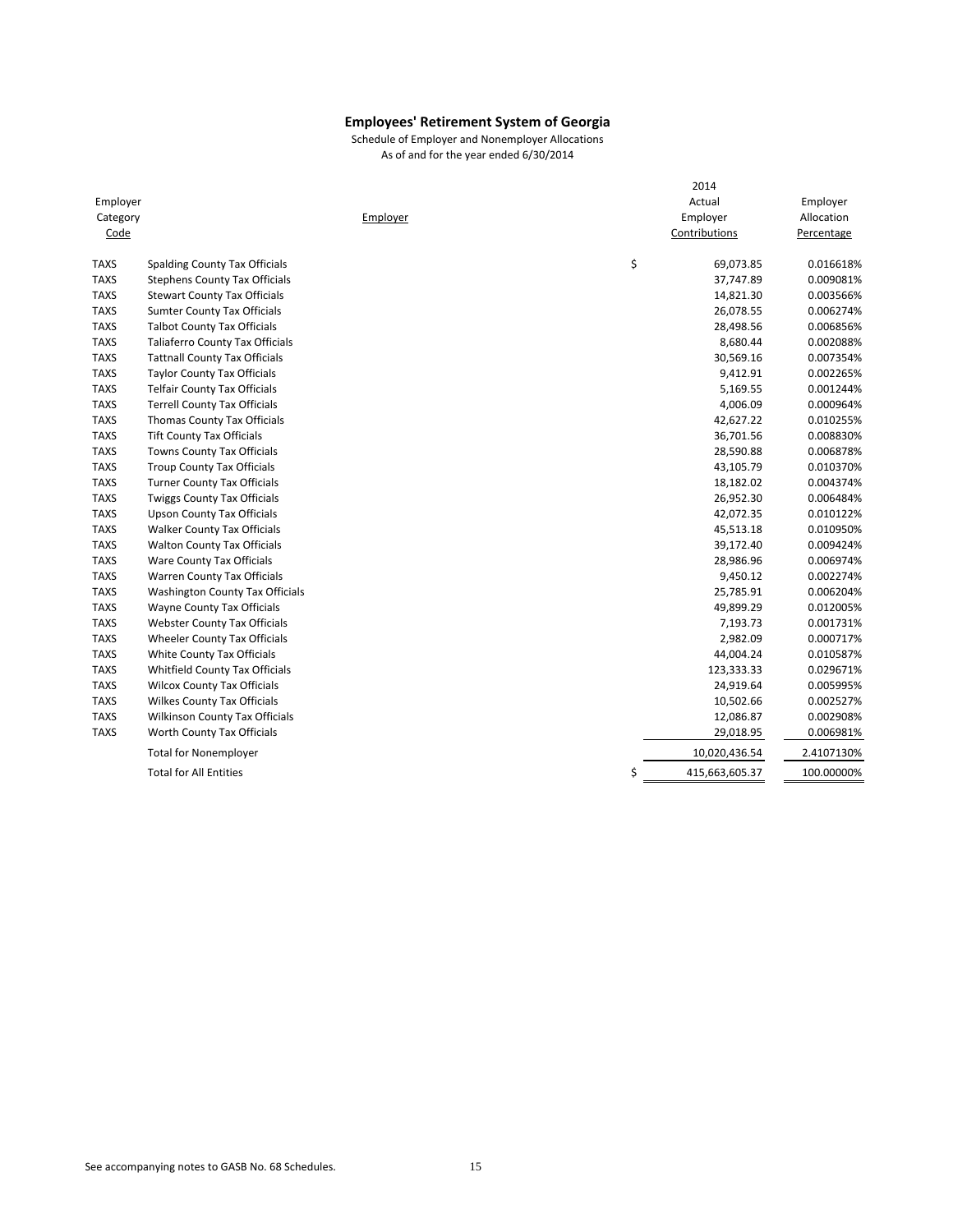# Employees' Retirement System of Georgia

Schedule of Employer and Nonemployer Allocations
As of and for the year ended 6/30/2014

| Employer Category Code | Employer | 2014 Actual Employer Contributions | Employer Allocation Percentage |
|---|---|---|---|
| TAXS | Spalding County Tax Officials | $ 69,073.85 | 0.016618% |
| TAXS | Stephens County Tax Officials | 37,747.89 | 0.009081% |
| TAXS | Stewart County Tax Officials | 14,821.30 | 0.003566% |
| TAXS | Sumter County Tax Officials | 26,078.55 | 0.006274% |
| TAXS | Talbot County Tax Officials | 28,498.56 | 0.006856% |
| TAXS | Taliaferro County Tax Officials | 8,680.44 | 0.002088% |
| TAXS | Tattnall County Tax Officials | 30,569.16 | 0.007354% |
| TAXS | Taylor County Tax Officials | 9,412.91 | 0.002265% |
| TAXS | Telfair County Tax Officials | 5,169.55 | 0.001244% |
| TAXS | Terrell County Tax Officials | 4,006.09 | 0.000964% |
| TAXS | Thomas County Tax Officials | 42,627.22 | 0.010255% |
| TAXS | Tift County Tax Officials | 36,701.56 | 0.008830% |
| TAXS | Towns County Tax Officials | 28,590.88 | 0.006878% |
| TAXS | Troup County Tax Officials | 43,105.79 | 0.010370% |
| TAXS | Turner County Tax Officials | 18,182.02 | 0.004374% |
| TAXS | Twiggs County Tax Officials | 26,952.30 | 0.006484% |
| TAXS | Upson County Tax Officials | 42,072.35 | 0.010122% |
| TAXS | Walker County Tax Officials | 45,513.18 | 0.010950% |
| TAXS | Walton County Tax Officials | 39,172.40 | 0.009424% |
| TAXS | Ware County Tax Officials | 28,986.96 | 0.006974% |
| TAXS | Warren County Tax Officials | 9,450.12 | 0.002274% |
| TAXS | Washington County Tax Officials | 25,785.91 | 0.006204% |
| TAXS | Wayne County Tax Officials | 49,899.29 | 0.012005% |
| TAXS | Webster County Tax Officials | 7,193.73 | 0.001731% |
| TAXS | Wheeler County Tax Officials | 2,982.09 | 0.000717% |
| TAXS | White County Tax Officials | 44,004.24 | 0.010587% |
| TAXS | Whitfield County Tax Officials | 123,333.33 | 0.029671% |
| TAXS | Wilcox County Tax Officials | 24,919.64 | 0.005995% |
| TAXS | Wilkes County Tax Officials | 10,502.66 | 0.002527% |
| TAXS | Wilkinson County Tax Officials | 12,086.87 | 0.002908% |
| TAXS | Worth County Tax Officials | 29,018.95 | 0.006981% |
| | Total for Nonemployer | 10,020,436.54 | 2.4107130% |
| | Total for All Entities | $ 415,663,605.37 | 100.00000% |

See accompanying notes to GASB No. 68 Schedules.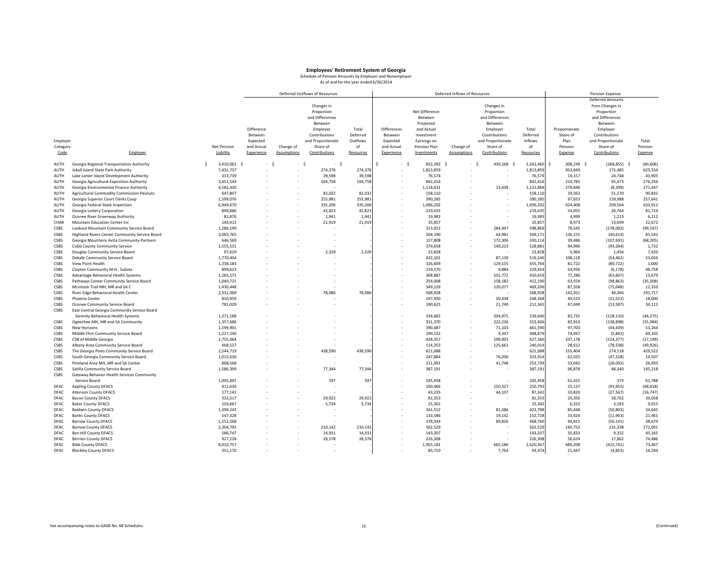# Employees' Retirement System of Georgia

Schedule of Pension Amounts by Employer and Nonemployer

As of and for the year ended 6/30/2014

| | | | Deferred Outflows of Resources | | | | Deferred Inflows of Resources | | | | | Pension Expense | | |
|---|---|---|---|---|---|---|---|---|---|---|---|---|---|---|
| Employer Category Code | Employer | Net Pension Liability | Difference Between Expected and Actual Experience | Change of Assumptions | Changes in Proportion and Differences Between Employer Contributions and Proportionate Share of Contributions | Total Deferred Outflows of Resources | Differences Between Expected and Actual Experience | Net Difference Between Projected and Actual Earnings on Pension Plan Investments | Change of Assumptions | Changes in Proportion and Differences Between Employer Contributions and Proportionate Share of Contributions | Total Deferred Inflows of Resources | Proportionate Share of Plan Pension Expense | Deferred Amounts from Changes in Proportion and Differences Between Employer Contributions and Proportionate Share of Contributions | Total Pension Expense |
| AUTH | Georgia Regional Transportation Authority | $ 3,410,062 | $ - | $ - | $ - | $ - | $ - | $ 832,292 | $ - | $ 430,168 | $ 1,262,460 | $ 208,249 | $ (268,855) | $ (60,606) |
| AUTH | Jekyll Island State Park Authority | 7,431,737 | - | - | 274,376 | 274,376 | - | 1,813,859 | - | - | 1,813,859 | 453,849 | 171,485 | 625,334 |
| AUTH | Lake Lanier Island Development Authority | 313,739 | - | - | 39,598 | 39,598 | - | 76,574 | - | - | 76,574 | 19,157 | 24,748 | 43,905 |
| AUTH | Georgia Agricultural Exposition Authority | 3,451,544 | - | - | 104,758 | 104,758 | - | 842,416 | - | - | 842,416 | 210,783 | 65,473 | 276,256 |
| AUTH | Georgia Environmental Finance Authority | 4,582,430 | - | - | - | - | - | 1,118,431 | - | 13,438 | 1,131,869 | 279,846 | (8,399) | 271,447 |
| AUTH | Agricultural Commodity Commission-Peanuts | 647,807 | - | - | 82,032 | 82,032 | - | 158,110 | - | - | 158,110 | 39,562 | 51,270 | 90,832 |
| AUTH | Georgia Superior Court Clerks Coop | 1,599,076 | - | - | 255,981 | 255,981 | - | 390,285 | - | - | 390,285 | 97,653 | 159,988 | 257,641 |
| AUTH | Georgia Federal-State Inspection | 6,949,670 | - | - | 335,206 | 335,206 | - | 1,696,202 | - | - | 1,696,202 | 424,408 | 209,504 | 633,912 |
| AUTH | Georgia Lottery Corporation | 899,886 | - | - | 42,823 | 42,823 | - | 219,635 | - | - | 219,635 | 54,955 | 26,764 | 81,719 |
| AUTH | Oconee River Greenway Authority | 81,876 | - | - | 1,941 | 1,941 | - | 19,983 | - | - | 19,983 | 4,999 | 1,213 | 6,212 |
| CHAR | Mountain Education Center Inc | 146,912 | - | - | 21,919 | 21,919 | - | 35,857 | - | - | 35,857 | 8,973 | 13,699 | 22,672 |
| CSBS | Lookout Mountain Community Service Board | 1,286,199 | - | - | - | - | - | 313,922 | - | 284,947 | 598,869 | 78,545 | (178,092) | (99,547) |
| CSBS | Highland Rivers Center Community Service Board | 2,065,765 | - | - | - | - | - | 504,190 | - | 64,981 | 569,171 | 126,155 | (40,613) | 85,542 |
| CSBS | Georgia Mountains Avita Community Partners | 646,569 | - | - | - | - | - | 157,808 | - | 172,306 | 330,114 | 39,486 | (107,691) | (68,205) |
| CSBS | Cobb County Community Service | 1,555,531 | - | - | - | - | - | 379,658 | - | 149,223 | 528,881 | 94,996 | (93,264) | 1,732 |
| CSBS | Douglas Community Service Board | 97,629 | - | - | 2,329 | 2,329 | - | 23,828 | - | - | 23,828 | 5,964 | 1,456 | 7,420 |
| CSBS | Dekalb Community Service Board | 1,770,404 | - | - | - | - | - | 432,101 | - | 87,139 | 519,240 | 108,118 | (54,462) | 53,656 |
| CSBS | View Point Health | 1,338,183 | - | - | - | - | - | 326,609 | - | 129,155 | 455,764 | 81,722 | (80,722) | 1,000 |
| CSBS | Clayton Community M.H., Substa | 899,623 | - | - | - | - | - | 219,570 | - | 9,884 | 229,454 | 54,936 | (6,178) | 48,758 |
| CSBS | Advantage Behavioral Health Systems | 1,265,571 | - | - | - | - | - | 308,887 | - | 101,772 | 410,659 | 77,286 | (63,607) | 13,679 |
| CSBS | Pathways Center Community Service Board | 1,040,721 | - | - | - | - | - | 254,008 | - | 158,182 | 412,190 | 63,554 | (98,863) | (35,309) |
| CSBS | Mcintosh Trail MH, MR and SA C | 1,430,448 | - | - | - | - | - | 349,129 | - | 120,077 | 469,206 | 87,358 | (75,048) | 12,310 |
| CSBS | River Edge Behavioral Health Center | 2,331,009 | - | - | 78,986 | 78,986 | - | 568,928 | - | - | 568,928 | 142,351 | 49,366 | 191,717 |
| CSBS | Phoenix Center | 810,959 | - | - | - | - | - | 197,930 | - | 50,438 | 248,368 | 49,523 | (31,523) | 18,000 |
| CSBS | Oconee Community Service Board | 781,029 | - | - | - | - | - | 190,625 | - | 21,740 | 212,365 | 47,699 | (13,587) | 34,112 |
| CSBS | East Central Georgia Community Service Board Serenity Behavioral Health Systems | 1,371,188 | - | - | - | - | - | 334,665 | - | 204,975 | 539,640 | 83,735 | (128,110) | (44,375) |
| CSBS | Ogeechee MH, MR and SA Community | 1,357,686 | - | - | - | - | - | 331,370 | - | 222,236 | 553,606 | 82,914 | (138,898) | (55,984) |
| CSBS | New Horizons | 1,599,901 | - | - | - | - | - | 390,487 | - | 71,103 | 461,590 | 97,703 | (44,439) | 53,264 |
| CSBS | Middle Flint Community Service Board | 1,227,240 | - | - | - | - | - | 299,532 | - | 9,347 | 308,879 | 74,947 | (5,842) | 69,105 |
| CSBS | CSB of Middle Georgia | 1,755,064 | - | - | - | - | - | 428,357 | - | 199,003 | 627,360 | 107,178 | (124,377) | (17,199) |
| CSBS | Albany Area Community Service Board | 468,527 | - | - | - | - | - | 114,353 | - | 125,661 | 240,014 | 28,612 | (78,538) | (49,926) |
| CSBS | The Georgia Pines Community Service Board | 2,544,719 | - | - | 438,590 | 438,590 | - | 621,088 | - | - | 621,088 | 155,404 | 274,118 | 429,522 |
| CSBS | South Georgia Community Service Board | 1,015,630 | - | - | - | - | - | 247,884 | - | 76,030 | 323,914 | 62,025 | (47,518) | 14,507 |
| CSBS | Pineland Area MH, MR and SA Center | 868,568 | - | - | - | - | - | 211,991 | - | 41,748 | 253,739 | 53,042 | (26,092) | 26,950 |
| CSBS | Satilla Community Service Board | 1,586,399 | - | - | 77,344 | 77,344 | - | 387,191 | - | - | 387,191 | 96,878 | 48,340 | 145,218 |
| CSBS | Gateway Behavior Health Services Community Service Board | 1,005,691 | - | - | 597 | 597 | - | 245,458 | - | - | 245,458 | 61,415 | 373 | 61,788 |
| DFAC | Appling County DFACS | 411,630 | - | - | - | - | - | 100,466 | - | 150,327 | 250,793 | 25,137 | (93,955) | (68,818) |
| DFAC | Atkinson County DFACS | 177,142 | - | - | - | - | - | 43,235 | - | 44,107 | 87,342 | 10,820 | (27,567) | (16,747) |
| DFAC | Bacon County DFACS | 333,317 | - | - | 29,922 | 29,922 | - | 81,353 | - | - | 81,353 | 20,356 | 18,702 | 39,058 |
| DFAC | Baker County DFACS | 103,667 | - | - | 5,734 | 5,734 | - | 25,302 | - | - | 25,302 | 6,332 | 3,583 | 9,915 |
| DFAC | Baldwin County DFACS | 1,399,243 | - | - | - | - | - | 341,512 | - | 81,286 | 422,798 | 85,448 | (50,803) | 34,645 |
| DFAC | Banks County DFACS | 547,328 | - | - | - | - | - | 133,586 | - | 19,142 | 152,728 | 33,424 | (11,963) | 21,461 |
| DFAC | Barrow County DFACS | 1,552,568 | - | - | - | - | - | 378,934 | - | 89,826 | 468,760 | 94,815 | (56,141) | 38,674 |
| DFAC | Bartow County DFACS | 2,304,792 | - | - | 210,142 | 210,142 | - | 562,529 | - | - | 562,529 | 140,753 | 131,338 | 272,091 |
| DFAC | Ben Hill County DFACS | 586,747 | - | - | 14,931 | 14,931 | - | 143,207 | - | - | 143,207 | 35,833 | 9,332 | 45,165 |
| DFAC | Berrien County DFACS | 927,228 | - | - | 28,578 | 28,578 | - | 226,308 | - | - | 226,308 | 56,624 | 17,862 | 74,486 |
| DFAC | Bibb County DFACS | 8,010,757 | - | - | - | - | - | 1,955,181 | - | 665,186 | 2,620,367 | 489,208 | (415,741) | 73,467 |
| DFAC | Bleckley County DFACS | 351,170 | - | - | - | - | - | 85,710 | - | 7,764 | 93,474 | 21,447 | (4,853) | 16,594 |

See accompanying notes to GASB No. 68 Schedules.

(Continued)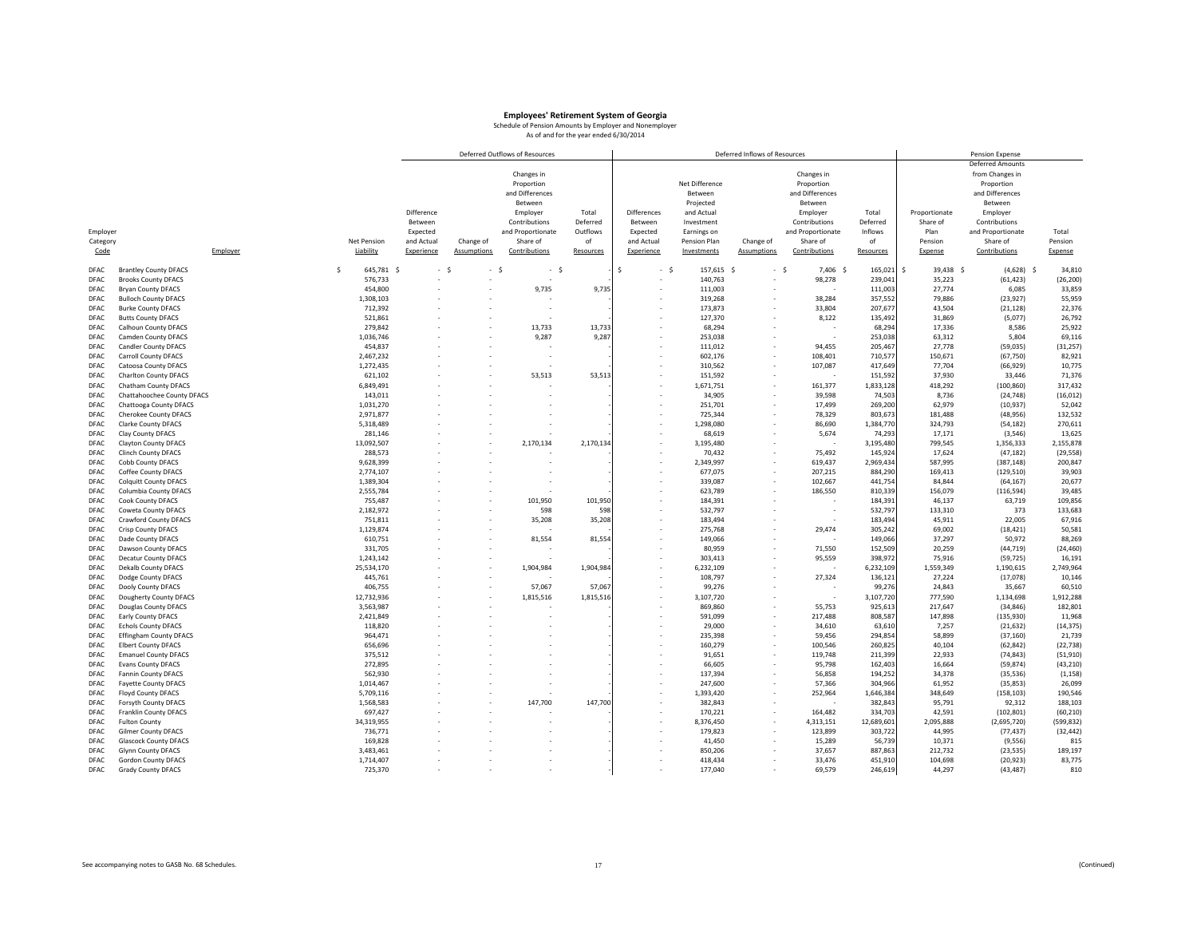# Employees' Retirement System of Georgia

Schedule of Pension Amounts by Employer and Nonemployer

As of and for the year ended 6/30/2014

| | | | Deferred Outflows of Resources | | | | Deferred Inflows of Resources | | | | | Pension Expense | | |
|---|---|---|---|---|---|---|---|---|---|---|---|---|---|---|
| Employer Category Code | Employer | Net Pension Liability | Difference Between Expected and Actual Experience | Change of Assumptions | Changes in Proportion and Differences Between Employer Contributions and Proportionate Share of Contributions | Total Deferred Outflows of Resources | Differences Between Expected and Actual Experience | Net Difference Between Projected and Actual Investment Earnings on Pension Plan Investments | Change of Assumptions | Changes in Proportion and Differences Between Employer Contributions and Proportionate Share of Contributions | Total Deferred Inflows of Resources | Proportionate Share of Plan Pension Expense | Deferred Amounts from Changes in Proportion and Differences Between Employer Contributions and Proportionate Share of Contributions | Total Pension Expense |
| DFAC | Brantley County DFACS | $ 645,781 | $ - | $ - | $ - | $ - | $ - | $ 157,615 | $ - | $ 7,406 | $ 165,021 | $ 39,438 | $ (4,628) | $ 34,810 |
| DFAC | Brooks County DFACS | 576,733 | - | - | - | - | - | 140,763 | - | 98,278 | 239,041 | 35,223 | (61,423) | (26,200) |
| DFAC | Bryan County DFACS | 454,800 | - | - | 9,735 | 9,735 | - | 111,003 | - | - | 111,003 | 27,774 | 6,085 | 33,859 |
| DFAC | Bulloch County DFACS | 1,308,103 | - | - | - | - | - | 319,268 | - | 38,284 | 357,552 | 79,886 | (23,927) | 55,959 |
| DFAC | Burke County DFACS | 712,392 | - | - | - | - | - | 173,873 | - | 33,804 | 207,677 | 43,504 | (21,128) | 22,376 |
| DFAC | Butts County DFACS | 521,861 | - | - | - | - | - | 127,370 | - | 8,122 | 135,492 | 31,869 | (5,077) | 26,792 |
| DFAC | Calhoun County DFACS | 279,842 | - | - | 13,733 | 13,733 | - | 68,294 | - | - | 68,294 | 17,336 | 8,586 | 25,922 |
| DFAC | Camden County DFACS | 1,036,746 | - | - | 9,287 | 9,287 | - | 253,038 | - | - | 253,038 | 63,312 | 5,804 | 69,116 |
| DFAC | Candler County DFACS | 454,837 | - | - | - | - | - | 111,012 | - | 94,455 | 205,467 | 27,778 | (59,035) | (31,257) |
| DFAC | Carroll County DFACS | 2,467,232 | - | - | - | - | - | 602,176 | - | 108,401 | 710,577 | 150,671 | (67,750) | 82,921 |
| DFAC | Catoosa County DFACS | 1,272,435 | - | - | - | - | - | 310,562 | - | 107,087 | 417,649 | 77,704 | (66,929) | 10,775 |
| DFAC | Charlton County DFACS | 621,102 | - | - | 53,513 | 53,513 | - | 151,592 | - | - | 151,592 | 37,930 | 33,446 | 71,376 |
| DFAC | Chatham County DFACS | 6,849,491 | - | - | - | - | - | 1,671,751 | - | 161,377 | 1,833,128 | 418,292 | (100,860) | 317,432 |
| DFAC | Chattahoochee County DFACS | 143,011 | - | - | - | - | - | 34,905 | - | 39,598 | 74,503 | 8,736 | (24,748) | (16,012) |
| DFAC | Chattooga County DFACS | 1,031,270 | - | - | - | - | - | 251,701 | - | 17,499 | 269,200 | 62,979 | (10,937) | 52,042 |
| DFAC | Cherokee County DFACS | 2,971,877 | - | - | - | - | - | 725,344 | - | 78,329 | 803,673 | 181,488 | (48,956) | 132,532 |
| DFAC | Clarke County DFACS | 5,318,489 | - | - | - | - | - | 1,298,080 | - | 86,690 | 1,384,770 | 324,793 | (54,182) | 270,611 |
| DFAC | Clay County DFACS | 281,146 | - | - | - | - | - | 68,619 | - | 5,674 | 74,293 | 17,171 | (3,546) | 13,625 |
| DFAC | Clayton County DFACS | 13,092,507 | - | - | 2,170,134 | 2,170,134 | - | 3,195,480 | - | - | 3,195,480 | 799,545 | 1,356,333 | 2,155,878 |
| DFAC | Clinch County DFACS | 288,573 | - | - | - | - | - | 70,432 | - | 75,492 | 145,924 | 17,624 | (47,182) | (29,558) |
| DFAC | Cobb County DFACS | 9,628,399 | - | - | - | - | - | 2,349,997 | - | 619,437 | 2,969,434 | 587,995 | (387,148) | 200,847 |
| DFAC | Coffee County DFACS | 2,774,107 | - | - | - | - | - | 677,075 | - | 207,215 | 884,290 | 169,413 | (129,510) | 39,903 |
| DFAC | Colquitt County DFACS | 1,389,304 | - | - | - | - | - | 339,087 | - | 102,667 | 441,754 | 84,844 | (64,167) | 20,677 |
| DFAC | Columbia County DFACS | 2,555,784 | - | - | - | - | - | 623,789 | - | 186,550 | 810,339 | 156,079 | (116,594) | 39,485 |
| DFAC | Cook County DFACS | 755,487 | - | - | 101,950 | 101,950 | - | 184,391 | - | - | 184,391 | 46,137 | 63,719 | 109,856 |
| DFAC | Coweta County DFACS | 2,182,972 | - | - | 598 | 598 | - | 532,797 | - | - | 532,797 | 133,310 | 373 | 133,683 |
| DFAC | Crawford County DFACS | 751,811 | - | - | 35,208 | 35,208 | - | 183,494 | - | - | 183,494 | 45,911 | 22,005 | 67,916 |
| DFAC | Crisp County DFACS | 1,129,874 | - | - | - | - | - | 275,768 | - | 29,474 | 305,242 | 69,002 | (18,421) | 50,581 |
| DFAC | Dade County DFACS | 610,751 | - | - | 81,554 | 81,554 | - | 149,066 | - | - | 149,066 | 37,297 | 50,972 | 88,269 |
| DFAC | Dawson County DFACS | 331,705 | - | - | - | - | - | 80,959 | - | 71,550 | 152,509 | 20,259 | (44,719) | (24,460) |
| DFAC | Decatur County DFACS | 1,243,142 | - | - | - | - | - | 303,413 | - | 95,559 | 398,972 | 75,916 | (59,725) | 16,191 |
| DFAC | Dekalb County DFACS | 25,534,170 | - | - | 1,904,984 | 1,904,984 | - | 6,232,109 | - | - | 6,232,109 | 1,559,349 | 1,190,615 | 2,749,964 |
| DFAC | Dodge County DFACS | 445,761 | - | - | - | - | - | 108,797 | - | 27,324 | 136,121 | 27,224 | (17,078) | 10,146 |
| DFAC | Dooly County DFACS | 406,755 | - | - | 57,067 | 57,067 | - | 99,276 | - | - | 99,276 | 24,843 | 35,667 | 60,510 |
| DFAC | Dougherty County DFACS | 12,732,936 | - | - | 1,815,516 | 1,815,516 | - | 3,107,720 | - | - | 3,107,720 | 777,590 | 1,134,698 | 1,912,288 |
| DFAC | Douglas County DFACS | 3,563,987 | - | - | - | - | - | 869,860 | - | 55,753 | 925,613 | 217,647 | (34,846) | 182,801 |
| DFAC | Early County DFACS | 2,421,849 | - | - | - | - | - | 591,099 | - | 217,488 | 808,587 | 147,898 | (135,930) | 11,968 |
| DFAC | Echols County DFACS | 118,820 | - | - | - | - | - | 29,000 | - | 34,610 | 63,610 | 7,257 | (21,632) | (14,375) |
| DFAC | Effingham County DFACS | 964,471 | - | - | - | - | - | 235,398 | - | 59,456 | 294,854 | 58,899 | (37,160) | 21,739 |
| DFAC | Elbert County DFACS | 656,696 | - | - | - | - | - | 160,279 | - | 100,546 | 260,825 | 40,104 | (62,842) | (22,738) |
| DFAC | Emanuel County DFACS | 375,512 | - | - | - | - | - | 91,651 | - | 119,748 | 211,399 | 22,933 | (74,843) | (51,910) |
| DFAC | Evans County DFACS | 272,895 | - | - | - | - | - | 66,605 | - | 95,798 | 162,403 | 16,664 | (59,874) | (43,210) |
| DFAC | Fannin County DFACS | 562,930 | - | - | - | - | - | 137,394 | - | 56,858 | 194,252 | 34,378 | (35,536) | (1,158) |
| DFAC | Fayette County DFACS | 1,014,467 | - | - | - | - | - | 247,600 | - | 57,366 | 304,966 | 61,952 | (35,853) | 26,099 |
| DFAC | Floyd County DFACS | 5,709,116 | - | - | - | - | - | 1,393,420 | - | 252,964 | 1,646,384 | 348,649 | (158,103) | 190,546 |
| DFAC | Forsyth County DFACS | 1,568,583 | - | - | 147,700 | 147,700 | - | 382,843 | - | - | 382,843 | 95,791 | 92,312 | 188,103 |
| DFAC | Franklin County DFACS | 697,427 | - | - | - | - | - | 170,221 | - | 164,482 | 334,703 | 42,591 | (102,801) | (60,210) |
| DFAC | Fulton County | 34,319,955 | - | - | - | - | - | 8,376,450 | - | 4,313,151 | 12,689,601 | 2,095,888 | (2,695,720) | (599,832) |
| DFAC | Gilmer County DFACS | 736,771 | - | - | - | - | - | 179,823 | - | 123,899 | 303,722 | 44,995 | (77,437) | (32,442) |
| DFAC | Glascock County DFACS | 169,828 | - | - | - | - | - | 41,450 | - | 15,289 | 56,739 | 10,371 | (9,556) | 815 |
| DFAC | Glynn County DFACS | 3,483,461 | - | - | - | - | - | 850,206 | - | 37,657 | 887,863 | 212,732 | (23,535) | 189,197 |
| DFAC | Gordon County DFACS | 1,714,407 | - | - | - | - | - | 418,434 | - | 33,476 | 451,910 | 104,698 | (20,923) | 83,775 |
| DFAC | Grady County DFACS | 725,370 | - | - | - | - | - | 177,040 | - | 69,579 | 246,619 | 44,297 | (43,487) | 810 |

See accompanying notes to GASB No. 68 Schedules.

(Continued)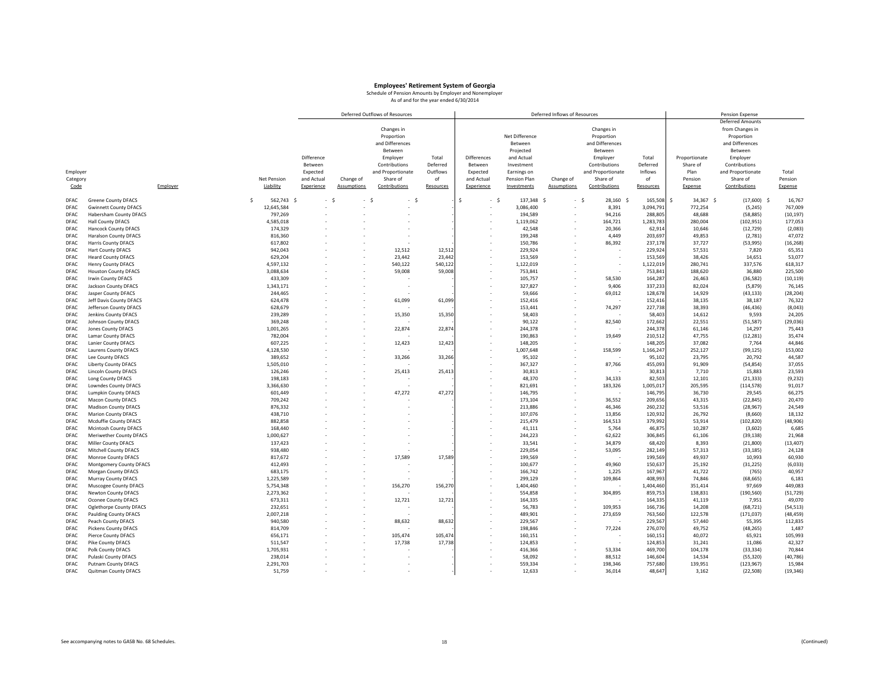# Employees' Retirement System of Georgia

Schedule of Pension Amounts by Employer and Nonemployer

As of and for the year ended 6/30/2014

| | | | Deferred Outflows of Resources | | | | Deferred Inflows of Resources | | | | | Pension Expense | | |
|---|---|---|---|---|---|---|---|---|---|---|---|---|---|---|
| Employer Category Code | Employer | Net Pension Liability | Difference Between Expected and Actual Experience | Change of Assumptions | Changes in Proportion and Differences Between Employer Contributions and Proportionate Share of Contributions | Total Deferred Outflows of Resources | Differences Between Expected and Actual Experience | Net Difference Between Projected and Actual Investment Earnings on Pension Plan Investments | Change of Assumptions | Changes in Proportion and Differences Between Employer Contributions and Proportionate Share of Contributions | Total Deferred Inflows of Resources | Proportionate Share of Plan Pension Expense | Deferred Amounts from Changes in Proportion and Differences Between Employer Contributions and Proportionate Share of Contributions | Total Pension Expense |
| DFAC | Greene County DFACS | $ 562,743 | $ - | $ - | $ - | $ - | $ - | $ 137,348 | $ - | $ 28,160 | $ 165,508 | $ 34,367 | $ (17,600) | $ 16,767 |
| DFAC | Gwinnett County DFACS | 12,645,584 | - | - | - | - | - | 3,086,400 | - | 8,391 | 3,094,791 | 772,254 | (5,245) | 767,009 |
| DFAC | Habersham County DFACS | 797,269 | - | - | - | - | - | 194,589 | - | 94,216 | 288,805 | 48,688 | (58,885) | (10,197) |
| DFAC | Hall County DFACS | 4,585,018 | - | - | - | - | - | 1,119,062 | - | 164,721 | 1,283,783 | 280,004 | (102,951) | 177,053 |
| DFAC | Hancock County DFACS | 174,329 | - | - | - | - | - | 42,548 | - | 20,366 | 62,914 | 10,646 | (12,729) | (2,083) |
| DFAC | Haralson County DFACS | 816,360 | - | - | - | - | - | 199,248 | - | 4,449 | 203,697 | 49,853 | (2,781) | 47,072 |
| DFAC | Harris County DFACS | 617,802 | - | - | - | - | - | 150,786 | - | 86,392 | 237,178 | 37,727 | (53,995) | (16,268) |
| DFAC | Hart County DFACS | 942,043 | - | - | 12,512 | 12,512 | - | 229,924 | - | - | 229,924 | 57,531 | 7,820 | 65,351 |
| DFAC | Heard County DFACS | 629,204 | - | - | 23,442 | 23,442 | - | 153,569 | - | - | 153,569 | 38,426 | 14,651 | 53,077 |
| DFAC | Henry County DFACS | 4,597,132 | - | - | 540,122 | 540,122 | - | 1,122,019 | - | - | 1,122,019 | 280,741 | 337,576 | 618,317 |
| DFAC | Houston County DFACS | 3,088,634 | - | - | 59,008 | 59,008 | - | 753,841 | - | - | 753,841 | 188,620 | 36,880 | 225,500 |
| DFAC | Irwin County DFACS | 433,309 | - | - | - | - | - | 105,757 | - | 58,530 | 164,287 | 26,463 | (36,582) | (10,119) |
| DFAC | Jackson County DFACS | 1,343,171 | - | - | - | - | - | 327,827 | - | 9,406 | 337,233 | 82,024 | (5,879) | 76,145 |
| DFAC | Jasper County DFACS | 244,465 | - | - | - | - | - | 59,666 | - | 69,012 | 128,678 | 14,929 | (43,133) | (28,204) |
| DFAC | Jeff Davis County DFACS | 624,478 | - | - | 61,099 | 61,099 | - | 152,416 | - | - | 152,416 | 38,135 | 38,187 | 76,322 |
| DFAC | Jefferson County DFACS | 628,679 | - | - | - | - | - | 153,441 | - | 74,297 | 227,738 | 38,393 | (46,436) | (8,043) |
| DFAC | Jenkins County DFACS | 239,289 | - | - | 15,350 | 15,350 | - | 58,403 | - | - | 58,403 | 14,612 | 9,593 | 24,205 |
| DFAC | Johnson County DFACS | 369,248 | - | - | - | - | - | 90,122 | - | 82,540 | 172,662 | 22,551 | (51,587) | (29,036) |
| DFAC | Jones County DFACS | 1,001,265 | - | - | 22,874 | 22,874 | - | 244,378 | - | - | 244,378 | 61,146 | 14,297 | 75,443 |
| DFAC | Lamar County DFACS | 782,004 | - | - | - | - | - | 190,863 | - | 19,649 | 210,512 | 47,755 | (12,281) | 35,474 |
| DFAC | Lanier County DFACS | 607,225 | - | - | 12,423 | 12,423 | - | 148,205 | - | - | 148,205 | 37,082 | 7,764 | 44,846 |
| DFAC | Laurens County DFACS | 4,128,530 | - | - | - | - | - | 1,007,648 | - | 158,599 | 1,166,247 | 252,127 | (99,125) | 153,002 |
| DFAC | Lee County DFACS | 389,652 | - | - | 33,266 | 33,266 | - | 95,102 | - | - | 95,102 | 23,795 | 20,792 | 44,587 |
| DFAC | Liberty County DFACS | 1,505,010 | - | - | - | - | - | 367,327 | - | 87,766 | 455,093 | 91,909 | (54,854) | 37,055 |
| DFAC | Lincoln County DFACS | 126,246 | - | - | 25,413 | 25,413 | - | 30,813 | - | - | 30,813 | 7,710 | 15,883 | 23,593 |
| DFAC | Long County DFACS | 198,183 | - | - | - | - | - | 48,370 | - | 34,133 | 82,503 | 12,101 | (21,333) | (9,232) |
| DFAC | Lowndes County DFACS | 3,366,630 | - | - | - | - | - | 821,691 | - | 183,326 | 1,005,017 | 205,595 | (114,578) | 91,017 |
| DFAC | Lumpkin County DFACS | 601,449 | - | - | 47,272 | 47,272 | - | 146,795 | - | - | 146,795 | 36,730 | 29,545 | 66,275 |
| DFAC | Macon County DFACS | 709,242 | - | - | - | - | - | 173,104 | - | 36,552 | 209,656 | 43,315 | (22,845) | 20,470 |
| DFAC | Madison County DFACS | 876,332 | - | - | - | - | - | 213,886 | - | 46,346 | 260,232 | 53,516 | (28,967) | 24,549 |
| DFAC | Marion County DFACS | 438,710 | - | - | - | - | - | 107,076 | - | 13,856 | 120,932 | 26,792 | (8,660) | 18,132 |
| DFAC | Mcduffie County DFACS | 882,858 | - | - | - | - | - | 215,479 | - | 164,513 | 379,992 | 53,914 | (102,820) | (48,906) |
| DFAC | Mcintosh County DFACS | 168,440 | - | - | - | - | - | 41,111 | - | 5,764 | 46,875 | 10,287 | (3,602) | 6,685 |
| DFAC | Meriwether County DFACS | 1,000,627 | - | - | - | - | - | 244,223 | - | 62,622 | 306,845 | 61,106 | (39,138) | 21,968 |
| DFAC | Miller County DFACS | 137,423 | - | - | - | - | - | 33,541 | - | 34,879 | 68,420 | 8,393 | (21,800) | (13,407) |
| DFAC | Mitchell County DFACS | 938,480 | - | - | - | - | - | 229,054 | - | 53,095 | 282,149 | 57,313 | (33,185) | 24,128 |
| DFAC | Monroe County DFACS | 817,672 | - | - | 17,589 | 17,589 | - | 199,569 | - | - | 199,569 | 49,937 | 10,993 | 60,930 |
| DFAC | Montgomery County DFACS | 412,493 | - | - | - | - | - | 100,677 | - | 49,960 | 150,637 | 25,192 | (31,225) | (6,033) |
| DFAC | Morgan County DFACS | 683,175 | - | - | - | - | - | 166,742 | - | 1,225 | 167,967 | 41,722 | (765) | 40,957 |
| DFAC | Murray County DFACS | 1,225,589 | - | - | - | - | - | 299,129 | - | 109,864 | 408,993 | 74,846 | (68,665) | 6,181 |
| DFAC | Muscogee County DFACS | 5,754,348 | - | - | 156,270 | 156,270 | - | 1,404,460 | - | - | 1,404,460 | 351,414 | 97,669 | 449,083 |
| DFAC | Newton County DFACS | 2,273,362 | - | - | - | - | - | 554,858 | - | 304,895 | 859,753 | 138,831 | (190,560) | (51,729) |
| DFAC | Oconee County DFACS | 673,311 | - | - | 12,721 | 12,721 | - | 164,335 | - | - | 164,335 | 41,119 | 7,951 | 49,070 |
| DFAC | Oglethorpe County DFACS | 232,651 | - | - | - | - | - | 56,783 | - | 109,953 | 166,736 | 14,208 | (68,721) | (54,513) |
| DFAC | Paulding County DFACS | 2,007,218 | - | - | - | - | - | 489,901 | - | 273,659 | 763,560 | 122,578 | (171,037) | (48,459) |
| DFAC | Peach County DFACS | 940,580 | - | - | 88,632 | 88,632 | - | 229,567 | - | - | 229,567 | 57,440 | 55,395 | 112,835 |
| DFAC | Pickens County DFACS | 814,709 | - | - | - | - | - | 198,846 | - | 77,224 | 276,070 | 49,752 | (48,265) | 1,487 |
| DFAC | Pierce County DFACS | 656,171 | - | - | 105,474 | 105,474 | - | 160,151 | - | - | 160,151 | 40,072 | 65,921 | 105,993 |
| DFAC | Pike County DFACS | 511,547 | - | - | 17,738 | 17,738 | - | 124,853 | - | - | 124,853 | 31,241 | 11,086 | 42,327 |
| DFAC | Polk County DFACS | 1,705,931 | - | - | - | - | - | 416,366 | - | 53,334 | 469,700 | 104,178 | (33,334) | 70,844 |
| DFAC | Pulaski County DFACS | 238,014 | - | - | - | - | - | 58,092 | - | 88,512 | 146,604 | 14,534 | (55,320) | (40,786) |
| DFAC | Putnam County DFACS | 2,291,703 | - | - | - | - | - | 559,334 | - | 198,346 | 757,680 | 139,951 | (123,967) | 15,984 |
| DFAC | Quitman County DFACS | 51,759 | - | - | - | - | - | 12,633 | - | 36,014 | 48,647 | 3,162 | (22,508) | (19,346) |

See accompanying notes to GASB No. 68 Schedules.

(Continued)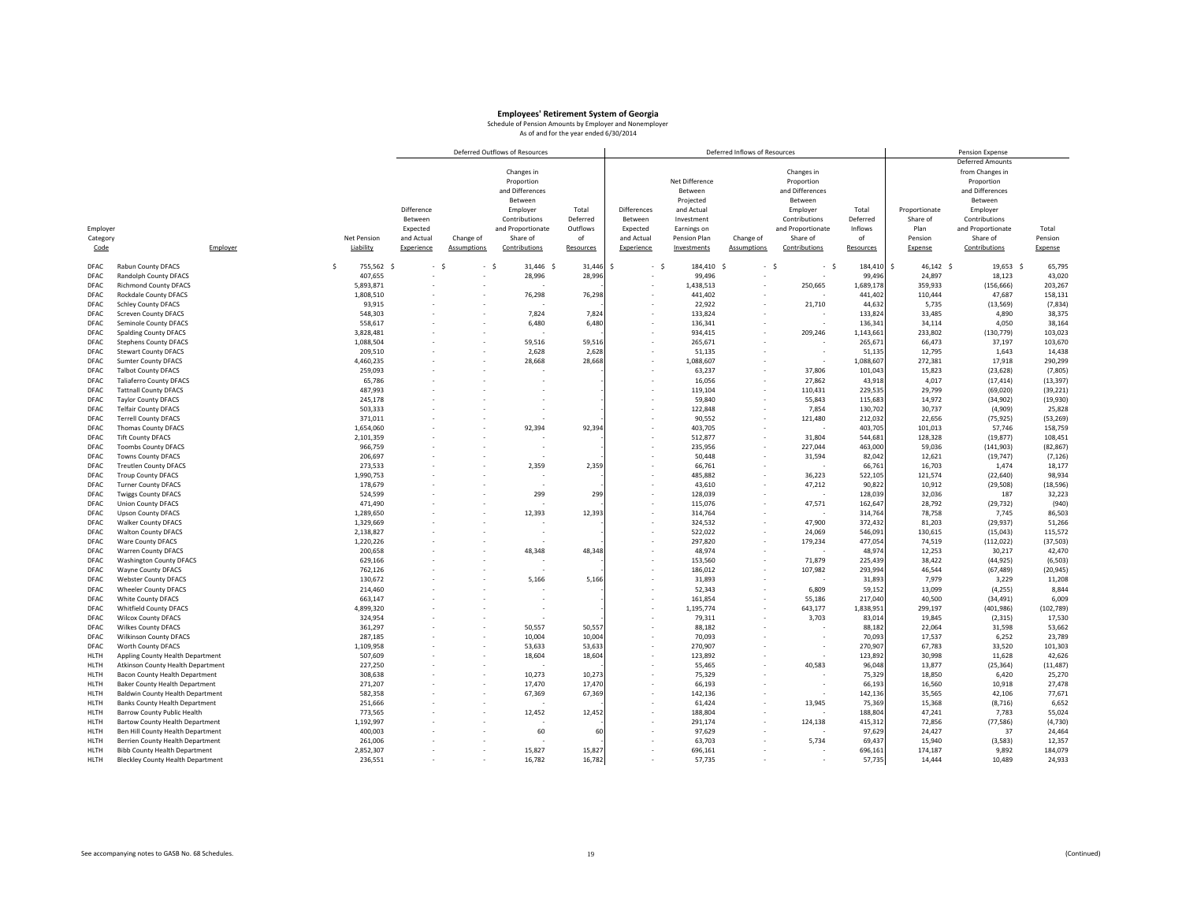# Employees' Retirement System of Georgia

Schedule of Pension Amounts by Employer and Nonemployer

As of and for the year ended 6/30/2014

| | | | Deferred Outflows of Resources | | | | Deferred Inflows of Resources | | | | | Pension Expense | | |
|---|---|---|---|---|---|---|---|---|---|---|---|---|---|---|
| Employer Category Code | Employer | Net Pension Liability | Difference Between Expected and Actual Experience | Change of Assumptions | Changes in Proportion and Differences Between Employer Contributions and Proportionate Share of Contributions | Total Deferred Outflows of Resources | Differences Between Expected and Actual Experience | Net Difference Between Projected and Actual Investment Earnings on Pension Plan Investments | Change of Assumptions | Changes in Proportion and Differences Between Employer Contributions and Proportionate Share of Contributions | Total Deferred Inflows of Resources | Proportionate Share of Plan Pension Expense | Deferred Amounts from Changes in Proportion and Differences Between Employer Contributions and Proportionate Share of Contributions | Total Pension Expense |
| DFAC | Rabun County DFACS | $ 755,562 | $ - | $ - | $ 31,446 | $ 31,446 | $ - | $ 184,410 | $ - | $ - | $ 184,410 | $ 46,142 | $ 19,653 | $ 65,795 |
| DFAC | Randolph County DFACS | 407,655 | - | - | 28,996 | 28,996 | - | 99,496 | - | - | 99,496 | 24,897 | 18,123 | 43,020 |
| DFAC | Richmond County DFACS | 5,893,871 | - | - | - | - | - | 1,438,513 | - | 250,665 | 1,689,178 | 359,933 | (156,666) | 203,267 |
| DFAC | Rockdale County DFACS | 1,808,510 | - | - | 76,298 | 76,298 | - | 441,402 | - | - | 441,402 | 110,444 | 47,687 | 158,131 |
| DFAC | Schley County DFACS | 93,915 | - | - | - | - | - | 22,922 | - | 21,710 | 44,632 | 5,735 | (13,569) | (7,834) |
| DFAC | Screven County DFACS | 548,303 | - | - | 7,824 | 7,824 | - | 133,824 | - | - | 133,824 | 33,485 | 4,890 | 38,375 |
| DFAC | Seminole County DFACS | 558,617 | - | - | 6,480 | 6,480 | - | 136,341 | - | - | 136,341 | 34,114 | 4,050 | 38,164 |
| DFAC | Spalding County DFACS | 3,828,481 | - | - | - | - | - | 934,415 | - | 209,246 | 1,143,661 | 233,802 | (130,779) | 103,023 |
| DFAC | Stephens County DFACS | 1,088,504 | - | - | 59,516 | 59,516 | - | 265,671 | - | - | 265,671 | 66,473 | 37,197 | 103,670 |
| DFAC | Stewart County DFACS | 209,510 | - | - | 2,628 | 2,628 | - | 51,135 | - | - | 51,135 | 12,795 | 1,643 | 14,438 |
| DFAC | Sumter County DFACS | 4,460,235 | - | - | 28,668 | 28,668 | - | 1,088,607 | - | - | 1,088,607 | 272,381 | 17,918 | 290,299 |
| DFAC | Talbot County DFACS | 259,093 | - | - | - | - | - | 63,237 | - | 37,806 | 101,043 | 15,823 | (23,628) | (7,805) |
| DFAC | Taliaferro County DFACS | 65,786 | - | - | - | - | - | 16,056 | - | 27,862 | 43,918 | 4,017 | (17,414) | (13,397) |
| DFAC | Tattnall County DFACS | 487,993 | - | - | - | - | - | 119,104 | - | 110,431 | 229,535 | 29,799 | (69,020) | (39,221) |
| DFAC | Taylor County DFACS | 245,178 | - | - | - | - | - | 59,840 | - | 55,843 | 115,683 | 14,972 | (34,902) | (19,930) |
| DFAC | Telfair County DFACS | 503,333 | - | - | - | - | - | 122,848 | - | 7,854 | 130,702 | 30,737 | (4,909) | 25,828 |
| DFAC | Terrell County DFACS | 371,011 | - | - | - | - | - | 90,552 | - | 121,480 | 212,032 | 22,656 | (75,925) | (53,269) |
| DFAC | Thomas County DFACS | 1,654,060 | - | - | 92,394 | 92,394 | - | 403,705 | - | - | 403,705 | 101,013 | 57,746 | 158,759 |
| DFAC | Tift County DFACS | 2,101,359 | - | - | - | - | - | 512,877 | - | 31,804 | 544,681 | 128,328 | (19,877) | 108,451 |
| DFAC | Toombs County DFACS | 966,759 | - | - | - | - | - | 235,956 | - | 227,044 | 463,000 | 59,036 | (141,903) | (82,867) |
| DFAC | Towns County DFACS | 206,697 | - | - | - | - | - | 50,448 | - | 31,594 | 82,042 | 12,621 | (19,747) | (7,126) |
| DFAC | Treutlen County DFACS | 273,533 | - | - | 2,359 | 2,359 | - | 66,761 | - | - | 66,761 | 16,703 | 1,474 | 18,177 |
| DFAC | Troup County DFACS | 1,990,753 | - | - | - | - | - | 485,882 | - | 36,223 | 522,105 | 121,574 | (22,640) | 98,934 |
| DFAC | Turner County DFACS | 178,679 | - | - | - | - | - | 43,610 | - | 47,212 | 90,822 | 10,912 | (29,508) | (18,596) |
| DFAC | Twiggs County DFACS | 524,599 | - | - | 299 | 299 | - | 128,039 | - | - | 128,039 | 32,036 | 187 | 32,223 |
| DFAC | Union County DFACS | 471,490 | - | - | - | - | - | 115,076 | - | 47,571 | 162,647 | 28,792 | (29,732) | (940) |
| DFAC | Upson County DFACS | 1,289,650 | - | - | 12,393 | 12,393 | - | 314,764 | - | - | 314,764 | 78,758 | 7,745 | 86,503 |
| DFAC | Walker County DFACS | 1,329,669 | - | - | - | - | - | 324,532 | - | 47,900 | 372,432 | 81,203 | (29,937) | 51,266 |
| DFAC | Walton County DFACS | 2,138,827 | - | - | - | - | - | 522,022 | - | 24,069 | 546,091 | 130,615 | (15,043) | 115,572 |
| DFAC | Ware County DFACS | 1,220,226 | - | - | - | - | - | 297,820 | - | 179,234 | 477,054 | 74,519 | (112,022) | (37,503) |
| DFAC | Warren County DFACS | 200,658 | - | - | 48,348 | 48,348 | - | 48,974 | - | - | 48,974 | 12,253 | 30,217 | 42,470 |
| DFAC | Washington County DFACS | 629,166 | - | - | - | - | - | 153,560 | - | 71,879 | 225,439 | 38,422 | (44,925) | (6,503) |
| DFAC | Wayne County DFACS | 762,126 | - | - | - | - | - | 186,012 | - | 107,982 | 293,994 | 46,544 | (67,489) | (20,945) |
| DFAC | Webster County DFACS | 130,672 | - | - | 5,166 | 5,166 | - | 31,893 | - | - | 31,893 | 7,979 | 3,229 | 11,208 |
| DFAC | Wheeler County DFACS | 214,460 | - | - | - | - | - | 52,343 | - | 6,809 | 59,152 | 13,099 | (4,255) | 8,844 |
| DFAC | White County DFACS | 663,147 | - | - | - | - | - | 161,854 | - | 55,186 | 217,040 | 40,500 | (34,491) | 6,009 |
| DFAC | Whitfield County DFACS | 4,899,320 | - | - | - | - | - | 1,195,774 | - | 643,177 | 1,838,951 | 299,197 | (401,986) | (102,789) |
| DFAC | Wilcox County DFACS | 324,954 | - | - | - | - | - | 79,311 | - | 3,703 | 83,014 | 19,845 | (2,315) | 17,530 |
| DFAC | Wilkes County DFACS | 361,297 | - | - | 50,557 | 50,557 | - | 88,182 | - | - | 88,182 | 22,064 | 31,598 | 53,662 |
| DFAC | Wilkinson County DFACS | 287,185 | - | - | 10,004 | 10,004 | - | 70,093 | - | - | 70,093 | 17,537 | 6,252 | 23,789 |
| DFAC | Worth County DFACS | 1,109,958 | - | - | 53,633 | 53,633 | - | 270,907 | - | - | 270,907 | 67,783 | 33,520 | 101,303 |
| HLTH | Appling County Health Department | 507,609 | - | - | 18,604 | 18,604 | - | 123,892 | - | - | 123,892 | 30,998 | 11,628 | 42,626 |
| HLTH | Atkinson County Health Department | 227,250 | - | - | - | - | - | 55,465 | - | 40,583 | 96,048 | 13,877 | (25,364) | (11,487) |
| HLTH | Bacon County Health Department | 308,638 | - | - | 10,273 | 10,273 | - | 75,329 | - | - | 75,329 | 18,850 | 6,420 | 25,270 |
| HLTH | Baker County Health Department | 271,207 | - | - | 17,470 | 17,470 | - | 66,193 | - | - | 66,193 | 16,560 | 10,918 | 27,478 |
| HLTH | Baldwin County Health Department | 582,358 | - | - | 67,369 | 67,369 | - | 142,136 | - | - | 142,136 | 35,565 | 42,106 | 77,671 |
| HLTH | Banks County Health Department | 251,666 | - | - | - | - | - | 61,424 | - | 13,945 | 75,369 | 15,368 | (8,716) | 6,652 |
| HLTH | Barrow County Public Health | 773,565 | - | - | 12,452 | 12,452 | - | 188,804 | - | - | 188,804 | 47,241 | 7,783 | 55,024 |
| HLTH | Bartow County Health Department | 1,192,997 | - | - | - | - | - | 291,174 | - | 124,138 | 415,312 | 72,856 | (77,586) | (4,730) |
| HLTH | Ben Hill County Health Department | 400,003 | - | - | 60 | 60 | - | 97,629 | - | - | 97,629 | 24,427 | 37 | 24,464 |
| HLTH | Berrien County Health Department | 261,006 | - | - | - | - | - | 63,703 | - | 5,734 | 69,437 | 15,940 | (3,583) | 12,357 |
| HLTH | Bibb County Health Department | 2,852,307 | - | - | 15,827 | 15,827 | - | 696,161 | - | - | 696,161 | 174,187 | 9,892 | 184,079 |
| HLTH | Bleckley County Health Department | 236,551 | - | - | 16,782 | 16,782 | - | 57,735 | - | - | 57,735 | 14,444 | 10,489 | 24,933 |

See accompanying notes to GASB No. 68 Schedules.

(Continued)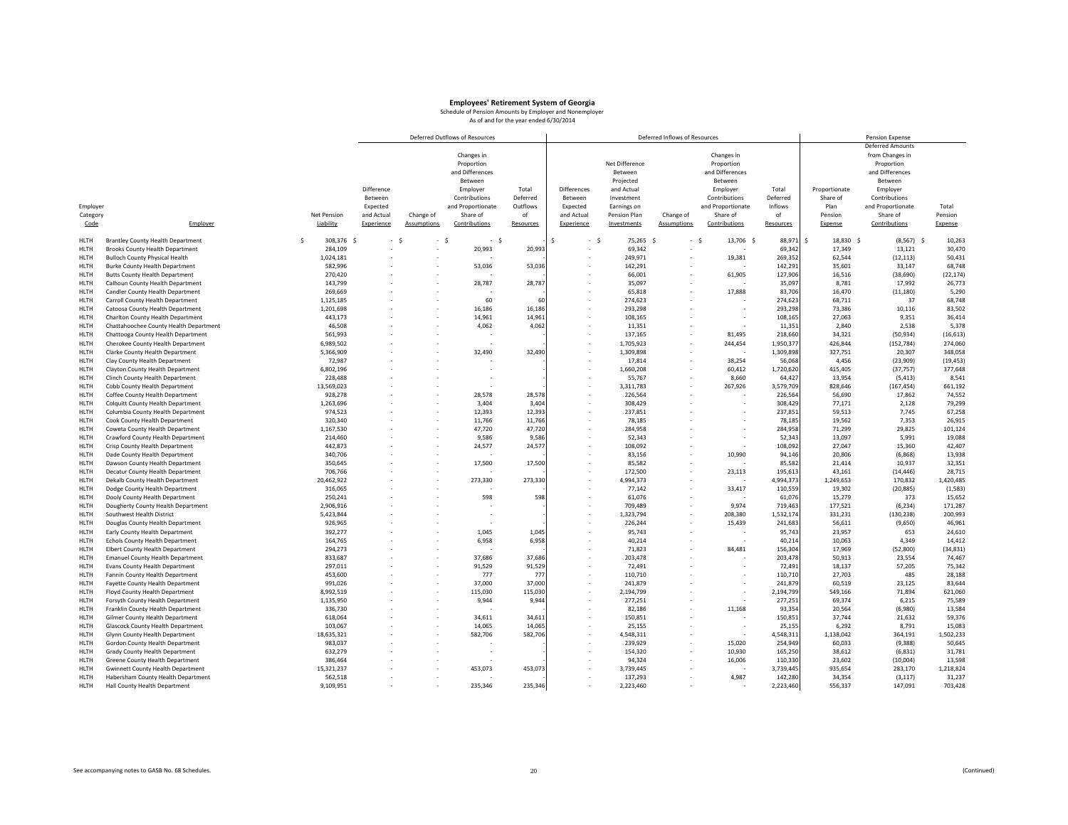**Employees' Retirement System of Georgia**

Schedule of Pension Amounts by Employer and Nonemployer

As of and for the year ended 6/30/2014

| | | | Deferred Outflows of Resources | | | | Deferred Inflows of Resources | | | | | Pension Expense | | |
|---|---|---|---|---|---|---|---|---|---|---|---|---|---|---|
| Employer Category Code | Employer | Net Pension Liability | Difference Between Expected and Actual Experience | Change of Assumptions | Changes in Proportion and Differences Between Employer Contributions and Proportionate Share of Contributions | Total Deferred Outflows of Resources | Differences Between Expected and Actual Experience | Net Difference Between Projected and Actual Investment Earnings on Pension Plan Investments | Change of Assumptions | Changes in Proportion and Differences Between Employer Contributions and Proportionate Share of Contributions | Total Deferred Inflows of Resources | Proportionate Share of Plan Pension Expense | Deferred Amounts from Changes in Proportion and Differences Between Employer Contributions and Proportionate Share of Contributions | Total Pension Expense |
| HLTH | Brantley County Health Department | $ 308,376 | $ - | $ - | $ - | $ - | $ - | $ 75,265 | $ - | $ 13,706 | $ 88,971 | $ 18,830 | $ (8,567) | $ 10,263 |
| HLTH | Brooks County Health Department | 284,109 | - | - | 20,993 | 20,993 | - | 69,342 | - | - | 69,342 | 17,349 | 13,121 | 30,470 |
| HLTH | Bulloch County Physical Health | 1,024,181 | - | - | - | - | - | 249,971 | - | 19,381 | 269,352 | 62,544 | (12,113) | 50,431 |
| HLTH | Burke County Health Department | 582,996 | - | - | 53,036 | 53,036 | - | 142,291 | - | - | 142,291 | 35,601 | 33,147 | 68,748 |
| HLTH | Butts County Health Department | 270,420 | - | - | - | - | - | 66,001 | - | 61,905 | 127,906 | 16,516 | (38,690) | (22,174) |
| HLTH | Calhoun County Health Department | 143,799 | - | - | 28,787 | 28,787 | - | 35,097 | - | - | 35,097 | 8,781 | 17,992 | 26,773 |
| HLTH | Candler County Health Department | 269,669 | - | - | - | - | - | 65,818 | - | 17,888 | 83,706 | 16,470 | (11,180) | 5,290 |
| HLTH | Carroll County Health Department | 1,125,185 | - | - | 60 | 60 | - | 274,623 | - | - | 274,623 | 68,711 | 37 | 68,748 |
| HLTH | Catoosa County Health Department | 1,201,698 | - | - | 16,186 | 16,186 | - | 293,298 | - | - | 293,298 | 73,386 | 10,116 | 83,502 |
| HLTH | Charlton County Health Department | 443,173 | - | - | 14,961 | 14,961 | - | 108,165 | - | - | 108,165 | 27,063 | 9,351 | 36,414 |
| HLTH | Chattahoochee County Health Department | 46,508 | - | - | 4,062 | 4,062 | - | 11,351 | - | - | 11,351 | 2,840 | 2,538 | 5,378 |
| HLTH | Chattooga County Health Department | 561,993 | - | - | - | - | - | 137,165 | - | 81,495 | 218,660 | 34,321 | (50,934) | (16,613) |
| HLTH | Cherokee County Health Department | 6,989,502 | - | - | - | - | - | 1,705,923 | - | 244,454 | 1,950,377 | 426,844 | (152,784) | 274,060 |
| HLTH | Clarke County Health Department | 5,366,909 | - | - | 32,490 | 32,490 | - | 1,309,898 | - | - | 1,309,898 | 327,751 | 20,307 | 348,058 |
| HLTH | Clay County Health Department | 72,987 | - | - | - | - | - | 17,814 | - | 38,254 | 56,068 | 4,456 | (23,909) | (19,453) |
| HLTH | Clayton County Health Department | 6,802,196 | - | - | - | - | - | 1,660,208 | - | 60,412 | 1,720,620 | 415,405 | (37,757) | 377,648 |
| HLTH | Clinch County Health Department | 228,488 | - | - | - | - | - | 55,767 | - | 8,660 | 64,427 | 13,954 | (5,413) | 8,541 |
| HLTH | Cobb County Health Department | 13,569,023 | - | - | - | - | - | 3,311,783 | - | 267,926 | 3,579,709 | 828,646 | (167,454) | 661,192 |
| HLTH | Coffee County Health Department | 928,278 | - | - | 28,578 | 28,578 | - | 226,564 | - | - | 226,564 | 56,690 | 17,862 | 74,552 |
| HLTH | Colquitt County Health Department | 1,263,696 | - | - | 3,404 | 3,404 | - | 308,429 | - | - | 308,429 | 77,171 | 2,128 | 79,299 |
| HLTH | Columbia County Health Department | 974,523 | - | - | 12,393 | 12,393 | - | 237,851 | - | - | 237,851 | 59,513 | 7,745 | 67,258 |
| HLTH | Cook County Health Department | 320,340 | - | - | 11,766 | 11,766 | - | 78,185 | - | - | 78,185 | 19,562 | 7,353 | 26,915 |
| HLTH | Coweta County Health Department | 1,167,530 | - | - | 47,720 | 47,720 | - | 284,958 | - | - | 284,958 | 71,299 | 29,825 | 101,124 |
| HLTH | Crawford County Health Department | 214,460 | - | - | 9,586 | 9,586 | - | 52,343 | - | - | 52,343 | 13,097 | 5,991 | 19,088 |
| HLTH | Crisp County Health Department | 442,873 | - | - | 24,577 | 24,577 | - | 108,092 | - | - | 108,092 | 27,047 | 15,360 | 42,407 |
| HLTH | Dade County Health Department | 340,706 | - | - | - | - | - | 83,156 | - | 10,990 | 94,146 | 20,806 | (6,868) | 13,938 |
| HLTH | Dawson County Health Department | 350,645 | - | - | 17,500 | 17,500 | - | 85,582 | - | - | 85,582 | 21,414 | 10,937 | 32,351 |
| HLTH | Decatur County Health Department | 706,766 | - | - | - | - | - | 172,500 | - | 23,113 | 195,613 | 43,161 | (14,446) | 28,715 |
| HLTH | Dekalb County Health Department | 20,462,922 | - | - | 273,330 | 273,330 | - | 4,994,373 | - | - | 4,994,373 | 1,249,653 | 170,832 | 1,420,485 |
| HLTH | Dodge County Health Department | 316,065 | - | - | - | - | - | 77,142 | - | 33,417 | 110,559 | 19,302 | (20,885) | (1,583) |
| HLTH | Dooly County Health Department | 250,241 | - | - | 598 | 598 | - | 61,076 | - | - | 61,076 | 15,279 | 373 | 15,652 |
| HLTH | Dougherty County Health Department | 2,906,916 | - | - | - | - | - | 709,489 | - | 9,974 | 719,463 | 177,521 | (6,234) | 171,287 |
| HLTH | Southwest Health District | 5,423,844 | - | - | - | - | - | 1,323,794 | - | 208,380 | 1,532,174 | 331,231 | (130,238) | 200,993 |
| HLTH | Douglas County Health Department | 926,965 | - | - | - | - | - | 226,244 | - | 15,439 | 241,683 | 56,611 | (9,650) | 46,961 |
| HLTH | Early County Health Department | 392,277 | - | - | 1,045 | 1,045 | - | 95,743 | - | - | 95,743 | 23,957 | 653 | 24,610 |
| HLTH | Echols County Health Department | 164,765 | - | - | 6,958 | 6,958 | - | 40,214 | - | - | 40,214 | 10,063 | 4,349 | 14,412 |
| HLTH | Elbert County Health Department | 294,273 | - | - | - | - | - | 71,823 | - | 84,481 | 156,304 | 17,969 | (52,800) | (34,831) |
| HLTH | Emanuel County Health Department | 833,687 | - | - | 37,686 | 37,686 | - | 203,478 | - | - | 203,478 | 50,913 | 23,554 | 74,467 |
| HLTH | Evans County Health Department | 297,011 | - | - | 91,529 | 91,529 | - | 72,491 | - | - | 72,491 | 18,137 | 57,205 | 75,342 |
| HLTH | Fannin County Health Department | 453,600 | - | - | 777 | 777 | - | 110,710 | - | - | 110,710 | 27,703 | 485 | 28,188 |
| HLTH | Fayette County Health Department | 991,026 | - | - | 37,000 | 37,000 | - | 241,879 | - | - | 241,879 | 60,519 | 23,125 | 83,644 |
| HLTH | Floyd County Health Department | 8,992,519 | - | - | 115,030 | 115,030 | - | 2,194,799 | - | - | 2,194,799 | 549,166 | 71,894 | 621,060 |
| HLTH | Forsyth County Health Department | 1,135,950 | - | - | 9,944 | 9,944 | - | 277,251 | - | - | 277,251 | 69,374 | 6,215 | 75,589 |
| HLTH | Franklin County Health Department | 336,730 | - | - | - | - | - | 82,186 | - | 11,168 | 93,354 | 20,564 | (6,980) | 13,584 |
| HLTH | Gilmer County Health Department | 618,064 | - | - | 34,611 | 34,611 | - | 150,851 | - | - | 150,851 | 37,744 | 21,632 | 59,376 |
| HLTH | Glascock County Health Department | 103,067 | - | - | 14,065 | 14,065 | - | 25,155 | - | - | 25,155 | 6,292 | 8,791 | 15,083 |
| HLTH | Glynn County Health Department | 18,635,321 | - | - | 582,706 | 582,706 | - | 4,548,311 | - | - | 4,548,311 | 1,138,042 | 364,191 | 1,502,233 |
| HLTH | Gordon County Health Department | 983,037 | - | - | - | - | - | 239,929 | - | 15,020 | 254,949 | 60,033 | (9,388) | 50,645 |
| HLTH | Grady County Health Department | 632,279 | - | - | - | - | - | 154,320 | - | 10,930 | 165,250 | 38,612 | (6,831) | 31,781 |
| HLTH | Greene County Health Department | 386,464 | - | - | - | - | - | 94,324 | - | 16,006 | 110,330 | 23,602 | (10,004) | 13,598 |
| HLTH | Gwinnett County Health Department | 15,321,237 | - | - | 453,073 | 453,073 | - | 3,739,445 | - | - | 3,739,445 | 935,654 | 283,170 | 1,218,824 |
| HLTH | Habersham County Health Department | 562,518 | - | - | - | - | - | 137,293 | - | 4,987 | 142,280 | 34,354 | (3,117) | 31,237 |
| HLTH | Hall County Health Department | 9,109,951 | - | - | 235,346 | 235,346 | - | 2,223,460 | - | - | 2,223,460 | 556,337 | 147,091 | 703,428 |

See accompanying notes to GASB No. 68 Schedules.

(Continued)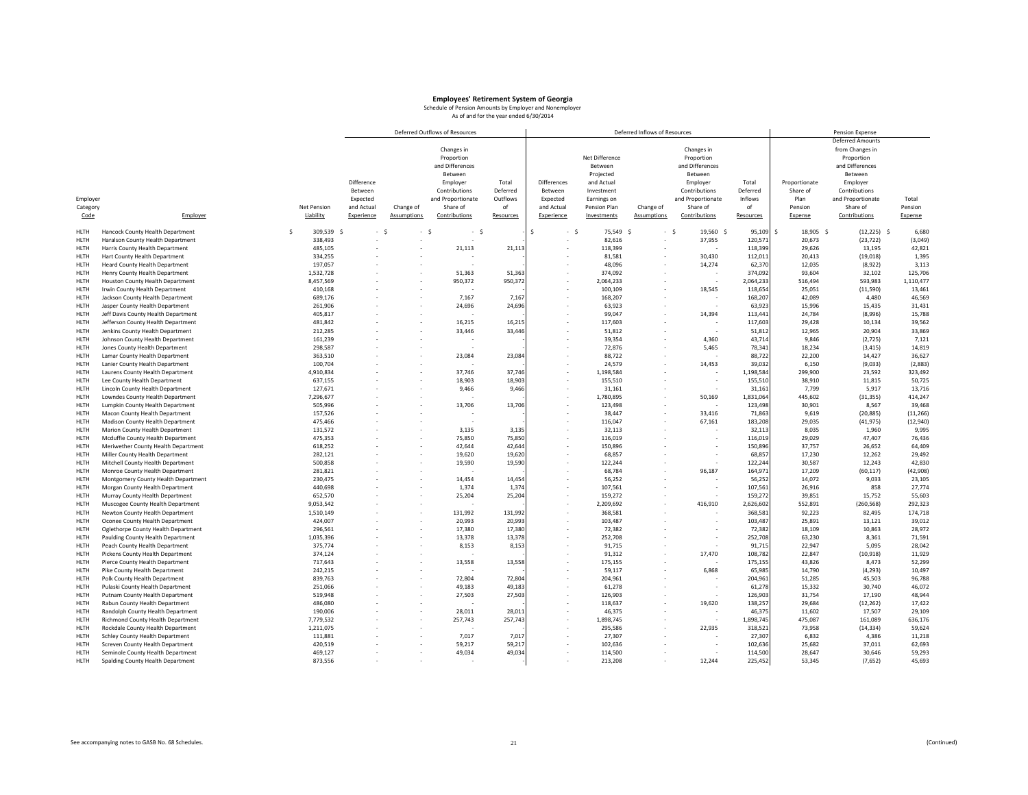# Employees' Retirement System of Georgia

Schedule of Pension Amounts by Employer and Nonemployer

As of and for the year ended 6/30/2014

| | | | Deferred Outflows of Resources | | | | Deferred Inflows of Resources | | | | | Pension Expense | | |
|---|---|---|---|---|---|---|---|---|---|---|---|---|---|---|
| Employer Category Code | Employer | Net Pension Liability | Difference Between Expected and Actual Experience | Change of Assumptions | Changes in Proportion and Differences Between Employer Contributions and Proportionate Share of Contributions | Total Deferred Outflows of Resources | Differences Between Expected and Actual Experience | Net Difference Between Projected and Actual Investment Earnings on Pension Plan Investments | Change of Assumptions | Changes in Proportion and Differences Between Employer Contributions and Proportionate Share of Contributions | Total Deferred Inflows of Resources | Proportionate Share of Plan Pension Expense | Deferred Amounts from Changes in Proportion and Differences Between Employer Contributions and Proportionate Share of Contributions | Total Pension Expense |
| HLTH | Hancock County Health Department | $ 309,539 | $ - | $ - | $ - | $ - | $ - | $ 75,549 | $ - | $ 19,560 | $ 95,109 | $ 18,905 | $ (12,225) | $ 6,680 |
| HLTH | Haralson County Health Department | 338,493 | - | - | - | - | - | 82,616 | - | 37,955 | 120,571 | 20,673 | (23,722) | (3,049) |
| HLTH | Harris County Health Department | 485,105 | - | - | 21,113 | 21,113 | - | 118,399 | - | - | 118,399 | 29,626 | 13,195 | 42,821 |
| HLTH | Hart County Health Department | 334,255 | - | - | - | - | - | 81,581 | - | 30,430 | 112,011 | 20,413 | (19,018) | 1,395 |
| HLTH | Heard County Health Department | 197,057 | - | - | - | - | - | 48,096 | - | 14,274 | 62,370 | 12,035 | (8,922) | 3,113 |
| HLTH | Henry County Health Department | 1,532,728 | - | - | 51,363 | 51,363 | - | 374,092 | - | - | 374,092 | 93,604 | 32,102 | 125,706 |
| HLTH | Houston County Health Department | 8,457,569 | - | - | 950,372 | 950,372 | - | 2,064,233 | - | - | 2,064,233 | 516,494 | 593,983 | 1,110,477 |
| HLTH | Irwin County Health Department | 410,168 | - | - | - | - | - | 100,109 | - | 18,545 | 118,654 | 25,051 | (11,590) | 13,461 |
| HLTH | Jackson County Health Department | 689,176 | - | - | 7,167 | 7,167 | - | 168,207 | - | - | 168,207 | 42,089 | 4,480 | 46,569 |
| HLTH | Jasper County Health Department | 261,906 | - | - | 24,696 | 24,696 | - | 63,923 | - | - | 63,923 | 15,996 | 15,435 | 31,431 |
| HLTH | Jeff Davis County Health Department | 405,817 | - | - | - | - | - | 99,047 | - | 14,394 | 113,441 | 24,784 | (8,996) | 15,788 |
| HLTH | Jefferson County Health Department | 481,842 | - | - | 16,215 | 16,215 | - | 117,603 | - | - | 117,603 | 29,428 | 10,134 | 39,562 |
| HLTH | Jenkins County Health Department | 212,285 | - | - | 33,446 | 33,446 | - | 51,812 | - | - | 51,812 | 12,965 | 20,904 | 33,869 |
| HLTH | Johnson County Health Department | 161,239 | - | - | - | - | - | 39,354 | - | 4,360 | 43,714 | 9,846 | (2,725) | 7,121 |
| HLTH | Jones County Health Department | 298,587 | - | - | - | - | - | 72,876 | - | 5,465 | 78,341 | 18,234 | (3,415) | 14,819 |
| HLTH | Lamar County Health Department | 363,510 | - | - | 23,084 | 23,084 | - | 88,722 | - | - | 88,722 | 22,200 | 14,427 | 36,627 |
| HLTH | Lanier County Health Department | 100,704 | - | - | - | - | - | 24,579 | - | 14,453 | 39,032 | 6,150 | (9,033) | (2,883) |
| HLTH | Laurens County Health Department | 4,910,834 | - | - | 37,746 | 37,746 | - | 1,198,584 | - | - | 1,198,584 | 299,900 | 23,592 | 323,492 |
| HLTH | Lee County Health Department | 637,155 | - | - | 18,903 | 18,903 | - | 155,510 | - | - | 155,510 | 38,910 | 11,815 | 50,725 |
| HLTH | Lincoln County Health Department | 127,671 | - | - | 9,466 | 9,466 | - | 31,161 | - | - | 31,161 | 7,799 | 5,917 | 13,716 |
| HLTH | Lowndes County Health Department | 7,296,677 | - | - | - | - | - | 1,780,895 | - | 50,169 | 1,831,064 | 445,602 | (31,355) | 414,247 |
| HLTH | Lumpkin County Health Department | 505,996 | - | - | 13,706 | 13,706 | - | 123,498 | - | - | 123,498 | 30,901 | 8,567 | 39,468 |
| HLTH | Macon County Health Department | 157,526 | - | - | - | - | - | 38,447 | - | 33,416 | 71,863 | 9,619 | (20,885) | (11,266) |
| HLTH | Madison County Health Department | 475,466 | - | - | - | - | - | 116,047 | - | 67,161 | 183,208 | 29,035 | (41,975) | (12,940) |
| HLTH | Marion County Health Department | 131,572 | - | - | 3,135 | 3,135 | - | 32,113 | - | - | 32,113 | 8,035 | 1,960 | 9,995 |
| HLTH | Mcduffie County Health Department | 475,353 | - | - | 75,850 | 75,850 | - | 116,019 | - | - | 116,019 | 29,029 | 47,407 | 76,436 |
| HLTH | Meriwether County Health Department | 618,252 | - | - | 42,644 | 42,644 | - | 150,896 | - | - | 150,896 | 37,757 | 26,652 | 64,409 |
| HLTH | Miller County Health Department | 282,121 | - | - | 19,620 | 19,620 | - | 68,857 | - | - | 68,857 | 17,230 | 12,262 | 29,492 |
| HLTH | Mitchell County Health Department | 500,858 | - | - | 19,590 | 19,590 | - | 122,244 | - | - | 122,244 | 30,587 | 12,243 | 42,830 |
| HLTH | Monroe County Health Department | 281,821 | - | - | - | - | - | 68,784 | - | 96,187 | 164,971 | 17,209 | (60,117) | (42,908) |
| HLTH | Montgomery County Health Department | 230,475 | - | - | 14,454 | 14,454 | - | 56,252 | - | - | 56,252 | 14,072 | 9,033 | 23,105 |
| HLTH | Morgan County Health Department | 440,698 | - | - | 1,374 | 1,374 | - | 107,561 | - | - | 107,561 | 26,916 | 858 | 27,774 |
| HLTH | Murray County Health Department | 652,570 | - | - | 25,204 | 25,204 | - | 159,272 | - | - | 159,272 | 39,851 | 15,752 | 55,603 |
| HLTH | Muscogee County Health Department | 9,053,542 | - | - | - | - | - | 2,209,692 | - | 416,910 | 2,626,602 | 552,891 | (260,568) | 292,323 |
| HLTH | Newton County Health Department | 1,510,149 | - | - | 131,992 | 131,992 | - | 368,581 | - | - | 368,581 | 92,223 | 82,495 | 174,718 |
| HLTH | Oconee County Health Department | 424,007 | - | - | 20,993 | 20,993 | - | 103,487 | - | - | 103,487 | 25,891 | 13,121 | 39,012 |
| HLTH | Oglethorpe County Health Department | 296,561 | - | - | 17,380 | 17,380 | - | 72,382 | - | - | 72,382 | 18,109 | 10,863 | 28,972 |
| HLTH | Paulding County Health Department | 1,035,396 | - | - | 13,378 | 13,378 | - | 252,708 | - | - | 252,708 | 63,230 | 8,361 | 71,591 |
| HLTH | Peach County Health Department | 375,774 | - | - | 8,153 | 8,153 | - | 91,715 | - | - | 91,715 | 22,947 | 5,095 | 28,042 |
| HLTH | Pickens County Health Department | 374,124 | - | - | - | - | - | 91,312 | - | 17,470 | 108,782 | 22,847 | (10,918) | 11,929 |
| HLTH | Pierce County Health Department | 717,643 | - | - | 13,558 | 13,558 | - | 175,155 | - | - | 175,155 | 43,826 | 8,473 | 52,299 |
| HLTH | Pike County Health Department | 242,215 | - | - | - | - | - | 59,117 | - | 6,868 | 65,985 | 14,790 | (4,293) | 10,497 |
| HLTH | Polk County Health Department | 839,763 | - | - | 72,804 | 72,804 | - | 204,961 | - | - | 204,961 | 51,285 | 45,503 | 96,788 |
| HLTH | Pulaski County Health Department | 251,066 | - | - | 49,183 | 49,183 | - | 61,278 | - | - | 61,278 | 15,332 | 30,740 | 46,072 |
| HLTH | Putnam County Health Department | 519,948 | - | - | 27,503 | 27,503 | - | 126,903 | - | - | 126,903 | 31,754 | 17,190 | 48,944 |
| HLTH | Rabun County Health Department | 486,080 | - | - | - | - | - | 118,637 | - | 19,620 | 138,257 | 29,684 | (12,262) | 17,422 |
| HLTH | Randolph County Health Department | 190,006 | - | - | 28,011 | 28,011 | - | 46,375 | - | - | 46,375 | 11,602 | 17,507 | 29,109 |
| HLTH | Richmond County Health Department | 7,779,532 | - | - | 257,743 | 257,743 | - | 1,898,745 | - | - | 1,898,745 | 475,087 | 161,089 | 636,176 |
| HLTH | Rockdale County Health Department | 1,211,075 | - | - | - | - | - | 295,586 | - | 22,935 | 318,521 | 73,958 | (14,334) | 59,624 |
| HLTH | Schley County Health Department | 111,881 | - | - | 7,017 | 7,017 | - | 27,307 | - | - | 27,307 | 6,832 | 4,386 | 11,218 |
| HLTH | Screven County Health Department | 420,519 | - | - | 59,217 | 59,217 | - | 102,636 | - | - | 102,636 | 25,682 | 37,011 | 62,693 |
| HLTH | Seminole County Health Department | 469,127 | - | - | 49,034 | 49,034 | - | 114,500 | - | - | 114,500 | 28,647 | 30,646 | 59,293 |
| HLTH | Spalding County Health Department | 873,556 | - | - | - | - | - | 213,208 | - | 12,244 | 225,452 | 53,345 | (7,652) | 45,693 |

See accompanying notes to GASB No. 68 Schedules.

(Continued)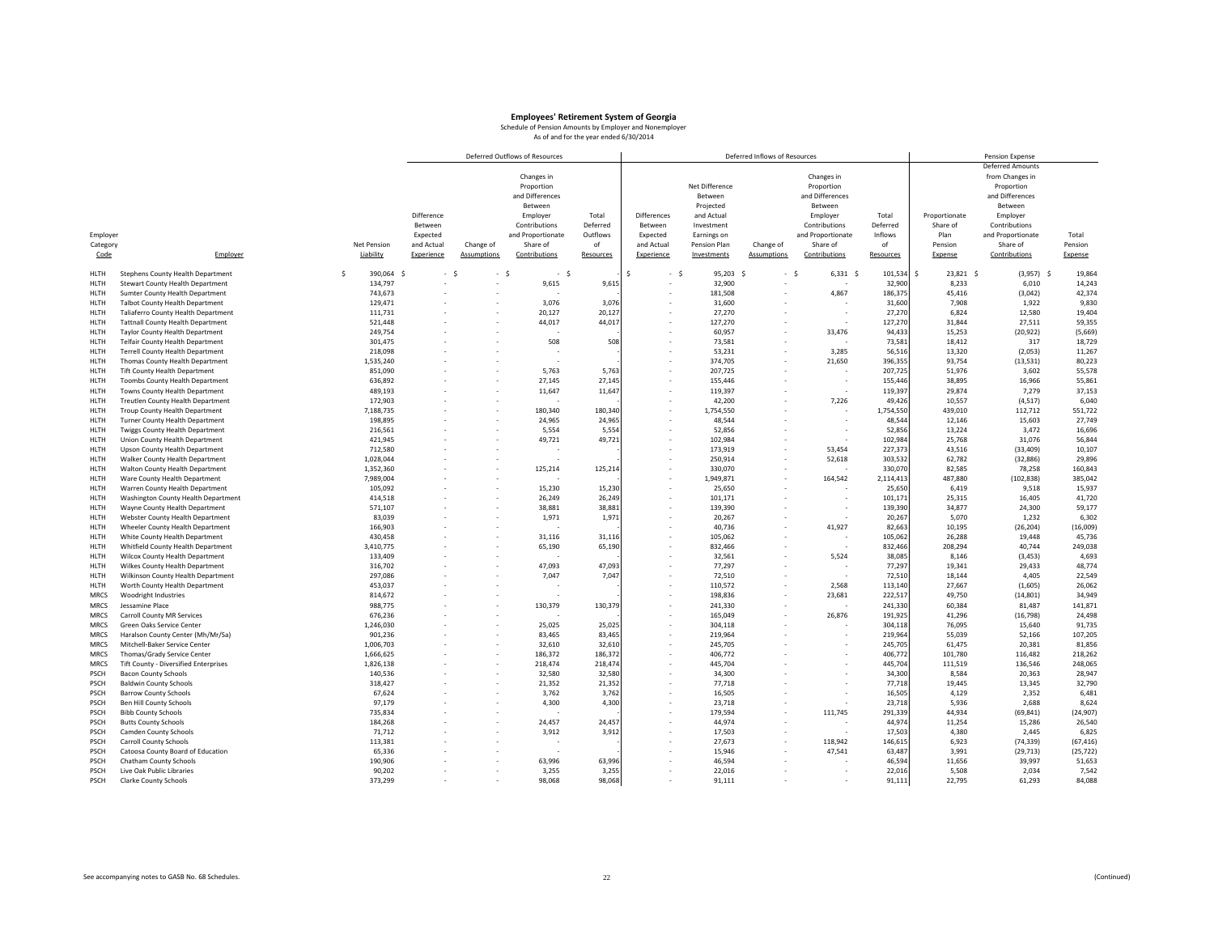# Employees' Retirement System of Georgia

Schedule of Pension Amounts by Employer and Nonemployer

As of and for the year ended 6/30/2014

| | | | Deferred Outflows of Resources | | | | Deferred Inflows of Resources | | | | | Pension Expense | | |
|---|---|---|---|---|---|---|---|---|---|---|---|---|---|---|
| Employer Category Code | Employer | Net Pension Liability | Difference Between Expected and Actual Experience | Change of Assumptions | Changes in Proportion and Differences Between Employer Contributions and Proportionate Share of Contributions | Total Deferred Outflows of Resources | Differences Between Expected and Actual Experience | Net Difference Between Projected and Actual Investment Earnings on Pension Plan Investments | Change of Assumptions | Changes in Proportion and Differences Between Employer Contributions and Proportionate Share of Contributions | Total Deferred Inflows of Resources | Proportionate Share of Plan Pension Expense | Deferred Amounts from Changes in Proportion and Differences Between Employer Contributions and Proportionate Share of Contributions | Total Pension Expense |
| HLTH | Stephens County Health Department | $ 390,064 | $ - | $ - | $ - | $ - | $ - | $ 95,203 | $ - | $ 6,331 | $ 101,534 | $ 23,821 | $ (3,957) | $ 19,864 |
| HLTH | Stewart County Health Department | 134,797 | - | - | 9,615 | 9,615 | - | 32,900 | - | - | 32,900 | 8,233 | 6,010 | 14,243 |
| HLTH | Sumter County Health Department | 743,673 | - | - | - | - | - | 181,508 | - | 4,867 | 186,375 | 45,416 | (3,042) | 42,374 |
| HLTH | Talbot County Health Department | 129,471 | - | - | 3,076 | 3,076 | - | 31,600 | - | - | 31,600 | 7,908 | 1,922 | 9,830 |
| HLTH | Taliaferro County Health Department | 111,731 | - | - | 20,127 | 20,127 | - | 27,270 | - | - | 27,270 | 6,824 | 12,580 | 19,404 |
| HLTH | Tattnall County Health Department | 521,448 | - | - | 44,017 | 44,017 | - | 127,270 | - | - | 127,270 | 31,844 | 27,511 | 59,355 |
| HLTH | Taylor County Health Department | 249,754 | - | - | - | - | - | 60,957 | - | 33,476 | 94,433 | 15,253 | (20,922) | (5,669) |
| HLTH | Telfair County Health Department | 301,475 | - | - | 508 | 508 | - | 73,581 | - | - | 73,581 | 18,412 | 317 | 18,729 |
| HLTH | Terrell County Health Department | 218,098 | - | - | - | - | - | 53,231 | - | 3,285 | 56,516 | 13,320 | (2,053) | 11,267 |
| HLTH | Thomas County Health Department | 1,535,240 | - | - | - | - | - | 374,705 | - | 21,650 | 396,355 | 93,754 | (13,531) | 80,223 |
| HLTH | Tift County Health Department | 851,090 | - | - | 5,763 | 5,763 | - | 207,725 | - | - | 207,725 | 51,976 | 3,602 | 55,578 |
| HLTH | Toombs County Health Department | 636,892 | - | - | 27,145 | 27,145 | - | 155,446 | - | - | 155,446 | 38,895 | 16,966 | 55,861 |
| HLTH | Towns County Health Department | 489,193 | - | - | 11,647 | 11,647 | - | 119,397 | - | - | 119,397 | 29,874 | 7,279 | 37,153 |
| HLTH | Treutlen County Health Department | 172,903 | - | - | - | - | - | 42,200 | - | 7,226 | 49,426 | 10,557 | (4,517) | 6,040 |
| HLTH | Troup County Health Department | 7,188,735 | - | - | 180,340 | 180,340 | - | 1,754,550 | - | - | 1,754,550 | 439,010 | 112,712 | 551,722 |
| HLTH | Turner County Health Department | 198,895 | - | - | 24,965 | 24,965 | - | 48,544 | - | - | 48,544 | 12,146 | 15,603 | 27,749 |
| HLTH | Twiggs County Health Department | 216,561 | - | - | 5,554 | 5,554 | - | 52,856 | - | - | 52,856 | 13,224 | 3,472 | 16,696 |
| HLTH | Union County Health Department | 421,945 | - | - | 49,721 | 49,721 | - | 102,984 | - | - | 102,984 | 25,768 | 31,076 | 56,844 |
| HLTH | Upson County Health Department | 712,580 | - | - | - | - | - | 173,919 | - | 53,454 | 227,373 | 43,516 | (33,409) | 10,107 |
| HLTH | Walker County Health Department | 1,028,044 | - | - | - | - | - | 250,914 | - | 52,618 | 303,532 | 62,782 | (32,886) | 29,896 |
| HLTH | Walton County Health Department | 1,352,360 | - | - | 125,214 | 125,214 | - | 330,070 | - | - | 330,070 | 82,585 | 78,258 | 160,843 |
| HLTH | Ware County Health Department | 7,989,004 | - | - | - | - | - | 1,949,871 | - | 164,542 | 2,114,413 | 487,880 | (102,838) | 385,042 |
| HLTH | Warren County Health Department | 105,092 | - | - | 15,230 | 15,230 | - | 25,650 | - | - | 25,650 | 6,419 | 9,518 | 15,937 |
| HLTH | Washington County Health Department | 414,518 | - | - | 26,249 | 26,249 | - | 101,171 | - | - | 101,171 | 25,315 | 16,405 | 41,720 |
| HLTH | Wayne County Health Department | 571,107 | - | - | 38,881 | 38,881 | - | 139,390 | - | - | 139,390 | 34,877 | 24,300 | 59,177 |
| HLTH | Webster County Health Department | 83,039 | - | - | 1,971 | 1,971 | - | 20,267 | - | - | 20,267 | 5,070 | 1,232 | 6,302 |
| HLTH | Wheeler County Health Department | 166,903 | - | - | - | - | - | 40,736 | - | 41,927 | 82,663 | 10,195 | (26,204) | (16,009) |
| HLTH | White County Health Department | 430,458 | - | - | 31,116 | 31,116 | - | 105,062 | - | - | 105,062 | 26,288 | 19,448 | 45,736 |
| HLTH | Whitfield County Health Department | 3,410,775 | - | - | 65,190 | 65,190 | - | 832,466 | - | - | 832,466 | 208,294 | 40,744 | 249,038 |
| HLTH | Wilcox County Health Department | 133,409 | - | - | - | - | - | 32,561 | - | 5,524 | 38,085 | 8,146 | (3,453) | 4,693 |
| HLTH | Wilkes County Health Department | 316,702 | - | - | 47,093 | 47,093 | - | 77,297 | - | - | 77,297 | 19,341 | 29,433 | 48,774 |
| HLTH | Wilkinson County Health Department | 297,086 | - | - | 7,047 | 7,047 | - | 72,510 | - | - | 72,510 | 18,144 | 4,405 | 22,549 |
| HLTH | Worth County Health Department | 453,037 | - | - | - | - | - | 110,572 | - | 2,568 | 113,140 | 27,667 | (1,605) | 26,062 |
| MRCS | Woodright Industries | 814,672 | - | - | - | - | - | 198,836 | - | 23,681 | 222,517 | 49,750 | (14,801) | 34,949 |
| MRCS | Jessamine Place | 988,775 | - | - | 130,379 | 130,379 | - | 241,330 | - | - | 241,330 | 60,384 | 81,487 | 141,871 |
| MRCS | Carroll County MR Services | 676,236 | - | - | - | - | - | 165,049 | - | 26,876 | 191,925 | 41,296 | (16,798) | 24,498 |
| MRCS | Green Oaks Service Center | 1,246,030 | - | - | 25,025 | 25,025 | - | 304,118 | - | - | 304,118 | 76,095 | 15,640 | 91,735 |
| MRCS | Haralson County Center (Mh/Mr/Sa) | 901,236 | - | - | 83,465 | 83,465 | - | 219,964 | - | - | 219,964 | 55,039 | 52,166 | 107,205 |
| MRCS | Mitchell-Baker Service Center | 1,006,703 | - | - | 32,610 | 32,610 | - | 245,705 | - | - | 245,705 | 61,475 | 20,381 | 81,856 |
| MRCS | Thomas/Grady Service Center | 1,666,625 | - | - | 186,372 | 186,372 | - | 406,772 | - | - | 406,772 | 101,780 | 116,482 | 218,262 |
| MRCS | Tift County - Diversified Enterprises | 1,826,138 | - | - | 218,474 | 218,474 | - | 445,704 | - | - | 445,704 | 111,519 | 136,546 | 248,065 |
| PSCH | Bacon County Schools | 140,536 | - | - | 32,580 | 32,580 | - | 34,300 | - | - | 34,300 | 8,584 | 20,363 | 28,947 |
| PSCH | Baldwin County Schools | 318,427 | - | - | 21,352 | 21,352 | - | 77,718 | - | - | 77,718 | 19,445 | 13,345 | 32,790 |
| PSCH | Barrow County Schools | 67,624 | - | - | 3,762 | 3,762 | - | 16,505 | - | - | 16,505 | 4,129 | 2,352 | 6,481 |
| PSCH | Ben Hill County Schools | 97,179 | - | - | 4,300 | 4,300 | - | 23,718 | - | - | 23,718 | 5,936 | 2,688 | 8,624 |
| PSCH | Bibb County Schools | 735,834 | - | - | - | - | - | 179,594 | - | 111,745 | 291,339 | 44,934 | (69,841) | (24,907) |
| PSCH | Butts County Schools | 184,268 | - | - | 24,457 | 24,457 | - | 44,974 | - | - | 44,974 | 11,254 | 15,286 | 26,540 |
| PSCH | Camden County Schools | 71,712 | - | - | 3,912 | 3,912 | - | 17,503 | - | - | 17,503 | 4,380 | 2,445 | 6,825 |
| PSCH | Carroll County Schools | 113,381 | - | - | - | - | - | 27,673 | - | 118,942 | 146,615 | 6,923 | (74,339) | (67,416) |
| PSCH | Catoosa County Board of Education | 65,336 | - | - | - | - | - | 15,946 | - | 47,541 | 63,487 | 3,991 | (29,713) | (25,722) |
| PSCH | Chatham County Schools | 190,906 | - | - | 63,996 | 63,996 | - | 46,594 | - | - | 46,594 | 11,656 | 39,997 | 51,653 |
| PSCH | Live Oak Public Libraries | 90,202 | - | - | 3,255 | 3,255 | - | 22,016 | - | - | 22,016 | 5,508 | 2,034 | 7,542 |
| PSCH | Clarke County Schools | 373,299 | - | - | 98,068 | 98,068 | - | 91,111 | - | - | 91,111 | 22,795 | 61,293 | 84,088 |

See accompanying notes to GASB No. 68 Schedules.

(Continued)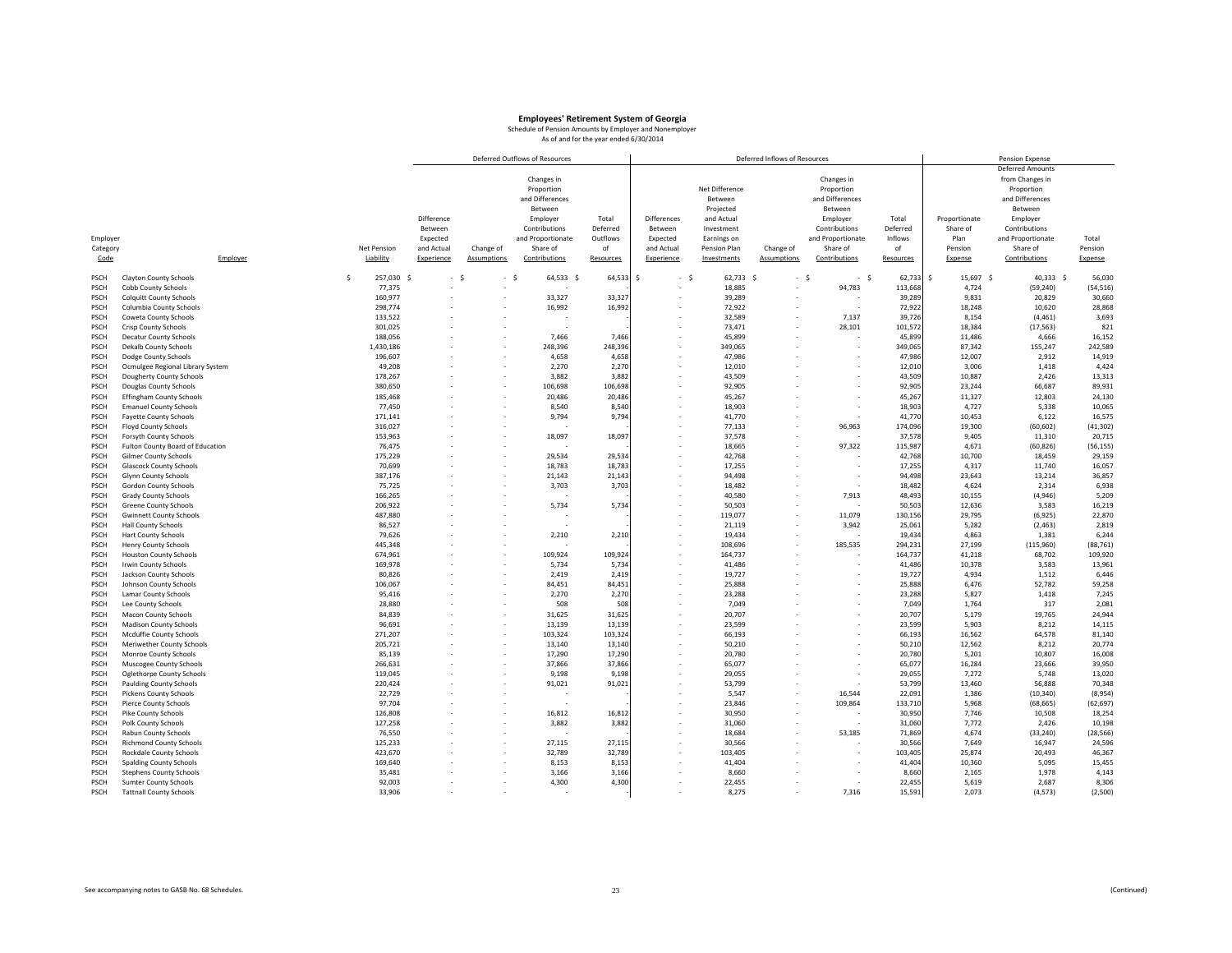# Employees' Retirement System of Georgia

Schedule of Pension Amounts by Employer and Nonemployer

As of and for the year ended 6/30/2014

| | | | Deferred Outflows of Resources | | | | Deferred Inflows of Resources | | | | | Pension Expense | | |
|---|---|---|---|---|---|---|---|---|---|---|---|---|---|---|
| Employer Category Code | Employer | Net Pension Liability | Difference Between Expected and Actual Experience | Change of Assumptions | Changes in Proportion and Differences Between Employer Contributions and Proportionate Share of Contributions | Total Deferred Outflows of Resources | Differences Between Expected and Actual Experience | Net Difference Between Projected and Actual Investment Earnings on Pension Plan Investments | Change of Assumptions | Changes in Proportion and Differences Between Employer Contributions and Proportionate Share of Contributions | Total Deferred Inflows of Resources | Proportionate Share of Plan Pension Expense | Deferred Amounts from Changes in Proportion and Differences Between Employer Contributions and Proportionate Share of Contributions | Total Pension Expense |
| PSCH | Clayton County Schools | $ 257,030 | $ - | $ - | $ 64,533 | $ 64,533 | $ - | $ 62,733 | $ - | $ - | $ 62,733 | $ 15,697 | $ 40,333 | $ 56,030 |
| PSCH | Cobb County Schools | 77,375 | - | - | - | - | - | 18,885 | - | 94,783 | 113,668 | 4,724 | (59,240) | (54,516) |
| PSCH | Colquitt County Schools | 160,977 | - | - | 33,327 | 33,327 | - | 39,289 | - | - | 39,289 | 9,831 | 20,829 | 30,660 |
| PSCH | Columbia County Schools | 298,774 | - | - | 16,992 | 16,992 | - | 72,922 | - | - | 72,922 | 18,248 | 10,620 | 28,868 |
| PSCH | Coweta County Schools | 133,522 | - | - | - | - | - | 32,589 | - | 7,137 | 39,726 | 8,154 | (4,461) | 3,693 |
| PSCH | Crisp County Schools | 301,025 | - | - | - | - | - | 73,471 | - | 28,101 | 101,572 | 18,384 | (17,563) | 821 |
| PSCH | Decatur County Schools | 188,056 | - | - | 7,466 | 7,466 | - | 45,899 | - | - | 45,899 | 11,486 | 4,666 | 16,152 |
| PSCH | Dekalb County Schools | 1,430,186 | - | - | 248,396 | 248,396 | - | 349,065 | - | - | 349,065 | 87,342 | 155,247 | 242,589 |
| PSCH | Dodge County Schools | 196,607 | - | - | 4,658 | 4,658 | - | 47,986 | - | - | 47,986 | 12,007 | 2,912 | 14,919 |
| PSCH | Ocmulgee Regional Library System | 49,208 | - | - | 2,270 | 2,270 | - | 12,010 | - | - | 12,010 | 3,006 | 1,418 | 4,424 |
| PSCH | Dougherty County Schools | 178,267 | - | - | 3,882 | 3,882 | - | 43,509 | - | - | 43,509 | 10,887 | 2,426 | 13,313 |
| PSCH | Douglas County Schools | 380,650 | - | - | 106,698 | 106,698 | - | 92,905 | - | - | 92,905 | 23,244 | 66,687 | 89,931 |
| PSCH | Effingham County Schools | 185,468 | - | - | 20,486 | 20,486 | - | 45,267 | - | - | 45,267 | 11,327 | 12,803 | 24,130 |
| PSCH | Emanuel County Schools | 77,450 | - | - | 8,540 | 8,540 | - | 18,903 | - | - | 18,903 | 4,727 | 5,338 | 10,065 |
| PSCH | Fayette County Schools | 171,141 | - | - | 9,794 | 9,794 | - | 41,770 | - | - | 41,770 | 10,453 | 6,122 | 16,575 |
| PSCH | Floyd County Schools | 316,027 | - | - | - | - | - | 77,133 | - | 96,963 | 174,096 | 19,300 | (60,602) | (41,302) |
| PSCH | Forsyth County Schools | 153,963 | - | - | 18,097 | 18,097 | - | 37,578 | - | - | 37,578 | 9,405 | 11,310 | 20,715 |
| PSCH | Fulton County Board of Education | 76,475 | - | - | - | - | - | 18,665 | - | 97,322 | 115,987 | 4,671 | (60,826) | (56,155) |
| PSCH | Gilmer County Schools | 175,229 | - | - | 29,534 | 29,534 | - | 42,768 | - | - | 42,768 | 10,700 | 18,459 | 29,159 |
| PSCH | Glascock County Schools | 70,699 | - | - | 18,783 | 18,783 | - | 17,255 | - | - | 17,255 | 4,317 | 11,740 | 16,057 |
| PSCH | Glynn County Schools | 387,176 | - | - | 21,143 | 21,143 | - | 94,498 | - | - | 94,498 | 23,643 | 13,214 | 36,857 |
| PSCH | Gordon County Schools | 75,725 | - | - | 3,703 | 3,703 | - | 18,482 | - | - | 18,482 | 4,624 | 2,314 | 6,938 |
| PSCH | Grady County Schools | 166,265 | - | - | - | - | - | 40,580 | - | 7,913 | 48,493 | 10,155 | (4,946) | 5,209 |
| PSCH | Greene County Schools | 206,922 | - | - | 5,734 | 5,734 | - | 50,503 | - | - | 50,503 | 12,636 | 3,583 | 16,219 |
| PSCH | Gwinnett County Schools | 487,880 | - | - | - | - | - | 119,077 | - | 11,079 | 130,156 | 29,795 | (6,925) | 22,870 |
| PSCH | Hall County Schools | 86,527 | - | - | - | - | - | 21,119 | - | 3,942 | 25,061 | 5,282 | (2,463) | 2,819 |
| PSCH | Hart County Schools | 79,626 | - | - | 2,210 | 2,210 | - | 19,434 | - | - | 19,434 | 4,863 | 1,381 | 6,244 |
| PSCH | Henry County Schools | 445,348 | - | - | - | - | - | 108,696 | - | 185,535 | 294,231 | 27,199 | (115,960) | (88,761) |
| PSCH | Houston County Schools | 674,961 | - | - | 109,924 | 109,924 | - | 164,737 | - | - | 164,737 | 41,218 | 68,702 | 109,920 |
| PSCH | Irwin County Schools | 169,978 | - | - | 5,734 | 5,734 | - | 41,486 | - | - | 41,486 | 10,378 | 3,583 | 13,961 |
| PSCH | Jackson County Schools | 80,826 | - | - | 2,419 | 2,419 | - | 19,727 | - | - | 19,727 | 4,934 | 1,512 | 6,446 |
| PSCH | Johnson County Schools | 106,067 | - | - | 84,451 | 84,451 | - | 25,888 | - | - | 25,888 | 6,476 | 52,782 | 59,258 |
| PSCH | Lamar County Schools | 95,416 | - | - | 2,270 | 2,270 | - | 23,288 | - | - | 23,288 | 5,827 | 1,418 | 7,245 |
| PSCH | Lee County Schools | 28,880 | - | - | 508 | 508 | - | 7,049 | - | - | 7,049 | 1,764 | 317 | 2,081 |
| PSCH | Macon County Schools | 84,839 | - | - | 31,625 | 31,625 | - | 20,707 | - | - | 20,707 | 5,179 | 19,765 | 24,944 |
| PSCH | Madison County Schools | 96,691 | - | - | 13,139 | 13,139 | - | 23,599 | - | - | 23,599 | 5,903 | 8,212 | 14,115 |
| PSCH | Mcduffie County Schools | 271,207 | - | - | 103,324 | 103,324 | - | 66,193 | - | - | 66,193 | 16,562 | 64,578 | 81,140 |
| PSCH | Meriwether County Schools | 205,721 | - | - | 13,140 | 13,140 | - | 50,210 | - | - | 50,210 | 12,562 | 8,212 | 20,774 |
| PSCH | Monroe County Schools | 85,139 | - | - | 17,290 | 17,290 | - | 20,780 | - | - | 20,780 | 5,201 | 10,807 | 16,008 |
| PSCH | Muscogee County Schools | 266,631 | - | - | 37,866 | 37,866 | - | 65,077 | - | - | 65,077 | 16,284 | 23,666 | 39,950 |
| PSCH | Oglethorpe County Schools | 119,045 | - | - | 9,198 | 9,198 | - | 29,055 | - | - | 29,055 | 7,272 | 5,748 | 13,020 |
| PSCH | Paulding County Schools | 220,424 | - | - | 91,021 | 91,021 | - | 53,799 | - | - | 53,799 | 13,460 | 56,888 | 70,348 |
| PSCH | Pickens County Schools | 22,729 | - | - | - | - | - | 5,547 | - | 16,544 | 22,091 | 1,386 | (10,340) | (8,954) |
| PSCH | Pierce County Schools | 97,704 | - | - | - | - | - | 23,846 | - | 109,864 | 133,710 | 5,968 | (68,665) | (62,697) |
| PSCH | Pike County Schools | 126,808 | - | - | 16,812 | 16,812 | - | 30,950 | - | - | 30,950 | 7,746 | 10,508 | 18,254 |
| PSCH | Polk County Schools | 127,258 | - | - | 3,882 | 3,882 | - | 31,060 | - | - | 31,060 | 7,772 | 2,426 | 10,198 |
| PSCH | Rabun County Schools | 76,550 | - | - | - | - | - | 18,684 | - | 53,185 | 71,869 | 4,674 | (33,240) | (28,566) |
| PSCH | Richmond County Schools | 125,233 | - | - | 27,115 | 27,115 | - | 30,566 | - | - | 30,566 | 7,649 | 16,947 | 24,596 |
| PSCH | Rockdale County Schools | 423,670 | - | - | 32,789 | 32,789 | - | 103,405 | - | - | 103,405 | 25,874 | 20,493 | 46,367 |
| PSCH | Spalding County Schools | 169,640 | - | - | 8,153 | 8,153 | - | 41,404 | - | - | 41,404 | 10,360 | 5,095 | 15,455 |
| PSCH | Stephens County Schools | 35,481 | - | - | 3,166 | 3,166 | - | 8,660 | - | - | 8,660 | 2,165 | 1,978 | 4,143 |
| PSCH | Sumter County Schools | 92,003 | - | - | 4,300 | 4,300 | - | 22,455 | - | - | 22,455 | 5,619 | 2,687 | 8,306 |
| PSCH | Tattnall County Schools | 33,906 | - | - | - | - | - | 8,275 | - | 7,316 | 15,591 | 2,073 | (4,573) | (2,500) |

See accompanying notes to GASB No. 68 Schedules.

(Continued)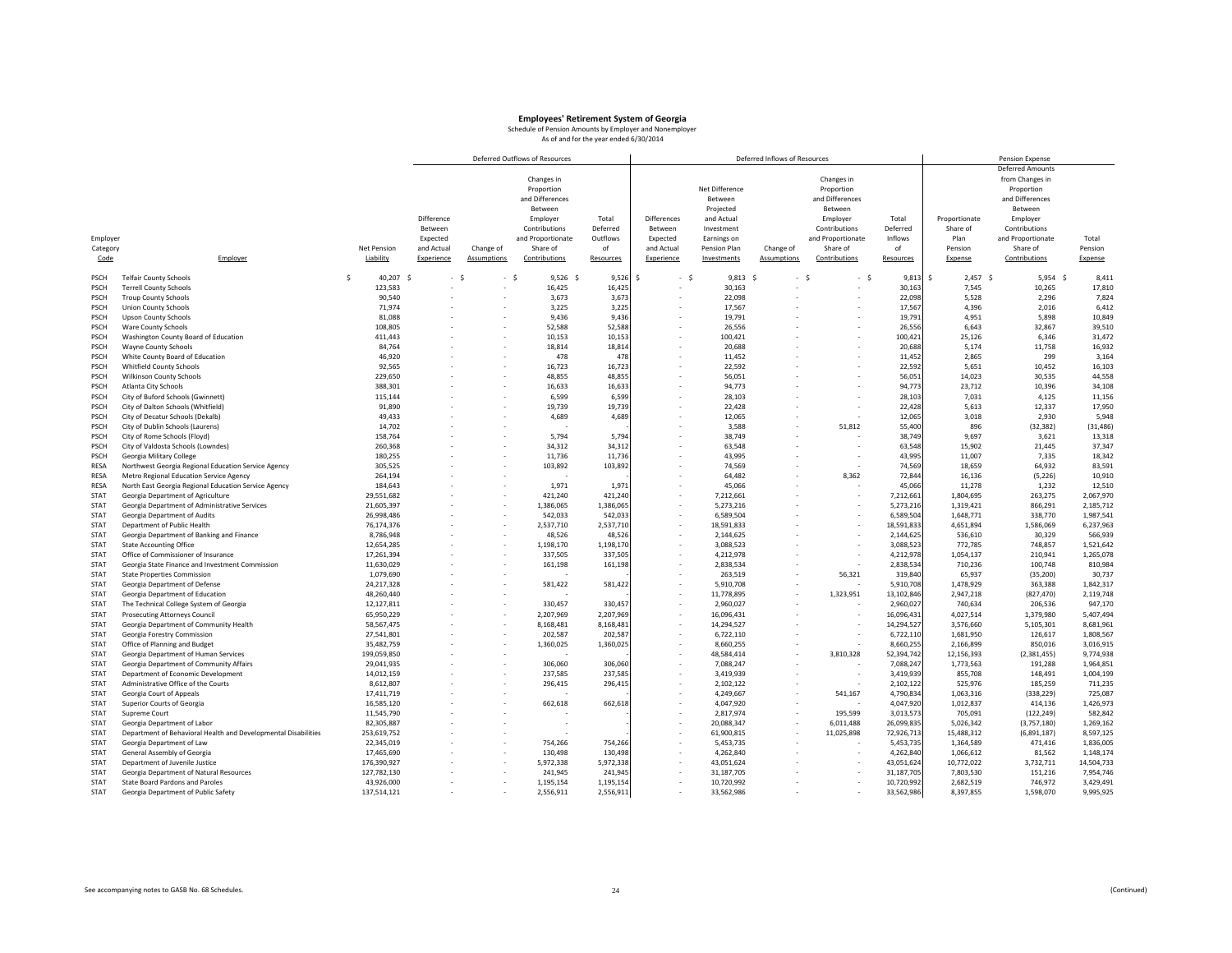# Employees' Retirement System of Georgia

Schedule of Pension Amounts by Employer and Nonemployer

As of and for the year ended 6/30/2014

| | | | Deferred Outflows of Resources | | | | Deferred Inflows of Resources | | | | | Pension Expense | | |
|---|---|---|---|---|---|---|---|---|---|---|---|---|---|---|
| Employer Category Code | Employer | Net Pension Liability | Difference Between Expected and Actual Experience | Change of Assumptions | Changes in Proportion and Differences Between Employer Contributions and Proportionate Share of Contributions | Total Deferred Outflows of Resources | Differences Between Expected and Actual Experience | Net Difference Between Projected and Actual Investment Earnings on Pension Plan Investments | Change of Assumptions | Changes in Proportion and Differences Between Employer Contributions and Proportionate Share of Contributions | Total Deferred Inflows of Resources | Proportionate Share of Plan Pension Expense | Deferred Amounts from Changes in Proportion and Differences Between Employer Contributions and Proportionate Share of Contributions | Total Pension Expense |
| PSCH | Telfair County Schools | $ 40,207 | $ - | $ - | $ 9,526 | $ 9,526 | $ - | $ 9,813 | $ - | $ - | $ 9,813 | $ 2,457 | $ 5,954 | $ 8,411 |
| PSCH | Terrell County Schools | 123,583 | - | - | 16,425 | 16,425 | - | 30,163 | - | - | 30,163 | 7,545 | 10,265 | 17,810 |
| PSCH | Troup County Schools | 90,540 | - | - | 3,673 | 3,673 | - | 22,098 | - | - | 22,098 | 5,528 | 2,296 | 7,824 |
| PSCH | Union County Schools | 71,974 | - | - | 3,225 | 3,225 | - | 17,567 | - | - | 17,567 | 4,396 | 2,016 | 6,412 |
| PSCH | Upson County Schools | 81,088 | - | - | 9,436 | 9,436 | - | 19,791 | - | - | 19,791 | 4,951 | 5,898 | 10,849 |
| PSCH | Ware County Schools | 108,805 | - | - | 52,588 | 52,588 | - | 26,556 | - | - | 26,556 | 6,643 | 32,867 | 39,510 |
| PSCH | Washington County Board of Education | 411,443 | - | - | 10,153 | 10,153 | - | 100,421 | - | - | 100,421 | 25,126 | 6,346 | 31,472 |
| PSCH | Wayne County Schools | 84,764 | - | - | 18,814 | 18,814 | - | 20,688 | - | - | 20,688 | 5,174 | 11,758 | 16,932 |
| PSCH | White County Board of Education | 46,920 | - | - | 478 | 478 | - | 11,452 | - | - | 11,452 | 2,865 | 299 | 3,164 |
| PSCH | Whitfield County Schools | 92,565 | - | - | 16,723 | 16,723 | - | 22,592 | - | - | 22,592 | 5,651 | 10,452 | 16,103 |
| PSCH | Wilkinson County Schools | 229,650 | - | - | 48,855 | 48,855 | - | 56,051 | - | - | 56,051 | 14,023 | 30,535 | 44,558 |
| PSCH | Atlanta City Schools | 388,301 | - | - | 16,633 | 16,633 | - | 94,773 | - | - | 94,773 | 23,712 | 10,396 | 34,108 |
| PSCH | City of Buford Schools (Gwinnett) | 115,144 | - | - | 6,599 | 6,599 | - | 28,103 | - | - | 28,103 | 7,031 | 4,125 | 11,156 |
| PSCH | City of Dalton Schools (Whitfield) | 91,890 | - | - | 19,739 | 19,739 | - | 22,428 | - | - | 22,428 | 5,613 | 12,337 | 17,950 |
| PSCH | City of Decatur Schools (Dekalb) | 49,433 | - | - | 4,689 | 4,689 | - | 12,065 | - | - | 12,065 | 3,018 | 2,930 | 5,948 |
| PSCH | City of Dublin Schools (Laurens) | 14,702 | - | - | - | - | - | 3,588 | - | 51,812 | 55,400 | 896 | (32,382) | (31,486) |
| PSCH | City of Rome Schools (Floyd) | 158,764 | - | - | 5,794 | 5,794 | - | 38,749 | - | - | 38,749 | 9,697 | 3,621 | 13,318 |
| PSCH | City of Valdosta Schools (Lowndes) | 260,368 | - | - | 34,312 | 34,312 | - | 63,548 | - | - | 63,548 | 15,902 | 21,445 | 37,347 |
| PSCH | Georgia Military College | 180,255 | - | - | 11,736 | 11,736 | - | 43,995 | - | - | 43,995 | 11,007 | 7,335 | 18,342 |
| RESA | Northwest Georgia Regional Education Service Agency | 305,525 | - | - | 103,892 | 103,892 | - | 74,569 | - | - | 74,569 | 18,659 | 64,932 | 83,591 |
| RESA | Metro Regional Education Service Agency | 264,194 | - | - | - | - | - | 64,482 | - | 8,362 | 72,844 | 16,136 | (5,226) | 10,910 |
| RESA | North East Georgia Regional Education Service Agency | 184,643 | - | - | 1,971 | 1,971 | - | 45,066 | - | - | 45,066 | 11,278 | 1,232 | 12,510 |
| STAT | Georgia Department of Agriculture | 29,551,682 | - | - | 421,240 | 421,240 | - | 7,212,661 | - | - | 7,212,661 | 1,804,695 | 263,275 | 2,067,970 |
| STAT | Georgia Department of Administrative Services | 21,605,397 | - | - | 1,386,065 | 1,386,065 | - | 5,273,216 | - | - | 5,273,216 | 1,319,421 | 866,291 | 2,185,712 |
| STAT | Georgia Department of Audits | 26,998,486 | - | - | 542,033 | 542,033 | - | 6,589,504 | - | - | 6,589,504 | 1,648,771 | 338,770 | 1,987,541 |
| STAT | Department of Public Health | 76,174,376 | - | - | 2,537,710 | 2,537,710 | - | 18,591,833 | - | - | 18,591,833 | 4,651,894 | 1,586,069 | 6,237,963 |
| STAT | Georgia Department of Banking and Finance | 8,786,948 | - | - | 48,526 | 48,526 | - | 2,144,625 | - | - | 2,144,625 | 536,610 | 30,329 | 566,939 |
| STAT | State Accounting Office | 12,654,285 | - | - | 1,198,170 | 1,198,170 | - | 3,088,523 | - | - | 3,088,523 | 772,785 | 748,857 | 1,521,642 |
| STAT | Office of Commissioner of Insurance | 17,261,394 | - | - | 337,505 | 337,505 | - | 4,212,978 | - | - | 4,212,978 | 1,054,137 | 210,941 | 1,265,078 |
| STAT | Georgia State Finance and Investment Commission | 11,630,029 | - | - | 161,198 | 161,198 | - | 2,838,534 | - | - | 2,838,534 | 710,236 | 100,748 | 810,984 |
| STAT | State Properties Commission | 1,079,690 | - | - | - | - | - | 263,519 | - | 56,321 | 319,840 | 65,937 | (35,200) | 30,737 |
| STAT | Georgia Department of Defense | 24,217,328 | - | - | 581,422 | 581,422 | - | 5,910,708 | - | - | 5,910,708 | 1,478,929 | 363,388 | 1,842,317 |
| STAT | Georgia Department of Education | 48,260,440 | - | - | - | - | - | 11,778,895 | - | 1,323,951 | 13,102,846 | 2,947,218 | (827,470) | 2,119,748 |
| STAT | The Technical College System of Georgia | 12,127,811 | - | - | 330,457 | 330,457 | - | 2,960,027 | - | - | 2,960,027 | 740,634 | 206,536 | 947,170 |
| STAT | Prosecuting Attorneys Council | 65,950,229 | - | - | 2,207,969 | 2,207,969 | - | 16,096,431 | - | - | 16,096,431 | 4,027,514 | 1,379,980 | 5,407,494 |
| STAT | Georgia Department of Community Health | 58,567,475 | - | - | 8,168,481 | 8,168,481 | - | 14,294,527 | - | - | 14,294,527 | 3,576,660 | 5,105,301 | 8,681,961 |
| STAT | Georgia Forestry Commission | 27,541,801 | - | - | 202,587 | 202,587 | - | 6,722,110 | - | - | 6,722,110 | 1,681,950 | 126,617 | 1,808,567 |
| STAT | Office of Planning and Budget | 35,482,759 | - | - | 1,360,025 | 1,360,025 | - | 8,660,255 | - | - | 8,660,255 | 2,166,899 | 850,016 | 3,016,915 |
| STAT | Georgia Department of Human Services | 199,059,850 | - | - | - | - | - | 48,584,414 | - | 3,810,328 | 52,394,742 | 12,156,393 | (2,381,455) | 9,774,938 |
| STAT | Georgia Department of Community Affairs | 29,041,935 | - | - | 306,060 | 306,060 | - | 7,088,247 | - | - | 7,088,247 | 1,773,563 | 191,288 | 1,964,851 |
| STAT | Department of Economic Development | 14,012,159 | - | - | 237,585 | 237,585 | - | 3,419,939 | - | - | 3,419,939 | 855,708 | 148,491 | 1,004,199 |
| STAT | Administrative Office of the Courts | 8,612,807 | - | - | 296,415 | 296,415 | - | 2,102,122 | - | - | 2,102,122 | 525,976 | 185,259 | 711,235 |
| STAT | Georgia Court of Appeals | 17,411,719 | - | - | - | - | - | 4,249,667 | - | 541,167 | 4,790,834 | 1,063,316 | (338,229) | 725,087 |
| STAT | Superior Courts of Georgia | 16,585,120 | - | - | 662,618 | 662,618 | - | 4,047,920 | - | - | 4,047,920 | 1,012,837 | 414,136 | 1,426,973 |
| STAT | Supreme Court | 11,545,790 | - | - | - | - | - | 2,817,974 | - | 195,599 | 3,013,573 | 705,091 | (122,249) | 582,842 |
| STAT | Georgia Department of Labor | 82,305,887 | - | - | - | - | - | 20,088,347 | - | 6,011,488 | 26,099,835 | 5,026,342 | (3,757,180) | 1,269,162 |
| STAT | Department of Behavioral Health and Developmental Disabilities | 253,619,752 | - | - | - | - | - | 61,900,815 | - | 11,025,898 | 72,926,713 | 15,488,312 | (6,891,187) | 8,597,125 |
| STAT | Georgia Department of Law | 22,345,019 | - | - | 754,266 | 754,266 | - | 5,453,735 | - | - | 5,453,735 | 1,364,589 | 471,416 | 1,836,005 |
| STAT | General Assembly of Georgia | 17,465,690 | - | - | 130,498 | 130,498 | - | 4,262,840 | - | - | 4,262,840 | 1,066,612 | 81,562 | 1,148,174 |
| STAT | Department of Juvenile Justice | 176,390,927 | - | - | 5,972,338 | 5,972,338 | - | 43,051,624 | - | - | 43,051,624 | 10,772,022 | 3,732,711 | 14,504,733 |
| STAT | Georgia Department of Natural Resources | 127,782,130 | - | - | 241,945 | 241,945 | - | 31,187,705 | - | - | 31,187,705 | 7,803,530 | 151,216 | 7,954,746 |
| STAT | State Board Pardons and Paroles | 43,926,000 | - | - | 1,195,154 | 1,195,154 | - | 10,720,992 | - | - | 10,720,992 | 2,682,519 | 746,972 | 3,429,491 |
| STAT | Georgia Department of Public Safety | 137,514,121 | - | - | 2,556,911 | 2,556,911 | - | 33,562,986 | - | - | 33,562,986 | 8,397,855 | 1,598,070 | 9,995,925 |

See accompanying notes to GASB No. 68 Schedules.

(Continued)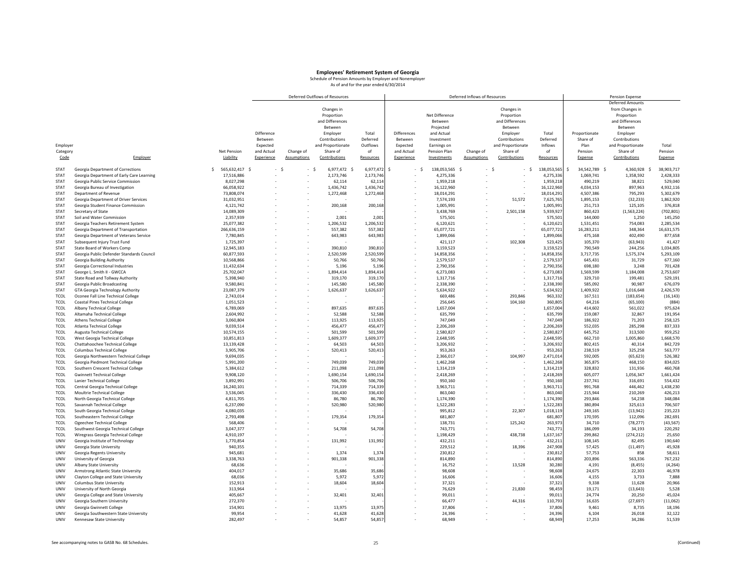# Employees' Retirement System of Georgia

Schedule of Pension Amounts by Employer and Nonemployer

As of and for the year ended 6/30/2014

| | | | Deferred Outflows of Resources | | | | Deferred Inflows of Resources | | | | | Pension Expense | | |
|---|---|---|---|---|---|---|---|---|---|---|---|---|---|---|
| Employer Category Code | Employer | Net Pension Liability | Difference Between Expected and Actual Experience | Change of Assumptions | Changes in Proportion and Differences Between Employer Contributions and Proportionate Share of Contributions | Total Deferred Outflows of Resources | Differences Between Expected and Actual Experience | Net Difference Between Projected and Actual Investment Earnings on Pension Plan Investments | Change of Assumptions | Changes in Proportion and Differences Between Employer Contributions and Proportionate Share of Contributions | Total Deferred Inflows of Resources | Proportionate Share of Plan Pension Expense | Deferred Amounts from Changes in Proportion and Differences Between Employer Contributions and Proportionate Share of Contributions | Total Pension Expense |
| STAT | Georgia Department of Corrections | $ 565,632,417 | $ - | $ - | $ 6,977,472 | $ 6,977,472 | $ - | $ 138,053,565 | $ - | $ - | $ 138,053,565 | $ 34,542,789 | $ 4,360,928 | $ 38,903,717 |
| STAT | Georgia Department of Early Care Learning | 17,516,886 | - | - | 2,173,746 | 2,173,746 | - | 4,275,336 | - | - | 4,275,336 | 1,069,741 | 1,358,592 | 2,428,333 |
| STAT | Georgia Public Service Commission | 8,027,298 | - | - | 62,114 | 62,114 | - | 1,959,218 | - | - | 1,959,218 | 490,219 | 38,821 | 529,040 |
| STAT | Georgia Bureau of Investigation | 66,058,922 | - | - | 1,436,742 | 1,436,742 | - | 16,122,960 | - | - | 16,122,960 | 4,034,153 | 897,963 | 4,932,116 |
| STAT | Department of Revenue | 73,808,074 | - | - | 1,272,468 | 1,272,468 | - | 18,014,291 | - | - | 18,014,291 | 4,507,386 | 795,293 | 5,302,679 |
| STAT | Georgia Department of Driver Services | 31,032,951 | - | - | - | - | - | 7,574,193 | - | 51,572 | 7,625,765 | 1,895,153 | (32,233) | 1,862,920 |
| STAT | Georgia Student Finance Commission | 4,121,742 | - | - | 200,168 | 200,168 | - | 1,005,991 | - | - | 1,005,991 | 251,713 | 125,105 | 376,818 |
| STAT | Secretary of State | 14,089,309 | - | - | - | - | - | 3,438,769 | - | 2,501,158 | 5,939,927 | 860,423 | (1,563,224) | (702,801) |
| STAT | Soil and Water Commission | 2,357,939 | - | - | 2,001 | 2,001 | - | 575,501 | - | - | 575,501 | 144,000 | 1,250 | 145,250 |
| STAT | Georgia Teachers Retirement System | 25,077,382 | - | - | 1,206,532 | 1,206,532 | - | 6,120,621 | - | - | 6,120,621 | 1,531,451 | 754,083 | 2,285,534 |
| STAT | Georgia Department of Transportation | 266,636,159 | - | - | 557,382 | 557,382 | - | 65,077,721 | - | - | 65,077,721 | 16,283,211 | 348,364 | 16,631,575 |
| STAT | Georgia Department of Veterans Service | 7,780,845 | - | - | 643,983 | 643,983 | - | 1,899,066 | - | - | 1,899,066 | 475,168 | 402,490 | 877,658 |
| STAT | Subsequent Injury Trust Fund | 1,725,397 | - | - | - | - | - | 421,117 | - | 102,308 | 523,425 | 105,370 | (63,943) | 41,427 |
| STAT | State Board of Workers Comp | 12,945,183 | - | - | 390,810 | 390,810 | - | 3,159,523 | - | - | 3,159,523 | 790,549 | 244,256 | 1,034,805 |
| STAT | Georgia Public Defender Standards Council | 60,877,593 | - | - | 2,520,599 | 2,520,599 | - | 14,858,356 | - | - | 14,858,356 | 3,717,735 | 1,575,374 | 5,293,109 |
| STAT | Georgia Building Authority | 10,568,866 | - | - | 50,766 | 50,766 | - | 2,579,537 | - | - | 2,579,537 | 645,431 | 31,729 | 677,160 |
| STAT | Georgia Correctional Industries | 11,432,634 | - | - | 5,196 | 5,196 | - | 2,790,356 | - | - | 2,790,356 | 698,180 | 3,248 | 701,428 |
| STAT | George L. Smith II - GWCCA | 25,702,047 | - | - | 1,894,414 | 1,894,414 | - | 6,273,083 | - | - | 6,273,083 | 1,569,599 | 1,184,008 | 2,753,607 |
| STAT | State Road and Tollway Authority | 5,398,940 | - | - | 319,170 | 319,170 | - | 1,317,716 | - | - | 1,317,716 | 329,710 | 199,481 | 529,191 |
| STAT | Georgia Public Broadcasting | 9,580,841 | - | - | 145,580 | 145,580 | - | 2,338,390 | - | - | 2,338,390 | 585,092 | 90,987 | 676,079 |
| STAT | GTA Georgia Technology Authority | 23,087,379 | - | - | 1,626,637 | 1,626,637 | - | 5,634,922 | - | - | 5,634,922 | 1,409,922 | 1,016,648 | 2,426,570 |
| TCOL | Oconee Fall Line Technical College | 2,743,014 | - | - | - | - | - | 669,486 | - | 293,846 | 963,332 | 167,511 | (183,654) | (16,143) |
| TCOL | Coastal Pines Technical College | 1,051,523 | - | - | - | - | - | 256,645 | - | 104,160 | 360,805 | 64,216 | (65,100) | (884) |
| TCOL | Albany Technical College | 6,789,069 | - | - | 897,635 | 897,635 | - | 1,657,004 | - | - | 1,657,004 | 414,602 | 561,022 | 975,624 |
| TCOL | Altamaha Technical College | 2,604,992 | - | - | 52,588 | 52,588 | - | 635,799 | - | - | 635,799 | 159,087 | 32,867 | 191,954 |
| TCOL | Athens Technical College | 3,060,804 | - | - | 113,925 | 113,925 | - | 747,049 | - | - | 747,049 | 186,922 | 71,203 | 258,125 |
| TCOL | Atlanta Technical College | 9,039,514 | - | - | 456,477 | 456,477 | - | 2,206,269 | - | - | 2,206,269 | 552,035 | 285,298 | 837,333 |
| TCOL | Augusta Technical College | 10,574,155 | - | - | 501,599 | 501,599 | - | 2,580,827 | - | - | 2,580,827 | 645,752 | 313,500 | 959,252 |
| TCOL | West Georgia Technical College | 10,851,813 | - | - | 1,609,377 | 1,609,377 | - | 2,648,595 | - | - | 2,648,595 | 662,710 | 1,005,860 | 1,668,570 |
| TCOL | Chattahoochee Technical College | 13,139,428 | - | - | 64,503 | 64,503 | - | 3,206,932 | - | - | 3,206,932 | 802,415 | 40,314 | 842,729 |
| TCOL | Columbus Technical College | 3,905,706 | - | - | 520,413 | 520,413 | - | 953,263 | - | - | 953,263 | 238,519 | 325,258 | 563,777 |
| TCOL | Georgia Northwestern Technical College | 9,694,035 | - | - | - | - | - | 2,366,017 | - | 104,997 | 2,471,014 | 592,005 | (65,623) | 526,382 |
| TCOL | Georgia Piedmont Technical College | 5,991,200 | - | - | 749,039 | 749,039 | - | 1,462,268 | - | - | 1,462,268 | 365,875 | 468,150 | 834,025 |
| TCOL | Southern Crescent Technical College | 5,384,612 | - | - | 211,098 | 211,098 | - | 1,314,219 | - | - | 1,314,219 | 328,832 | 131,936 | 460,768 |
| TCOL | Gwinnett Technical College | 9,908,120 | - | - | 1,690,154 | 1,690,154 | - | 2,418,269 | - | - | 2,418,269 | 605,077 | 1,056,347 | 1,661,424 |
| TCOL | Lanier Technical College | 3,892,991 | - | - | 506,706 | 506,706 | - | 950,160 | - | - | 950,160 | 237,741 | 316,691 | 554,432 |
| TCOL | Central Georgia Technical College | 16,240,101 | - | - | 714,339 | 714,339 | - | 3,963,711 | - | - | 3,963,711 | 991,768 | 446,462 | 1,438,230 |
| TCOL | Moultrie Technical College | 3,536,045 | - | - | 336,430 | 336,430 | - | 863,040 | - | - | 863,040 | 215,944 | 210,269 | 426,213 |
| TCOL | North Georgia Technical College | 4,811,705 | - | - | 86,780 | 86,780 | - | 1,174,390 | - | - | 1,174,390 | 293,846 | 54,238 | 348,084 |
| TCOL | Savannah Technical College | 6,237,090 | - | - | 520,980 | 520,980 | - | 1,522,283 | - | - | 1,522,283 | 380,894 | 325,613 | 706,507 |
| TCOL | South Georgia Technical College | 4,080,035 | - | - | - | - | - | 995,812 | - | 22,307 | 1,018,119 | 249,165 | (13,942) | 235,223 |
| TCOL | Southeastern Technical College | 2,793,498 | - | - | 179,354 | 179,354 | - | 681,807 | - | - | 681,807 | 170,595 | 112,096 | 282,691 |
| TCOL | Ogeechee Technical College | 568,406 | - | - | - | - | - | 138,731 | - | 125,242 | 263,973 | 34,710 | (78,277) | (43,567) |
| TCOL | Southwest Georgia Technical College | 3,047,377 | - | - | 54,708 | 54,708 | - | 743,771 | - | - | 743,771 | 186,099 | 34,193 | 220,292 |
| TCOL | Wiregrass Georgia Technical College | 4,910,197 | - | - | - | - | - | 1,198,429 | - | 438,738 | 1,637,167 | 299,862 | (274,212) | 25,650 |
| UNIV | Georgia Institute of Technology | 1,770,854 | - | - | 131,992 | 131,992 | - | 432,211 | - | - | 432,211 | 108,145 | 82,495 | 190,640 |
| UNIV | Georgia State University | 940,355 | - | - | - | - | - | 229,512 | - | 18,396 | 247,908 | 57,425 | (11,497) | 45,928 |
| UNIV | Georgia Regents University | 945,681 | - | - | 1,374 | 1,374 | - | 230,812 | - | - | 230,812 | 57,753 | 858 | 58,611 |
| UNIV | University of Georgia | 3,338,763 | - | - | 901,338 | 901,338 | - | 814,890 | - | - | 814,890 | 203,896 | 563,336 | 767,232 |
| UNIV | Albany State University | 68,636 | - | - | - | - | - | 16,752 | - | 13,528 | 30,280 | 4,191 | (8,455) | (4,264) |
| UNIV | Armstrong Atlantic State University | 404,017 | - | - | 35,686 | 35,686 | - | 98,608 | - | - | 98,608 | 24,675 | 22,303 | 46,978 |
| UNIV | Clayton College and State University | 68,036 | - | - | 5,972 | 5,972 | - | 16,606 | - | - | 16,606 | 4,155 | 3,733 | 7,888 |
| UNIV | Columbus State University | 152,913 | - | - | 18,604 | 18,604 | - | 37,321 | - | - | 37,321 | 9,338 | 11,628 | 20,966 |
| UNIV | University of North Georgia | 313,964 | - | - | - | - | - | 76,629 | - | 21,830 | 98,459 | 19,171 | (13,643) | 5,528 |
| UNIV | Georgia College and State University | 405,667 | - | - | 32,401 | 32,401 | - | 99,011 | - | - | 99,011 | 24,774 | 20,250 | 45,024 |
| UNIV | Georgia Southern University | 272,370 | - | - | - | - | - | 66,477 | - | 44,316 | 110,793 | 16,635 | (27,697) | (11,062) |
| UNIV | Georgia Gwinnett College | 154,901 | - | - | 13,975 | 13,975 | - | 37,806 | - | - | 37,806 | 9,461 | 8,735 | 18,196 |
| UNIV | Georgia Southwestern State University | 99,954 | - | - | 41,628 | 41,628 | - | 24,396 | - | - | 24,396 | 6,104 | 26,018 | 32,122 |
| UNIV | Kennesaw State University | 282,497 | - | - | 54,857 | 54,857 | - | 68,949 | - | - | 68,949 | 17,253 | 34,286 | 51,539 |

See accompanying notes to GASB No. 68 Schedules.

(Continued)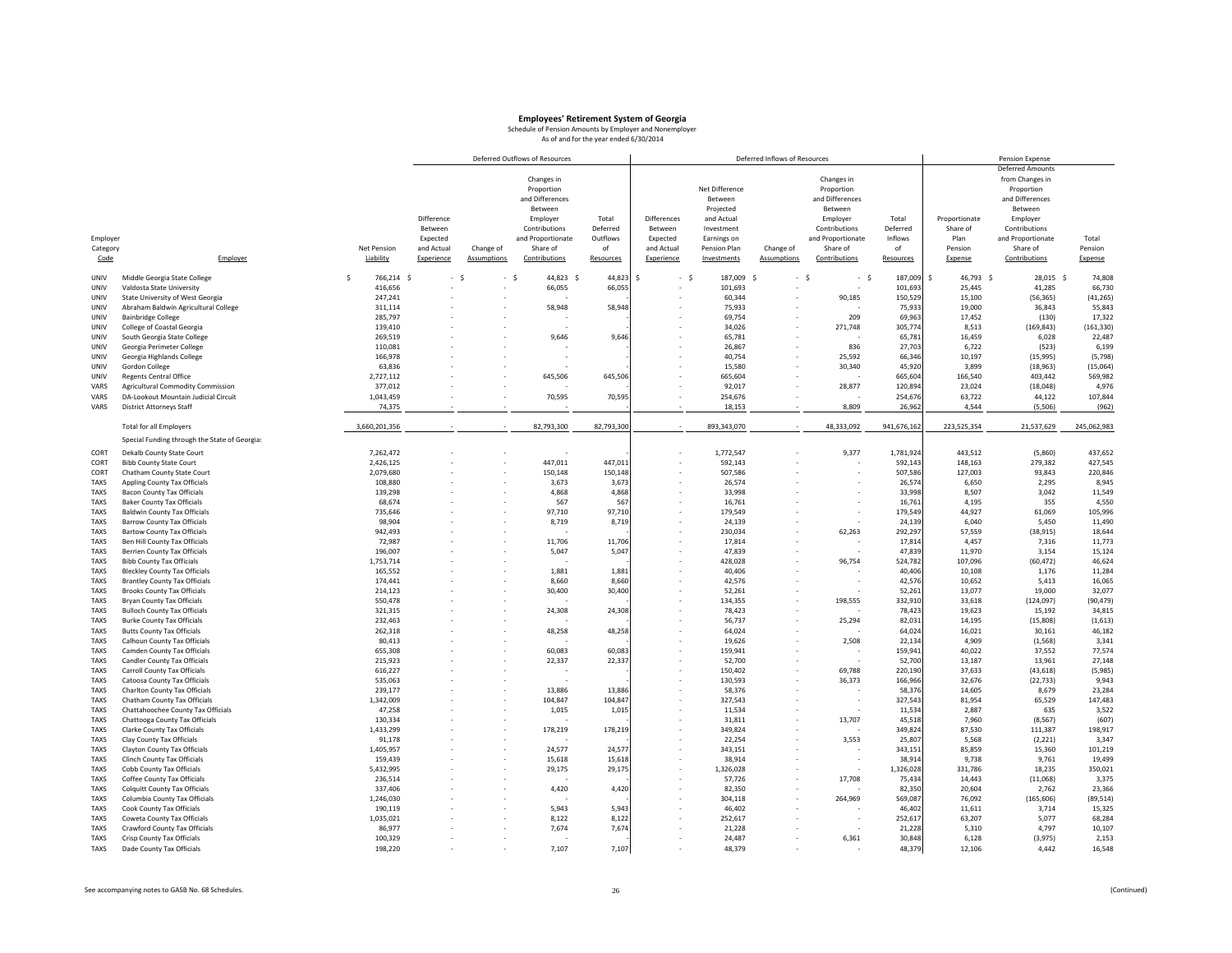# Employees' Retirement System of Georgia

Schedule of Pension Amounts by Employer and Nonemployer

As of and for the year ended 6/30/2014

| | | | Deferred Outflows of Resources | | | | Deferred Inflows of Resources | | | | | Pension Expense | | |
|---|---|---|---|---|---|---|---|---|---|---|---|---|---|---|
| Employer Category Code | Employer | Net Pension Liability | Difference Between Expected and Actual Experience | Change of Assumptions | Changes in Proportion and Differences Between Employer Contributions and Proportionate Share of Contributions | Total Deferred Outflows of Resources | Differences Between Expected and Actual Experience | Net Difference Between Projected and Actual Investment Earnings on Pension Plan Investments | Change of Assumptions | Changes in Proportion and Differences Between Employer Contributions and Proportionate Share of Contributions | Total Deferred Inflows of Resources | Proportionate Share of Plan Pension Expense | Deferred Amounts from Changes in Proportion and Differences Between Employer Contributions and Proportionate Share of Contributions | Total Pension Expense |
| UNIV | Middle Georgia State College | $ 766,214 | $ - | $ - | $ 44,823 | $ 44,823 | $ - | $ 187,009 | $ - | $ - | $ 187,009 | $ 46,793 | $ 28,015 | $ 74,808 |
| UNIV | Valdosta State University | 416,656 | - | - | 66,055 | 66,055 | - | 101,693 | - | - | 101,693 | 25,445 | 41,285 | 66,730 |
| UNIV | State University of West Georgia | 247,241 | - | - | - | - | - | 60,344 | - | 90,185 | 150,529 | 15,100 | (56,365) | (41,265) |
| UNIV | Abraham Baldwin Agricultural College | 311,114 | - | - | 58,948 | 58,948 | - | 75,933 | - | - | 75,933 | 19,000 | 36,843 | 55,843 |
| UNIV | Bainbridge College | 285,797 | - | - | - | - | - | 69,754 | - | 209 | 69,963 | 17,452 | (130) | 17,322 |
| UNIV | College of Coastal Georgia | 139,410 | - | - | - | - | - | 34,026 | - | 271,748 | 305,774 | 8,513 | (169,843) | (161,330) |
| UNIV | South Georgia State College | 269,519 | - | - | 9,646 | 9,646 | - | 65,781 | - | - | 65,781 | 16,459 | 6,028 | 22,487 |
| UNIV | Georgia Perimeter College | 110,081 | - | - | - | - | - | 26,867 | - | 836 | 27,703 | 6,722 | (523) | 6,199 |
| UNIV | Georgia Highlands College | 166,978 | - | - | - | - | - | 40,754 | - | 25,592 | 66,346 | 10,197 | (15,995) | (5,798) |
| UNIV | Gordon College | 63,836 | - | - | - | - | - | 15,580 | - | 30,340 | 45,920 | 3,899 | (18,963) | (15,064) |
| UNIV | Regents Central Office | 2,727,112 | - | - | 645,506 | 645,506 | - | 665,604 | - | - | 665,604 | 166,540 | 403,442 | 569,982 |
| VARS | Agricultural Commodity Commission | 377,012 | - | - | - | - | - | 92,017 | - | 28,877 | 120,894 | 23,024 | (18,048) | 4,976 |
| VARS | DA-Lookout Mountain Judicial Circuit | 1,043,459 | - | - | 70,595 | 70,595 | - | 254,676 | - | - | 254,676 | 63,722 | 44,122 | 107,844 |
| VARS | District Attorneys Staff | 74,375 | - | - | - | - | - | 18,153 | - | 8,809 | 26,962 | 4,544 | (5,506) | (962) |
| | Total for all Employers | 3,660,201,356 | - | - | 82,793,300 | 82,793,300 | - | 893,343,070 | - | 48,333,092 | 941,676,162 | 223,525,354 | 21,537,629 | 245,062,983 |
| | Special Funding through the State of Georgia: | | | | | | | | | | | | | |
| CORT | Dekalb County State Court | 7,262,472 | - | - | - | - | - | 1,772,547 | - | 9,377 | 1,781,924 | 443,512 | (5,860) | 437,652 |
| CORT | Bibb County State Court | 2,426,125 | - | - | 447,011 | 447,011 | - | 592,143 | - | - | 592,143 | 148,163 | 279,382 | 427,545 |
| CORT | Chatham County State Court | 2,079,680 | - | - | 150,148 | 150,148 | - | 507,586 | - | - | 507,586 | 127,003 | 93,843 | 220,846 |
| TAXS | Appling County Tax Officials | 108,880 | - | - | 3,673 | 3,673 | - | 26,574 | - | - | 26,574 | 6,650 | 2,295 | 8,945 |
| TAXS | Bacon County Tax Officials | 139,298 | - | - | 4,868 | 4,868 | - | 33,998 | - | - | 33,998 | 8,507 | 3,042 | 11,549 |
| TAXS | Baker County Tax Officials | 68,674 | - | - | 567 | 567 | - | 16,761 | - | - | 16,761 | 4,195 | 355 | 4,550 |
| TAXS | Baldwin County Tax Officials | 735,646 | - | - | 97,710 | 97,710 | - | 179,549 | - | - | 179,549 | 44,927 | 61,069 | 105,996 |
| TAXS | Barrow County Tax Officials | 98,904 | - | - | 8,719 | 8,719 | - | 24,139 | - | - | 24,139 | 6,040 | 5,450 | 11,490 |
| TAXS | Bartow County Tax Officials | 942,493 | - | - | - | - | - | 230,034 | - | 62,263 | 292,297 | 57,559 | (38,915) | 18,644 |
| TAXS | Ben Hill County Tax Officials | 72,987 | - | - | 11,706 | 11,706 | - | 17,814 | - | - | 17,814 | 4,457 | 7,316 | 11,773 |
| TAXS | Berrien County Tax Officials | 196,007 | - | - | 5,047 | 5,047 | - | 47,839 | - | - | 47,839 | 11,970 | 3,154 | 15,124 |
| TAXS | Bibb County Tax Officials | 1,753,714 | - | - | - | - | - | 428,028 | - | 96,754 | 524,782 | 107,096 | (60,472) | 46,624 |
| TAXS | Bleckley County Tax Officials | 165,552 | - | - | 1,881 | 1,881 | - | 40,406 | - | - | 40,406 | 10,108 | 1,176 | 11,284 |
| TAXS | Brantley County Tax Officials | 174,441 | - | - | 8,660 | 8,660 | - | 42,576 | - | - | 42,576 | 10,652 | 5,413 | 16,065 |
| TAXS | Brooks County Tax Officials | 214,123 | - | - | 30,400 | 30,400 | - | 52,261 | - | - | 52,261 | 13,077 | 19,000 | 32,077 |
| TAXS | Bryan County Tax Officials | 550,478 | - | - | - | - | - | 134,355 | - | 198,555 | 332,910 | 33,618 | (124,097) | (90,479) |
| TAXS | Bulloch County Tax Officials | 321,315 | - | - | 24,308 | 24,308 | - | 78,423 | - | - | 78,423 | 19,623 | 15,192 | 34,815 |
| TAXS | Burke County Tax Officials | 232,463 | - | - | - | - | - | 56,737 | - | 25,294 | 82,031 | 14,195 | (15,808) | (1,613) |
| TAXS | Butts County Tax Officials | 262,318 | - | - | 48,258 | 48,258 | - | 64,024 | - | - | 64,024 | 16,021 | 30,161 | 46,182 |
| TAXS | Calhoun County Tax Officials | 80,413 | - | - | - | - | - | 19,626 | - | 2,508 | 22,134 | 4,909 | (1,568) | 3,341 |
| TAXS | Camden County Tax Officials | 655,308 | - | - | 60,083 | 60,083 | - | 159,941 | - | - | 159,941 | 40,022 | 37,552 | 77,574 |
| TAXS | Candler County Tax Officials | 215,923 | - | - | 22,337 | 22,337 | - | 52,700 | - | - | 52,700 | 13,187 | 13,961 | 27,148 |
| TAXS | Carroll County Tax Officials | 616,227 | - | - | - | - | - | 150,402 | - | 69,788 | 220,190 | 37,633 | (43,618) | (5,985) |
| TAXS | Catoosa County Tax Officials | 535,063 | - | - | - | - | - | 130,593 | - | 36,373 | 166,966 | 32,676 | (22,733) | 9,943 |
| TAXS | Charlton County Tax Officials | 239,177 | - | - | 13,886 | 13,886 | - | 58,376 | - | - | 58,376 | 14,605 | 8,679 | 23,284 |
| TAXS | Chatham County Tax Officials | 1,342,009 | - | - | 104,847 | 104,847 | - | 327,543 | - | - | 327,543 | 81,954 | 65,529 | 147,483 |
| TAXS | Chattahoochee County Tax Officials | 47,258 | - | - | 1,015 | 1,015 | - | 11,534 | - | - | 11,534 | 2,887 | 635 | 3,522 |
| TAXS | Chattooga County Tax Officials | 130,334 | - | - | - | - | - | 31,811 | - | 13,707 | 45,518 | 7,960 | (8,567) | (607) |
| TAXS | Clarke County Tax Officials | 1,433,299 | - | - | 178,219 | 178,219 | - | 349,824 | - | - | 349,824 | 87,530 | 111,387 | 198,917 |
| TAXS | Clay County Tax Officials | 91,178 | - | - | - | - | - | 22,254 | - | 3,553 | 25,807 | 5,568 | (2,221) | 3,347 |
| TAXS | Clayton County Tax Officials | 1,405,957 | - | - | 24,577 | 24,577 | - | 343,151 | - | - | 343,151 | 85,859 | 15,360 | 101,219 |
| TAXS | Clinch County Tax Officials | 159,439 | - | - | 15,618 | 15,618 | - | 38,914 | - | - | 38,914 | 9,738 | 9,761 | 19,499 |
| TAXS | Cobb County Tax Officials | 5,432,995 | - | - | 29,175 | 29,175 | - | 1,326,028 | - | - | 1,326,028 | 331,786 | 18,235 | 350,021 |
| TAXS | Coffee County Tax Officials | 236,514 | - | - | - | - | - | 57,726 | - | 17,708 | 75,434 | 14,443 | (11,068) | 3,375 |
| TAXS | Colquitt County Tax Officials | 337,406 | - | - | 4,420 | 4,420 | - | 82,350 | - | - | 82,350 | 20,604 | 2,762 | 23,366 |
| TAXS | Columbia County Tax Officials | 1,246,030 | - | - | - | - | - | 304,118 | - | 264,969 | 569,087 | 76,092 | (165,606) | (89,514) |
| TAXS | Cook County Tax Officials | 190,119 | - | - | 5,943 | 5,943 | - | 46,402 | - | - | 46,402 | 11,611 | 3,714 | 15,325 |
| TAXS | Coweta County Tax Officials | 1,035,021 | - | - | 8,122 | 8,122 | - | 252,617 | - | - | 252,617 | 63,207 | 5,077 | 68,284 |
| TAXS | Crawford County Tax Officials | 86,977 | - | - | 7,674 | 7,674 | - | 21,228 | - | - | 21,228 | 5,310 | 4,797 | 10,107 |
| TAXS | Crisp County Tax Officials | 100,329 | - | - | - | - | - | 24,487 | - | 6,361 | 30,848 | 6,128 | (3,975) | 2,153 |
| TAXS | Dade County Tax Officials | 198,220 | - | - | 7,107 | 7,107 | - | 48,379 | - | - | 48,379 | 12,106 | 4,442 | 16,548 |

See accompanying notes to GASB No. 68 Schedules.

(Continued)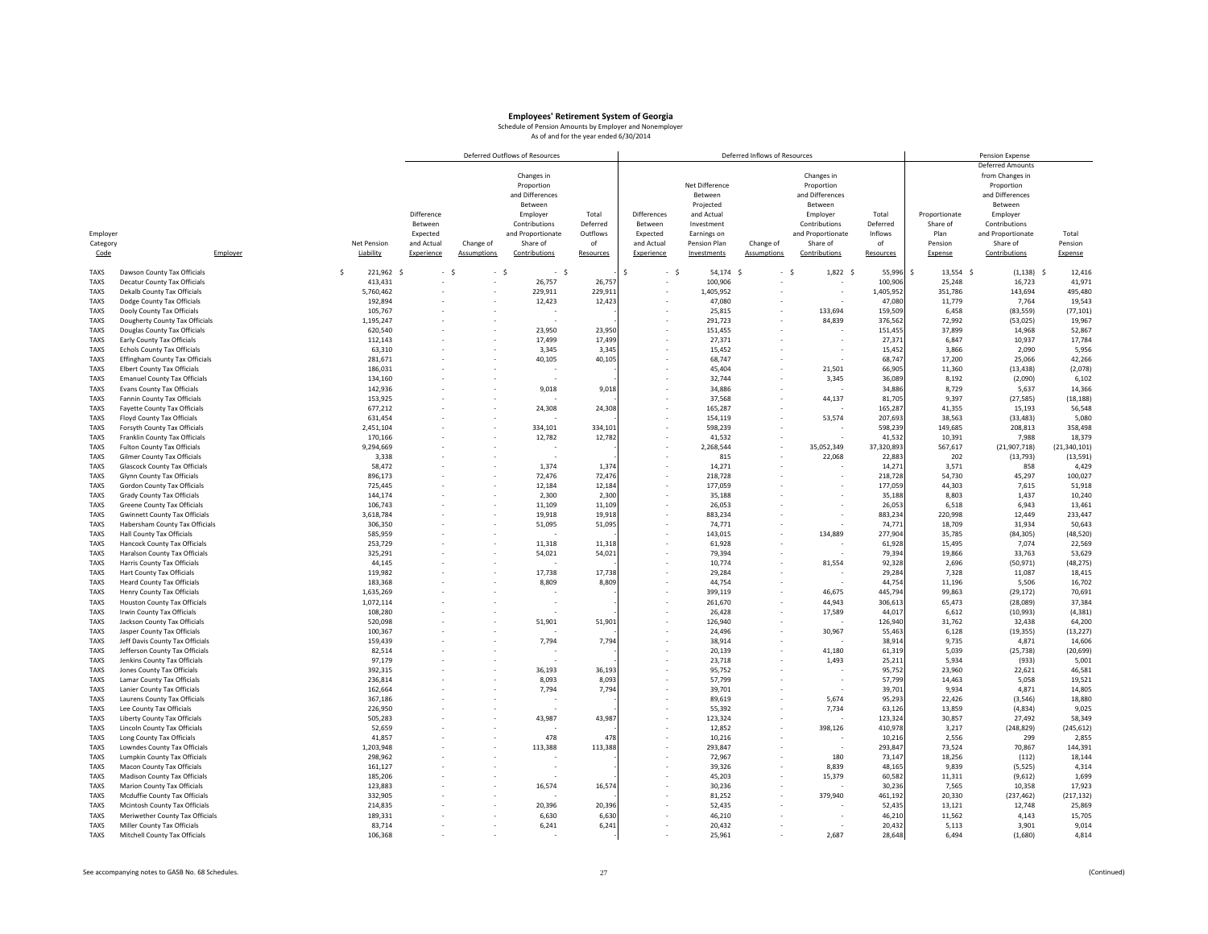# Employees' Retirement System of Georgia

Schedule of Pension Amounts by Employer and Nonemployer

As of and for the year ended 6/30/2014

| | | | Deferred Outflows of Resources | | | | Deferred Inflows of Resources | | | | | Pension Expense | | |
|---|---|---|---|---|---|---|---|---|---|---|---|---|---|---|
| Employer Category Code | Employer | Net Pension Liability | Difference Between Expected and Actual Experience | Change of Assumptions | Changes in Proportion and Differences Between Employer Contributions and Proportionate Share of Contributions | Total Deferred Outflows of Resources | Differences Between Expected and Actual Experience | Net Difference Between Projected and Actual Investment Earnings on Pension Plan Investments | Change of Assumptions | Changes in Proportion and Differences Between Employer Contributions and Proportionate Share of Contributions | Total Deferred Inflows of Resources | Proportionate Share of Plan Pension Expense | Deferred Amounts from Changes in Proportion and Differences Between Employer Contributions and Proportionate Share of Contributions | Total Pension Expense |
| TAXS | Dawson County Tax Officials | $ 221,962 | $ - | $ - | $ - | $ - | $ - | $ 54,174 | $ - | $ 1,822 | $ 55,996 | $ 13,554 | $ (1,138) | $ 12,416 |
| TAXS | Decatur County Tax Officials | 413,431 | - | - | 26,757 | 26,757 | - | 100,906 | - | - | 100,906 | 25,248 | 16,723 | 41,971 |
| TAXS | Dekalb County Tax Officials | 5,760,462 | - | - | 229,911 | 229,911 | - | 1,405,952 | - | - | 1,405,952 | 351,786 | 143,694 | 495,480 |
| TAXS | Dodge County Tax Officials | 192,894 | - | - | 12,423 | 12,423 | - | 47,080 | - | - | 47,080 | 11,779 | 7,764 | 19,543 |
| TAXS | Dooly County Tax Officials | 105,767 | - | - | - | - | - | 25,815 | - | 133,694 | 159,509 | 6,458 | (83,559) | (77,101) |
| TAXS | Dougherty County Tax Officials | 1,195,247 | - | - | - | - | - | 291,723 | - | 84,839 | 376,562 | 72,992 | (53,025) | 19,967 |
| TAXS | Douglas County Tax Officials | 620,540 | - | - | 23,950 | 23,950 | - | 151,455 | - | - | 151,455 | 37,899 | 14,968 | 52,867 |
| TAXS | Early County Tax Officials | 112,143 | - | - | 17,499 | 17,499 | - | 27,371 | - | - | 27,371 | 6,847 | 10,937 | 17,784 |
| TAXS | Echols County Tax Officials | 63,310 | - | - | 3,345 | 3,345 | - | 15,452 | - | - | 15,452 | 3,866 | 2,090 | 5,956 |
| TAXS | Effingham County Tax Officials | 281,671 | - | - | 40,105 | 40,105 | - | 68,747 | - | - | 68,747 | 17,200 | 25,066 | 42,266 |
| TAXS | Elbert County Tax Officials | 186,031 | - | - | - | - | - | 45,404 | - | 21,501 | 66,905 | 11,360 | (13,438) | (2,078) |
| TAXS | Emanuel County Tax Officials | 134,160 | - | - | - | - | - | 32,744 | - | 3,345 | 36,089 | 8,192 | (2,090) | 6,102 |
| TAXS | Evans County Tax Officials | 142,936 | - | - | 9,018 | 9,018 | - | 34,886 | - | - | 34,886 | 8,729 | 5,637 | 14,366 |
| TAXS | Fannin County Tax Officials | 153,925 | - | - | - | - | - | 37,568 | - | 44,137 | 81,705 | 9,397 | (27,585) | (18,188) |
| TAXS | Fayette County Tax Officials | 677,212 | - | - | 24,308 | 24,308 | - | 165,287 | - | - | 165,287 | 41,355 | 15,193 | 56,548 |
| TAXS | Floyd County Tax Officials | 631,454 | - | - | - | - | - | 154,119 | - | 53,574 | 207,693 | 38,563 | (33,483) | 5,080 |
| TAXS | Forsyth County Tax Officials | 2,451,104 | - | - | 334,101 | 334,101 | - | 598,239 | - | - | 598,239 | 149,685 | 208,813 | 358,498 |
| TAXS | Franklin County Tax Officials | 170,166 | - | - | 12,782 | 12,782 | - | 41,532 | - | - | 41,532 | 10,391 | 7,988 | 18,379 |
| TAXS | Fulton County Tax Officials | 9,294,669 | - | - | - | - | - | 2,268,544 | - | 35,052,349 | 37,320,893 | 567,617 | (21,907,718) | (21,340,101) |
| TAXS | Gilmer County Tax Officials | 3,338 | - | - | - | - | - | 815 | - | 22,068 | 22,883 | 202 | (13,793) | (13,591) |
| TAXS | Glascock County Tax Officials | 58,472 | - | - | 1,374 | 1,374 | - | 14,271 | - | - | 14,271 | 3,571 | 858 | 4,429 |
| TAXS | Glynn County Tax Officials | 896,173 | - | - | 72,476 | 72,476 | - | 218,728 | - | - | 218,728 | 54,730 | 45,297 | 100,027 |
| TAXS | Gordon County Tax Officials | 725,445 | - | - | 12,184 | 12,184 | - | 177,059 | - | - | 177,059 | 44,303 | 7,615 | 51,918 |
| TAXS | Grady County Tax Officials | 144,174 | - | - | 2,300 | 2,300 | - | 35,188 | - | - | 35,188 | 8,803 | 1,437 | 10,240 |
| TAXS | Greene County Tax Officials | 106,743 | - | - | 11,109 | 11,109 | - | 26,053 | - | - | 26,053 | 6,518 | 6,943 | 13,461 |
| TAXS | Gwinnett County Tax Officials | 3,618,784 | - | - | 19,918 | 19,918 | - | 883,234 | - | - | 883,234 | 220,998 | 12,449 | 233,447 |
| TAXS | Habersham County Tax Officials | 306,350 | - | - | 51,095 | 51,095 | - | 74,771 | - | - | 74,771 | 18,709 | 31,934 | 50,643 |
| TAXS | Hall County Tax Officials | 585,959 | - | - | - | - | - | 143,015 | - | 134,889 | 277,904 | 35,785 | (84,305) | (48,520) |
| TAXS | Hancock County Tax Officials | 253,729 | - | - | 11,318 | 11,318 | - | 61,928 | - | - | 61,928 | 15,495 | 7,074 | 22,569 |
| TAXS | Haralson County Tax Officials | 325,291 | - | - | 54,021 | 54,021 | - | 79,394 | - | - | 79,394 | 19,866 | 33,763 | 53,629 |
| TAXS | Harris County Tax Officials | 44,145 | - | - | - | - | - | 10,774 | - | 81,554 | 92,328 | 2,696 | (50,971) | (48,275) |
| TAXS | Hart County Tax Officials | 119,982 | - | - | 17,738 | 17,738 | - | 29,284 | - | - | 29,284 | 7,328 | 11,087 | 18,415 |
| TAXS | Heard County Tax Officials | 183,368 | - | - | 8,809 | 8,809 | - | 44,754 | - | - | 44,754 | 11,196 | 5,506 | 16,702 |
| TAXS | Henry County Tax Officials | 1,635,269 | - | - | - | - | - | 399,119 | - | 46,675 | 445,794 | 99,863 | (29,172) | 70,691 |
| TAXS | Houston County Tax Officials | 1,072,114 | - | - | - | - | - | 261,670 | - | 44,943 | 306,613 | 65,473 | (28,089) | 37,384 |
| TAXS | Irwin County Tax Officials | 108,280 | - | - | - | - | - | 26,428 | - | 17,589 | 44,017 | 6,612 | (10,993) | (4,381) |
| TAXS | Jackson County Tax Officials | 520,098 | - | - | 51,901 | 51,901 | - | 126,940 | - | - | 126,940 | 31,762 | 32,438 | 64,200 |
| TAXS | Jasper County Tax Officials | 100,367 | - | - | - | - | - | 24,496 | - | 30,967 | 55,463 | 6,128 | (19,355) | (13,227) |
| TAXS | Jeff Davis County Tax Officials | 159,439 | - | - | 7,794 | 7,794 | - | 38,914 | - | - | 38,914 | 9,735 | 4,871 | 14,606 |
| TAXS | Jefferson County Tax Officials | 82,514 | - | - | - | - | - | 20,139 | - | 41,180 | 61,319 | 5,039 | (25,738) | (20,699) |
| TAXS | Jenkins County Tax Officials | 97,179 | - | - | - | - | - | 23,718 | - | 1,493 | 25,211 | 5,934 | (933) | 5,001 |
| TAXS | Jones County Tax Officials | 392,315 | - | - | 36,193 | 36,193 | - | 95,752 | - | - | 95,752 | 23,960 | 22,621 | 46,581 |
| TAXS | Lamar County Tax Officials | 236,814 | - | - | 8,093 | 8,093 | - | 57,799 | - | - | 57,799 | 14,463 | 5,058 | 19,521 |
| TAXS | Lanier County Tax Officials | 162,664 | - | - | 7,794 | 7,794 | - | 39,701 | - | - | 39,701 | 9,934 | 4,871 | 14,805 |
| TAXS | Laurens County Tax Officials | 367,186 | - | - | - | - | - | 89,619 | - | 5,674 | 95,293 | 22,426 | (3,546) | 18,880 |
| TAXS | Lee County Tax Officials | 226,950 | - | - | - | - | - | 55,392 | - | 7,734 | 63,126 | 13,859 | (4,834) | 9,025 |
| TAXS | Liberty County Tax Officials | 505,283 | - | - | 43,987 | 43,987 | - | 123,324 | - | - | 123,324 | 30,857 | 27,492 | 58,349 |
| TAXS | Lincoln County Tax Officials | 52,659 | - | - | - | - | - | 12,852 | - | 398,126 | 410,978 | 3,217 | (248,829) | (245,612) |
| TAXS | Long County Tax Officials | 41,857 | - | - | 478 | 478 | - | 10,216 | - | - | 10,216 | 2,556 | 299 | 2,855 |
| TAXS | Lowndes County Tax Officials | 1,203,948 | - | - | 113,388 | 113,388 | - | 293,847 | - | - | 293,847 | 73,524 | 70,867 | 144,391 |
| TAXS | Lumpkin County Tax Officials | 298,962 | - | - | - | - | - | 72,967 | - | 180 | 73,147 | 18,256 | (112) | 18,144 |
| TAXS | Macon County Tax Officials | 161,127 | - | - | - | - | - | 39,326 | - | 8,839 | 48,165 | 9,839 | (5,525) | 4,314 |
| TAXS | Madison County Tax Officials | 185,206 | - | - | - | - | - | 45,203 | - | 15,379 | 60,582 | 11,311 | (9,612) | 1,699 |
| TAXS | Marion County Tax Officials | 123,883 | - | - | 16,574 | 16,574 | - | 30,236 | - | - | 30,236 | 7,565 | 10,358 | 17,923 |
| TAXS | Mcduffie County Tax Officials | 332,905 | - | - | - | - | - | 81,252 | - | 379,940 | 461,192 | 20,330 | (237,462) | (217,132) |
| TAXS | Mcintosh County Tax Officials | 214,835 | - | - | 20,396 | 20,396 | - | 52,435 | - | - | 52,435 | 13,121 | 12,748 | 25,869 |
| TAXS | Meriwether County Tax Officials | 189,331 | - | - | 6,630 | 6,630 | - | 46,210 | - | - | 46,210 | 11,562 | 4,143 | 15,705 |
| TAXS | Miller County Tax Officials | 83,714 | - | - | 6,241 | 6,241 | - | 20,432 | - | - | 20,432 | 5,113 | 3,901 | 9,014 |
| TAXS | Mitchell County Tax Officials | 106,368 | - | - | - | - | - | 25,961 | - | 2,687 | 28,648 | 6,494 | (1,680) | 4,814 |

See accompanying notes to GASB No. 68 Schedules.

(Continued)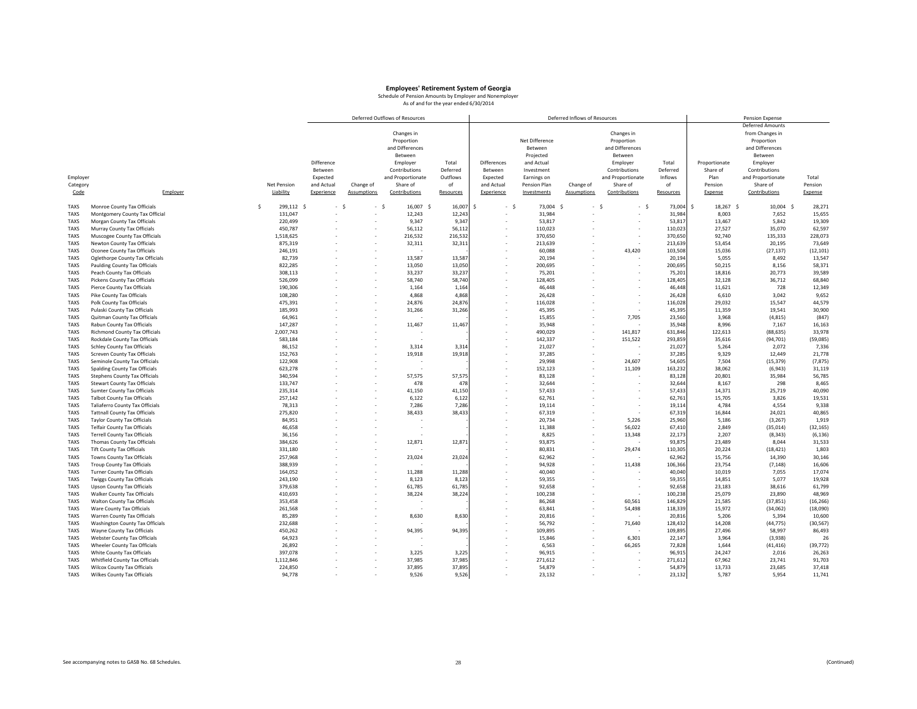# Employees' Retirement System of Georgia

Schedule of Pension Amounts by Employer and Nonemployer

As of and for the year ended 6/30/2014

| | | | Deferred Outflows of Resources | | | | Deferred Inflows of Resources | | | | | Pension Expense | | |
|---|---|---|---|---|---|---|---|---|---|---|---|---|---|---|
| Employer Category Code | Employer | Net Pension Liability | Difference Between Expected and Actual Experience | Change of Assumptions | Changes in Proportion and Differences Between Employer Contributions and Proportionate Share of Contributions | Total Deferred Outflows of Resources | Differences Between Expected and Actual Experience | Net Difference Between Projected and Actual Investment Earnings on Pension Plan Investments | Change of Assumptions | Changes in Proportion and Differences Between Employer Contributions and Proportionate Share of Contributions | Total Deferred Inflows of Resources | Proportionate Share of Plan Pension Expense | Deferred Amounts from Changes in Proportion and Differences Between Employer Contributions and Proportionate Share of Contributions | Total Pension Expense |
| TAXS | Monroe County Tax Officials | $ 299,112 | $ - | $ - | $ 16,007 | $ 16,007 | $ - | $ 73,004 | $ - | $ - | $ 73,004 | $ 18,267 | $ 10,004 | $ 28,271 |
| TAXS | Montgomery County Tax Official | 131,047 | - | - | 12,243 | 12,243 | - | 31,984 | - | - | 31,984 | 8,003 | 7,652 | 15,655 |
| TAXS | Morgan County Tax Officials | 220,499 | - | - | 9,347 | 9,347 | - | 53,817 | - | - | 53,817 | 13,467 | 5,842 | 19,309 |
| TAXS | Murray County Tax Officials | 450,787 | - | - | 56,112 | 56,112 | - | 110,023 | - | - | 110,023 | 27,527 | 35,070 | 62,597 |
| TAXS | Muscogee County Tax Officials | 1,518,625 | - | - | 216,532 | 216,532 | - | 370,650 | - | - | 370,650 | 92,740 | 135,333 | 228,073 |
| TAXS | Newton County Tax Officials | 875,319 | - | - | 32,311 | 32,311 | - | 213,639 | - | - | 213,639 | 53,454 | 20,195 | 73,649 |
| TAXS | Oconee County Tax Officials | 246,191 | - | - | - | - | - | 60,088 | - | 43,420 | 103,508 | 15,036 | (27,137) | (12,101) |
| TAXS | Oglethorpe County Tax Officials | 82,739 | - | - | 13,587 | 13,587 | - | 20,194 | - | - | 20,194 | 5,055 | 8,492 | 13,547 |
| TAXS | Paulding County Tax Officials | 822,285 | - | - | 13,050 | 13,050 | - | 200,695 | - | - | 200,695 | 50,215 | 8,156 | 58,371 |
| TAXS | Peach County Tax Officials | 308,113 | - | - | 33,237 | 33,237 | - | 75,201 | - | - | 75,201 | 18,816 | 20,773 | 39,589 |
| TAXS | Pickens County Tax Officials | 526,099 | - | - | 58,740 | 58,740 | - | 128,405 | - | - | 128,405 | 32,128 | 36,712 | 68,840 |
| TAXS | Pierce County Tax Officials | 190,306 | - | - | 1,164 | 1,164 | - | 46,448 | - | - | 46,448 | 11,621 | 728 | 12,349 |
| TAXS | Pike County Tax Officials | 108,280 | - | - | 4,868 | 4,868 | - | 26,428 | - | - | 26,428 | 6,610 | 3,042 | 9,652 |
| TAXS | Polk County Tax Officials | 475,391 | - | - | 24,876 | 24,876 | - | 116,028 | - | - | 116,028 | 29,032 | 15,547 | 44,579 |
| TAXS | Pulaski County Tax Officials | 185,993 | - | - | 31,266 | 31,266 | - | 45,395 | - | - | 45,395 | 11,359 | 19,541 | 30,900 |
| TAXS | Quitman County Tax Officials | 64,961 | - | - | - | - | - | 15,855 | - | 7,705 | 23,560 | 3,968 | (4,815) | (847) |
| TAXS | Rabun County Tax Officials | 147,287 | - | - | 11,467 | 11,467 | - | 35,948 | - | - | 35,948 | 8,996 | 7,167 | 16,163 |
| TAXS | Richmond County Tax Officials | 2,007,743 | - | - | - | - | - | 490,029 | - | 141,817 | 631,846 | 122,613 | (88,635) | 33,978 |
| TAXS | Rockdale County Tax Officials | 583,184 | - | - | - | - | - | 142,337 | - | 151,522 | 293,859 | 35,616 | (94,701) | (59,085) |
| TAXS | Schley County Tax Officials | 86,152 | - | - | 3,314 | 3,314 | - | 21,027 | - | - | 21,027 | 5,264 | 2,072 | 7,336 |
| TAXS | Screven County Tax Officials | 152,763 | - | - | 19,918 | 19,918 | - | 37,285 | - | - | 37,285 | 9,329 | 12,449 | 21,778 |
| TAXS | Seminole County Tax Officials | 122,908 | - | - | - | - | - | 29,998 | - | 24,607 | 54,605 | 7,504 | (15,379) | (7,875) |
| TAXS | Spalding County Tax Officials | 623,278 | - | - | - | - | - | 152,123 | - | 11,109 | 163,232 | 38,062 | (6,943) | 31,119 |
| TAXS | Stephens County Tax Officials | 340,594 | - | - | 57,575 | 57,575 | - | 83,128 | - | - | 83,128 | 20,801 | 35,984 | 56,785 |
| TAXS | Stewart County Tax Officials | 133,747 | - | - | 478 | 478 | - | 32,644 | - | - | 32,644 | 8,167 | 298 | 8,465 |
| TAXS | Sumter County Tax Officials | 235,314 | - | - | 41,150 | 41,150 | - | 57,433 | - | - | 57,433 | 14,371 | 25,719 | 40,090 |
| TAXS | Talbot County Tax Officials | 257,142 | - | - | 6,122 | 6,122 | - | 62,761 | - | - | 62,761 | 15,705 | 3,826 | 19,531 |
| TAXS | Taliaferro County Tax Officials | 78,313 | - | - | 7,286 | 7,286 | - | 19,114 | - | - | 19,114 | 4,784 | 4,554 | 9,338 |
| TAXS | Tattnall County Tax Officials | 275,820 | - | - | 38,433 | 38,433 | - | 67,319 | - | - | 67,319 | 16,844 | 24,021 | 40,865 |
| TAXS | Taylor County Tax Officials | 84,951 | - | - | - | - | - | 20,734 | - | 5,226 | 25,960 | 5,186 | (3,267) | 1,919 |
| TAXS | Telfair County Tax Officials | 46,658 | - | - | - | - | - | 11,388 | - | 56,022 | 67,410 | 2,849 | (35,014) | (32,165) |
| TAXS | Terrell County Tax Officials | 36,156 | - | - | - | - | - | 8,825 | - | 13,348 | 22,173 | 2,207 | (8,343) | (6,136) |
| TAXS | Thomas County Tax Officials | 384,626 | - | - | 12,871 | 12,871 | - | 93,875 | - | - | 93,875 | 23,489 | 8,044 | 31,533 |
| TAXS | Tift County Tax Officials | 331,180 | - | - | - | - | - | 80,831 | - | 29,474 | 110,305 | 20,224 | (18,421) | 1,803 |
| TAXS | Towns County Tax Officials | 257,968 | - | - | 23,024 | 23,024 | - | 62,962 | - | - | 62,962 | 15,756 | 14,390 | 30,146 |
| TAXS | Troup County Tax Officials | 388,939 | - | - | - | - | - | 94,928 | - | 11,438 | 106,366 | 23,754 | (7,148) | 16,606 |
| TAXS | Turner County Tax Officials | 164,052 | - | - | 11,288 | 11,288 | - | 40,040 | - | - | 40,040 | 10,019 | 7,055 | 17,074 |
| TAXS | Twiggs County Tax Officials | 243,190 | - | - | 8,123 | 8,123 | - | 59,355 | - | - | 59,355 | 14,851 | 5,077 | 19,928 |
| TAXS | Upson County Tax Officials | 379,638 | - | - | 61,785 | 61,785 | - | 92,658 | - | - | 92,658 | 23,183 | 38,616 | 61,799 |
| TAXS | Walker County Tax Officials | 410,693 | - | - | 38,224 | 38,224 | - | 100,238 | - | - | 100,238 | 25,079 | 23,890 | 48,969 |
| TAXS | Walton County Tax Officials | 353,458 | - | - | - | - | - | 86,268 | - | 60,561 | 146,829 | 21,585 | (37,851) | (16,266) |
| TAXS | Ware County Tax Officials | 261,568 | - | - | - | - | - | 63,841 | - | 54,498 | 118,339 | 15,972 | (34,062) | (18,090) |
| TAXS | Warren County Tax Officials | 85,289 | - | - | 8,630 | 8,630 | - | 20,816 | - | - | 20,816 | 5,206 | 5,394 | 10,600 |
| TAXS | Washington County Tax Officials | 232,688 | - | - | - | - | - | 56,792 | - | 71,640 | 128,432 | 14,208 | (44,775) | (30,567) |
| TAXS | Wayne County Tax Officials | 450,262 | - | - | 94,395 | 94,395 | - | 109,895 | - | - | 109,895 | 27,496 | 58,997 | 86,493 |
| TAXS | Webster County Tax Officials | 64,923 | - | - | - | - | - | 15,846 | - | 6,301 | 22,147 | 3,964 | (3,938) | 26 |
| TAXS | Wheeler County Tax Officials | 26,892 | - | - | - | - | - | 6,563 | - | 66,265 | 72,828 | 1,644 | (41,416) | (39,772) |
| TAXS | White County Tax Officials | 397,078 | - | - | 3,225 | 3,225 | - | 96,915 | - | - | 96,915 | 24,247 | 2,016 | 26,263 |
| TAXS | Whitfield County Tax Officials | 1,112,846 | - | - | 37,985 | 37,985 | - | 271,612 | - | - | 271,612 | 67,962 | 23,741 | 91,703 |
| TAXS | Wilcox County Tax Officials | 224,850 | - | - | 37,895 | 37,895 | - | 54,879 | - | - | 54,879 | 13,733 | 23,685 | 37,418 |
| TAXS | Wilkes County Tax Officials | 94,778 | - | - | 9,526 | 9,526 | - | 23,132 | - | - | 23,132 | 5,787 | 5,954 | 11,741 |

See accompanying notes to GASB No. 68 Schedules.

(Continued)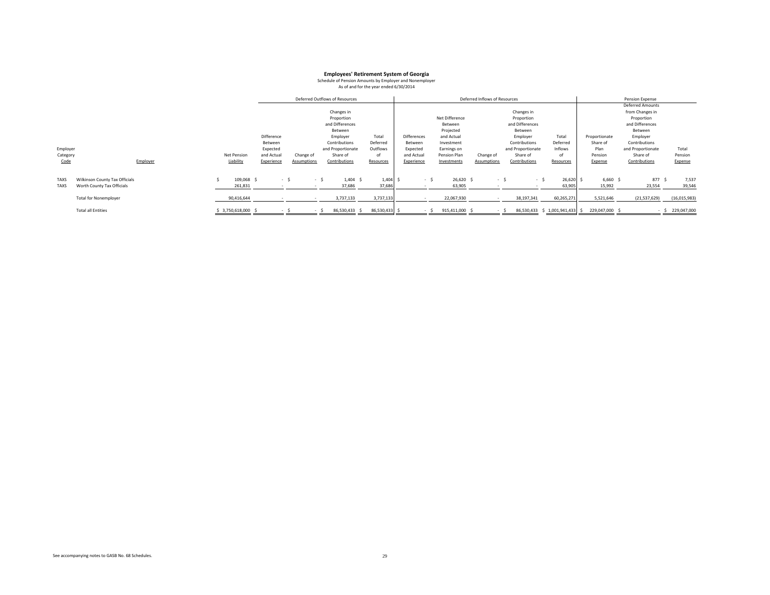# Employees' Retirement System of Georgia

Schedule of Pension Amounts by Employer and Nonemployer
As of and for the year ended 6/30/2014

| | | | Deferred Outflows of Resources | | | | Deferred Inflows of Resources | | | | | Pension Expense | | |
|---|---|---|---|---|---|---|---|---|---|---|---|---|---|---|
| Employer Category Code | Employer | Net Pension Liability | Difference Between Expected and Actual Experience | Change of Assumptions | Changes in Proportion and Differences Between Employer Contributions and Proportionate Share of Contributions | Total Deferred Outflows of Resources | Differences Between Expected and Actual Experience | Net Difference Between Projected and Actual Investment Earnings on Pension Plan Investments | Change of Assumptions | Changes in Proportion and Differences Between Employer Contributions and Proportionate Share of Contributions | Total Deferred Inflows of Resources | Proportionate Share of Plan Pension Expense | Deferred Amounts from Changes in Proportion and Differences Between Employer Contributions and Proportionate Share of Contributions | Total Pension Expense |
| TAXS | Wilkinson County Tax Officials | $ 109,068 | $ - | $ - | $ 1,404 | $ 1,404 | $ - | $ 26,620 | $ - | $ - | $ 26,620 | $ 6,660 | $ 877 | $ 7,537 |
| TAXS | Worth County Tax Officials | 261,831 | - | - | 37,686 | 37,686 | - | 63,905 | - | - | 63,905 | 15,992 | 23,554 | 39,546 |
| | Total for Nonemployer | 90,416,644 | - | - | 3,737,133 | 3,737,133 | - | 22,067,930 | - | 38,197,341 | 60,265,271 | 5,521,646 | (21,537,629) | (16,015,983) |
| | Total all Entities | $ 3,750,618,000 | $ - | $ - | $ 86,530,433 | $ 86,530,433 | $ - | $ 915,411,000 | $ - | $ 86,530,433 | $ 1,001,941,433 | $ 229,047,000 | $ - | $ 229,047,000 |

See accompanying notes to GASB No. 68 Schedules.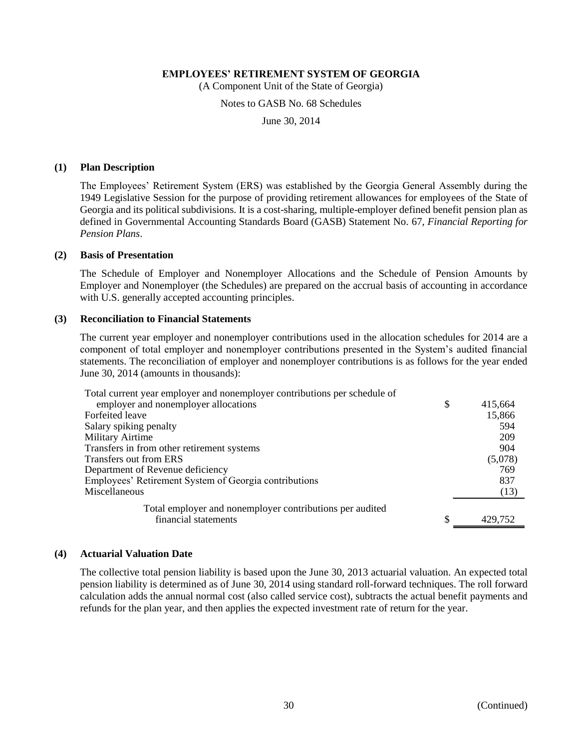**EMPLOYEES' RETIREMENT SYSTEM OF GEORGIA**

(A Component Unit of the State of Georgia)

Notes to GASB No. 68 Schedules

June 30, 2014

## (1) Plan Description

The Employees' Retirement System (ERS) was established by the Georgia General Assembly during the 1949 Legislative Session for the purpose of providing retirement allowances for employees of the State of Georgia and its political subdivisions. It is a cost-sharing, multiple-employer defined benefit pension plan as defined in Governmental Accounting Standards Board (GASB) Statement No. 67, *Financial Reporting for Pension Plans*.

## (2) Basis of Presentation

The Schedule of Employer and Nonemployer Allocations and the Schedule of Pension Amounts by Employer and Nonemployer (the Schedules) are prepared on the accrual basis of accounting in accordance with U.S. generally accepted accounting principles.

## (3) Reconciliation to Financial Statements

The current year employer and nonemployer contributions used in the allocation schedules for 2014 are a component of total employer and nonemployer contributions presented in the System's audited financial statements. The reconciliation of employer and nonemployer contributions is as follows for the year ended June 30, 2014 (amounts in thousands):

| | |
|---|---|
| Total current year employer and nonemployer contributions per schedule of employer and nonemployer allocations | $ 415,664 |
| Forfeited leave | 15,866 |
| Salary spiking penalty | 594 |
| Military Airtime | 209 |
| Transfers in from other retirement systems | 904 |
| Transfers out from ERS | (5,078) |
| Department of Revenue deficiency | 769 |
| Employees' Retirement System of Georgia contributions | 837 |
| Miscellaneous | (13) |
| Total employer and nonemployer contributions per audited financial statements | $ 429,752 |

## (4) Actuarial Valuation Date

The collective total pension liability is based upon the June 30, 2013 actuarial valuation. An expected total pension liability is determined as of June 30, 2014 using standard roll-forward techniques. The roll forward calculation adds the annual normal cost (also called service cost), subtracts the actual benefit payments and refunds for the plan year, and then applies the expected investment rate of return for the year.

(Continued)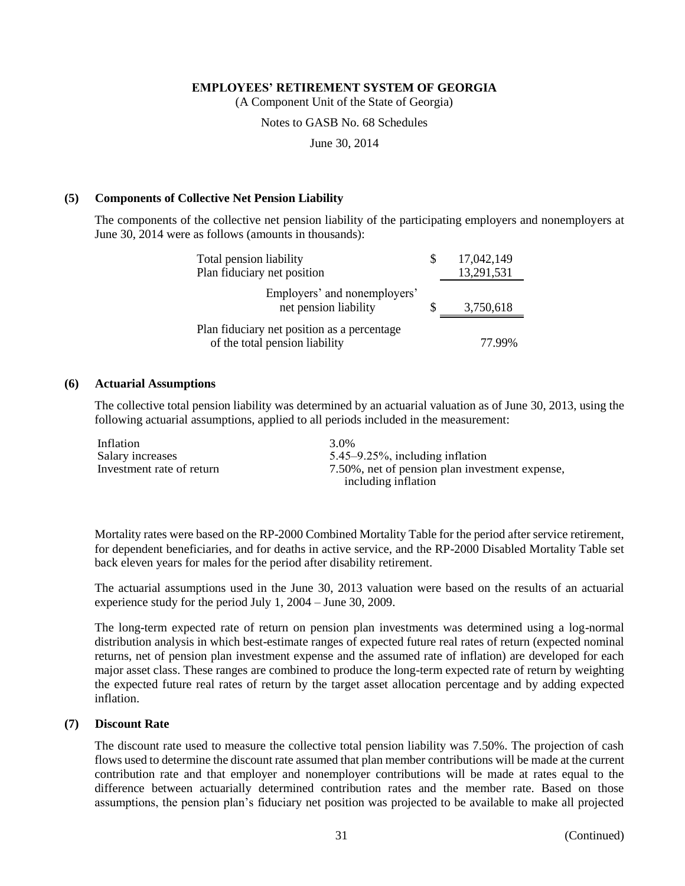**EMPLOYEES' RETIREMENT SYSTEM OF GEORGIA**

(A Component Unit of the State of Georgia)

Notes to GASB No. 68 Schedules

June 30, 2014

### (5) Components of Collective Net Pension Liability

The components of the collective net pension liability of the participating employers and nonemployers at June 30, 2014 were as follows (amounts in thousands):

| | | |
|---|---|---|
| Total pension liability | $ | 17,042,149 |
| Plan fiduciary net position | | 13,291,531 |
| Employers' and nonemployers' net pension liability | $ | 3,750,618 |
| Plan fiduciary net position as a percentage of the total pension liability | | 77.99% |

### (6) Actuarial Assumptions

The collective total pension liability was determined by an actuarial valuation as of June 30, 2013, using the following actuarial assumptions, applied to all periods included in the measurement:

| | |
|---|---|
| Inflation | 3.0% |
| Salary increases | 5.45–9.25%, including inflation |
| Investment rate of return | 7.50%, net of pension plan investment expense, including inflation |

Mortality rates were based on the RP-2000 Combined Mortality Table for the period after service retirement, for dependent beneficiaries, and for deaths in active service, and the RP-2000 Disabled Mortality Table set back eleven years for males for the period after disability retirement.

The actuarial assumptions used in the June 30, 2013 valuation were based on the results of an actuarial experience study for the period July 1, 2004 – June 30, 2009.

The long-term expected rate of return on pension plan investments was determined using a log-normal distribution analysis in which best-estimate ranges of expected future real rates of return (expected nominal returns, net of pension plan investment expense and the assumed rate of inflation) are developed for each major asset class. These ranges are combined to produce the long-term expected rate of return by weighting the expected future real rates of return by the target asset allocation percentage and by adding expected inflation.

### (7) Discount Rate

The discount rate used to measure the collective total pension liability was 7.50%. The projection of cash flows used to determine the discount rate assumed that plan member contributions will be made at the current contribution rate and that employer and nonemployer contributions will be made at rates equal to the difference between actuarially determined contribution rates and the member rate. Based on those assumptions, the pension plan's fiduciary net position was projected to be available to make all projected

(Continued)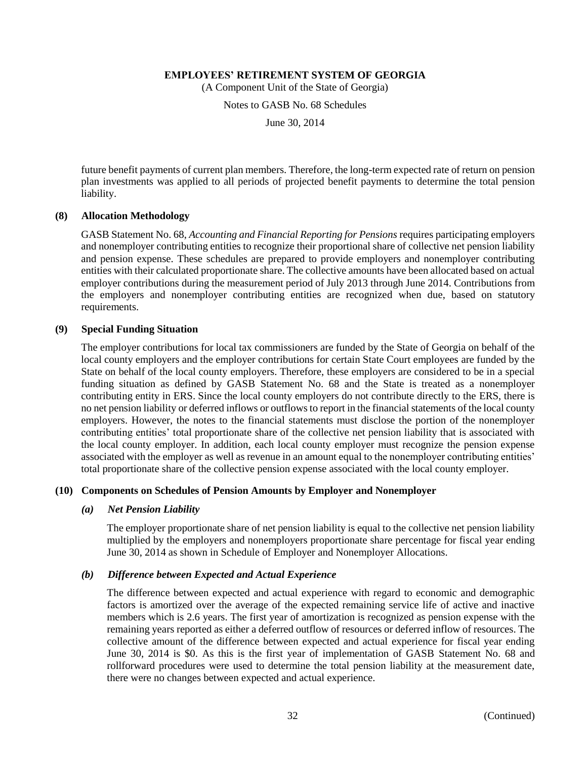future benefit payments of current plan members. Therefore, the long-term expected rate of return on pension plan investments was applied to all periods of projected benefit payments to determine the total pension liability.

### (8) Allocation Methodology

GASB Statement No. 68, *Accounting and Financial Reporting for Pensions* requires participating employers and nonemployer contributing entities to recognize their proportional share of collective net pension liability and pension expense. These schedules are prepared to provide employers and nonemployer contributing entities with their calculated proportionate share. The collective amounts have been allocated based on actual employer contributions during the measurement period of July 2013 through June 2014. Contributions from the employers and nonemployer contributing entities are recognized when due, based on statutory requirements.

### (9) Special Funding Situation

The employer contributions for local tax commissioners are funded by the State of Georgia on behalf of the local county employers and the employer contributions for certain State Court employees are funded by the State on behalf of the local county employers. Therefore, these employers are considered to be in a special funding situation as defined by GASB Statement No. 68 and the State is treated as a nonemployer contributing entity in ERS. Since the local county employers do not contribute directly to the ERS, there is no net pension liability or deferred inflows or outflows to report in the financial statements of the local county employers. However, the notes to the financial statements must disclose the portion of the nonemployer contributing entities' total proportionate share of the collective net pension liability that is associated with the local county employer. In addition, each local county employer must recognize the pension expense associated with the employer as well as revenue in an amount equal to the nonemployer contributing entities' total proportionate share of the collective pension expense associated with the local county employer.

### (10) Components on Schedules of Pension Amounts by Employer and Nonemployer

#### *(a) Net Pension Liability*

The employer proportionate share of net pension liability is equal to the collective net pension liability multiplied by the employers and nonemployers proportionate share percentage for fiscal year ending June 30, 2014 as shown in Schedule of Employer and Nonemployer Allocations.

#### *(b) Difference between Expected and Actual Experience*

The difference between expected and actual experience with regard to economic and demographic factors is amortized over the average of the expected remaining service life of active and inactive members which is 2.6 years. The first year of amortization is recognized as pension expense with the remaining years reported as either a deferred outflow of resources or deferred inflow of resources. The collective amount of the difference between expected and actual experience for fiscal year ending June 30, 2014 is $0. As this is the first year of implementation of GASB Statement No. 68 and rollforward procedures were used to determine the total pension liability at the measurement date, there were no changes between expected and actual experience.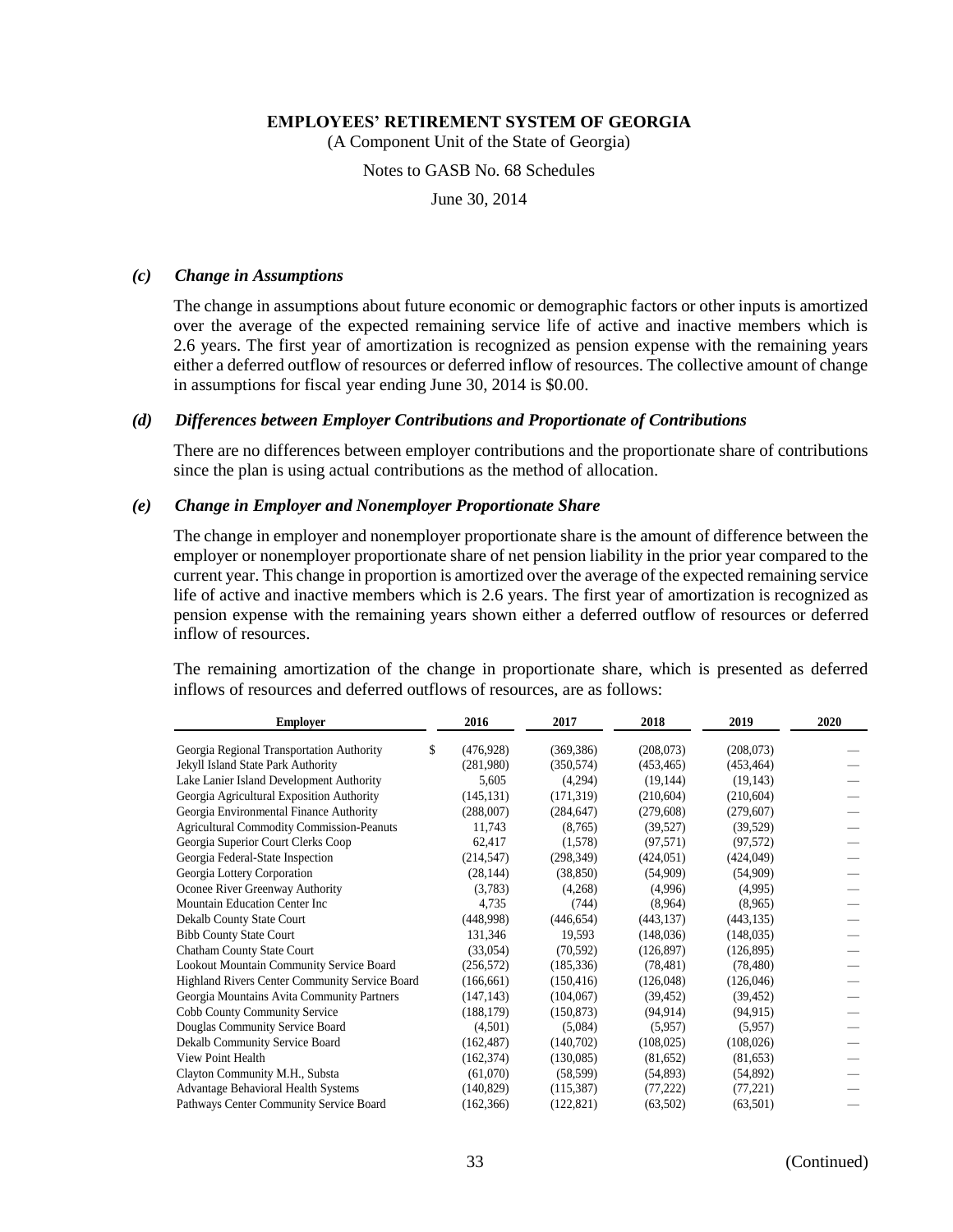**EMPLOYEES' RETIREMENT SYSTEM OF GEORGIA**

(A Component Unit of the State of Georgia)

Notes to GASB No. 68 Schedules

June 30, 2014

### *(c) Change in Assumptions*

The change in assumptions about future economic or demographic factors or other inputs is amortized over the average of the expected remaining service life of active and inactive members which is 2.6 years. The first year of amortization is recognized as pension expense with the remaining years either a deferred outflow of resources or deferred inflow of resources. The collective amount of change in assumptions for fiscal year ending June 30, 2014 is $0.00.

### *(d) Differences between Employer Contributions and Proportionate of Contributions*

There are no differences between employer contributions and the proportionate share of contributions since the plan is using actual contributions as the method of allocation.

### *(e) Change in Employer and Nonemployer Proportionate Share*

The change in employer and nonemployer proportionate share is the amount of difference between the employer or nonemployer proportionate share of net pension liability in the prior year compared to the current year. This change in proportion is amortized over the average of the expected remaining service life of active and inactive members which is 2.6 years. The first year of amortization is recognized as pension expense with the remaining years shown either a deferred outflow of resources or deferred inflow of resources.

The remaining amortization of the change in proportionate share, which is presented as deferred inflows of resources and deferred outflows of resources, are as follows:

| Employer | 2016 | 2017 | 2018 | 2019 | 2020 |
|---|---|---|---|---|---|
| Georgia Regional Transportation Authority | $ (476,928) | (369,386) | (208,073) | (208,073) | — |
| Jekyll Island State Park Authority | (281,980) | (350,574) | (453,465) | (453,464) | — |
| Lake Lanier Island Development Authority | 5,605 | (4,294) | (19,144) | (19,143) | — |
| Georgia Agricultural Exposition Authority | (145,131) | (171,319) | (210,604) | (210,604) | — |
| Georgia Environmental Finance Authority | (288,007) | (284,647) | (279,608) | (279,607) | — |
| Agricultural Commodity Commission-Peanuts | 11,743 | (8,765) | (39,527) | (39,529) | — |
| Georgia Superior Court Clerks Coop | 62,417 | (1,578) | (97,571) | (97,572) | — |
| Georgia Federal-State Inspection | (214,547) | (298,349) | (424,051) | (424,049) | — |
| Georgia Lottery Corporation | (28,144) | (38,850) | (54,909) | (54,909) | — |
| Oconee River Greenway Authority | (3,783) | (4,268) | (4,996) | (4,995) | — |
| Mountain Education Center Inc | 4,735 | (744) | (8,964) | (8,965) | — |
| Dekalb County State Court | (448,998) | (446,654) | (443,137) | (443,135) | — |
| Bibb County State Court | 131,346 | 19,593 | (148,036) | (148,035) | — |
| Chatham County State Court | (33,054) | (70,592) | (126,897) | (126,895) | — |
| Lookout Mountain Community Service Board | (256,572) | (185,336) | (78,481) | (78,480) | — |
| Highland Rivers Center Community Service Board | (166,661) | (150,416) | (126,048) | (126,046) | — |
| Georgia Mountains Avita Community Partners | (147,143) | (104,067) | (39,452) | (39,452) | — |
| Cobb County Community Service | (188,179) | (150,873) | (94,914) | (94,915) | — |
| Douglas Community Service Board | (4,501) | (5,084) | (5,957) | (5,957) | — |
| Dekalb Community Service Board | (162,487) | (140,702) | (108,025) | (108,026) | — |
| View Point Health | (162,374) | (130,085) | (81,652) | (81,653) | — |
| Clayton Community M.H., Substa | (61,070) | (58,599) | (54,893) | (54,892) | — |
| Advantage Behavioral Health Systems | (140,829) | (115,387) | (77,222) | (77,221) | — |
| Pathways Center Community Service Board | (162,366) | (122,821) | (63,502) | (63,501) | — |

(Continued)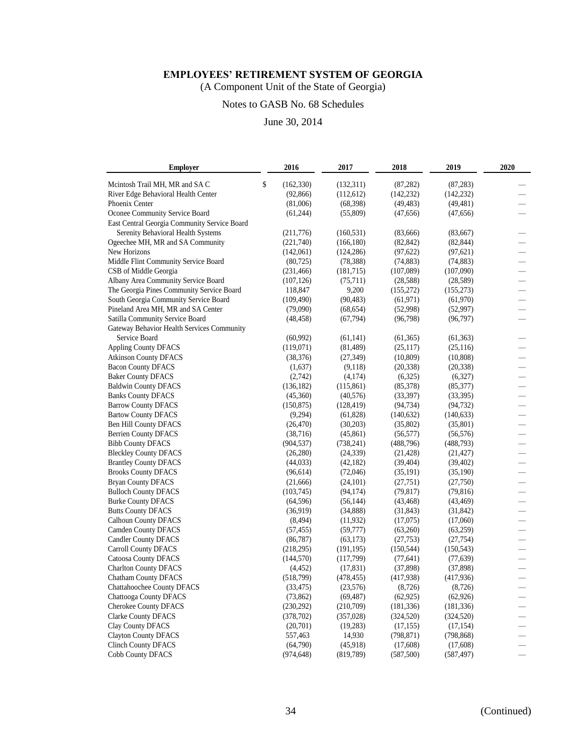# EMPLOYEES' RETIREMENT SYSTEM OF GEORGIA

(A Component Unit of the State of Georgia)

Notes to GASB No. 68 Schedules

June 30, 2014

| Employer | 2016 | 2017 | 2018 | 2019 | 2020 |
|---|---|---|---|---|---|
| Mcintosh Trail MH, MR and SA C | $ (162,330) | (132,311) | (87,282) | (87,283) | — |
| River Edge Behavioral Health Center | (92,866) | (112,612) | (142,232) | (142,232) | — |
| Phoenix Center | (81,006) | (68,398) | (49,483) | (49,481) | — |
| Oconee Community Service Board | (61,244) | (55,809) | (47,656) | (47,656) | — |
| East Central Georgia Community Service Board Serenity Behavioral Health Systems | (211,776) | (160,531) | (83,666) | (83,667) | — |
| Ogeechee MH, MR and SA Community | (221,740) | (166,180) | (82,842) | (82,844) | — |
| New Horizons | (142,061) | (124,286) | (97,622) | (97,621) | — |
| Middle Flint Community Service Board | (80,725) | (78,388) | (74,883) | (74,883) | — |
| CSB of Middle Georgia | (231,466) | (181,715) | (107,089) | (107,090) | — |
| Albany Area Community Service Board | (107,126) | (75,711) | (28,588) | (28,589) | — |
| The Georgia Pines Community Service Board | 118,847 | 9,200 | (155,272) | (155,273) | — |
| South Georgia Community Service Board | (109,490) | (90,483) | (61,971) | (61,970) | — |
| Pineland Area MH, MR and SA Center | (79,090) | (68,654) | (52,998) | (52,997) | — |
| Satilla Community Service Board | (48,458) | (67,794) | (96,798) | (96,797) | — |
| Gateway Behavior Health Services Community Service Board | (60,992) | (61,141) | (61,365) | (61,363) | — |
| Appling County DFACS | (119,071) | (81,489) | (25,117) | (25,116) | — |
| Atkinson County DFACS | (38,376) | (27,349) | (10,809) | (10,808) | — |
| Bacon County DFACS | (1,637) | (9,118) | (20,338) | (20,338) | — |
| Baker County DFACS | (2,742) | (4,174) | (6,325) | (6,327) | — |
| Baldwin County DFACS | (136,182) | (115,861) | (85,378) | (85,377) | — |
| Banks County DFACS | (45,360) | (40,576) | (33,397) | (33,395) | — |
| Barrow County DFACS | (150,875) | (128,419) | (94,734) | (94,732) | — |
| Bartow County DFACS | (9,294) | (61,828) | (140,632) | (140,633) | — |
| Ben Hill County DFACS | (26,470) | (30,203) | (35,802) | (35,801) | — |
| Berrien County DFACS | (38,716) | (45,861) | (56,577) | (56,576) | — |
| Bibb County DFACS | (904,537) | (738,241) | (488,796) | (488,793) | — |
| Bleckley County DFACS | (26,280) | (24,339) | (21,428) | (21,427) | — |
| Brantley County DFACS | (44,033) | (42,182) | (39,404) | (39,402) | — |
| Brooks County DFACS | (96,614) | (72,046) | (35,191) | (35,190) | — |
| Bryan County DFACS | (21,666) | (24,101) | (27,751) | (27,750) | — |
| Bulloch County DFACS | (103,745) | (94,174) | (79,817) | (79,816) | — |
| Burke County DFACS | (64,596) | (56,144) | (43,468) | (43,469) | — |
| Butts County DFACS | (36,919) | (34,888) | (31,843) | (31,842) | — |
| Calhoun County DFACS | (8,494) | (11,932) | (17,075) | (17,060) | — |
| Camden County DFACS | (57,455) | (59,777) | (63,260) | (63,259) | — |
| Candler County DFACS | (86,787) | (63,173) | (27,753) | (27,754) | — |
| Carroll County DFACS | (218,295) | (191,195) | (150,544) | (150,543) | — |
| Catoosa County DFACS | (144,570) | (117,799) | (77,641) | (77,639) | — |
| Charlton County DFACS | (4,452) | (17,831) | (37,898) | (37,898) | — |
| Chatham County DFACS | (518,799) | (478,455) | (417,938) | (417,936) | — |
| Chattahoochee County DFACS | (33,475) | (23,576) | (8,726) | (8,726) | — |
| Chattooga County DFACS | (73,862) | (69,487) | (62,925) | (62,926) | — |
| Cherokee County DFACS | (230,292) | (210,709) | (181,336) | (181,336) | — |
| Clarke County DFACS | (378,702) | (357,028) | (324,520) | (324,520) | — |
| Clay County DFACS | (20,701) | (19,283) | (17,155) | (17,154) | — |
| Clayton County DFACS | 557,463 | 14,930 | (798,871) | (798,868) | — |
| Clinch County DFACS | (64,790) | (45,918) | (17,608) | (17,608) | — |
| Cobb County DFACS | (974,648) | (819,789) | (587,500) | (587,497) | — |

(Continued)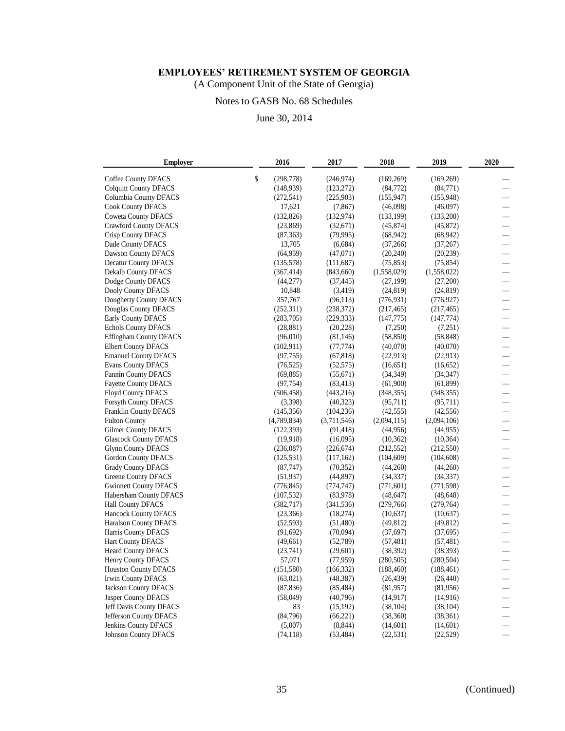# EMPLOYEES' RETIREMENT SYSTEM OF GEORGIA

(A Component Unit of the State of Georgia)

Notes to GASB No. 68 Schedules

June 30, 2014

| Employer | 2016 | 2017 | 2018 | 2019 | 2020 |
|---|---|---|---|---|---|
| Coffee County DFACS | $ (298,778) | (246,974) | (169,269) | (169,269) | — |
| Colquitt County DFACS | (148,939) | (123,272) | (84,772) | (84,771) | — |
| Columbia County DFACS | (272,541) | (225,903) | (155,947) | (155,948) | — |
| Cook County DFACS | 17,621 | (7,867) | (46,098) | (46,097) | — |
| Coweta County DFACS | (132,826) | (132,974) | (133,199) | (133,200) | — |
| Crawford County DFACS | (23,869) | (32,671) | (45,874) | (45,872) | — |
| Crisp County DFACS | (87,363) | (79,995) | (68,942) | (68,942) | — |
| Dade County DFACS | 13,705 | (6,684) | (37,266) | (37,267) | — |
| Dawson County DFACS | (64,959) | (47,071) | (20,240) | (20,239) | — |
| Decatur County DFACS | (135,578) | (111,687) | (75,853) | (75,854) | — |
| Dekalb County DFACS | (367,414) | (843,660) | (1,558,029) | (1,558,022) | — |
| Dodge County DFACS | (44,277) | (37,445) | (27,199) | (27,200) | — |
| Dooly County DFACS | 10,848 | (3,419) | (24,819) | (24,819) | — |
| Dougherty County DFACS | 357,767 | (96,113) | (776,931) | (776,927) | — |
| Douglas County DFACS | (252,311) | (238,372) | (217,465) | (217,465) | — |
| Early County DFACS | (283,705) | (229,333) | (147,775) | (147,774) | — |
| Echols County DFACS | (28,881) | (20,228) | (7,250) | (7,251) | — |
| Effingham County DFACS | (96,010) | (81,146) | (58,850) | (58,848) | — |
| Elbert County DFACS | (102,911) | (77,774) | (40,070) | (40,070) | — |
| Emanuel County DFACS | (97,755) | (67,818) | (22,913) | (22,913) | — |
| Evans County DFACS | (76,525) | (52,575) | (16,651) | (16,652) | — |
| Fannin County DFACS | (69,885) | (55,671) | (34,349) | (34,347) | — |
| Fayette County DFACS | (97,754) | (83,413) | (61,900) | (61,899) | — |
| Floyd County DFACS | (506,458) | (443,216) | (348,355) | (348,355) | — |
| Forsyth County DFACS | (3,398) | (40,323) | (95,711) | (95,711) | — |
| Franklin County DFACS | (145,356) | (104,236) | (42,555) | (42,556) | — |
| Fulton County | (4,789,834) | (3,711,546) | (2,094,115) | (2,094,106) | — |
| Gilmer County DFACS | (122,393) | (91,418) | (44,956) | (44,955) | — |
| Glascock County DFACS | (19,918) | (16,095) | (10,362) | (10,364) | — |
| Glynn County DFACS | (236,087) | (226,674) | (212,552) | (212,550) | — |
| Gordon County DFACS | (125,531) | (117,162) | (104,609) | (104,608) | — |
| Grady County DFACS | (87,747) | (70,352) | (44,260) | (44,260) | — |
| Greene County DFACS | (51,937) | (44,897) | (34,337) | (34,337) | — |
| Gwinnett County DFACS | (776,845) | (774,747) | (771,601) | (771,598) | — |
| Habersham County DFACS | (107,532) | (83,978) | (48,647) | (48,648) | — |
| Hall County DFACS | (382,717) | (341,536) | (279,766) | (279,764) | — |
| Hancock County DFACS | (23,366) | (18,274) | (10,637) | (10,637) | — |
| Haralson County DFACS | (52,593) | (51,480) | (49,812) | (49,812) | — |
| Harris County DFACS | (91,692) | (70,094) | (37,697) | (37,695) | — |
| Hart County DFACS | (49,661) | (52,789) | (57,481) | (57,481) | — |
| Heard County DFACS | (23,741) | (29,601) | (38,392) | (38,393) | — |
| Henry County DFACS | 57,071 | (77,959) | (280,505) | (280,504) | — |
| Houston County DFACS | (151,580) | (166,332) | (188,460) | (188,461) | — |
| Irwin County DFACS | (63,021) | (48,387) | (26,439) | (26,440) | — |
| Jackson County DFACS | (87,836) | (85,484) | (81,957) | (81,956) | — |
| Jasper County DFACS | (58,049) | (40,796) | (14,917) | (14,916) | — |
| Jeff Davis County DFACS | 83 | (15,192) | (38,104) | (38,104) | — |
| Jefferson County DFACS | (84,796) | (66,221) | (38,360) | (38,361) | — |
| Jenkins County DFACS | (5,007) | (8,844) | (14,601) | (14,601) | — |
| Johnson County DFACS | (74,118) | (53,484) | (22,531) | (22,529) | — |

(Continued)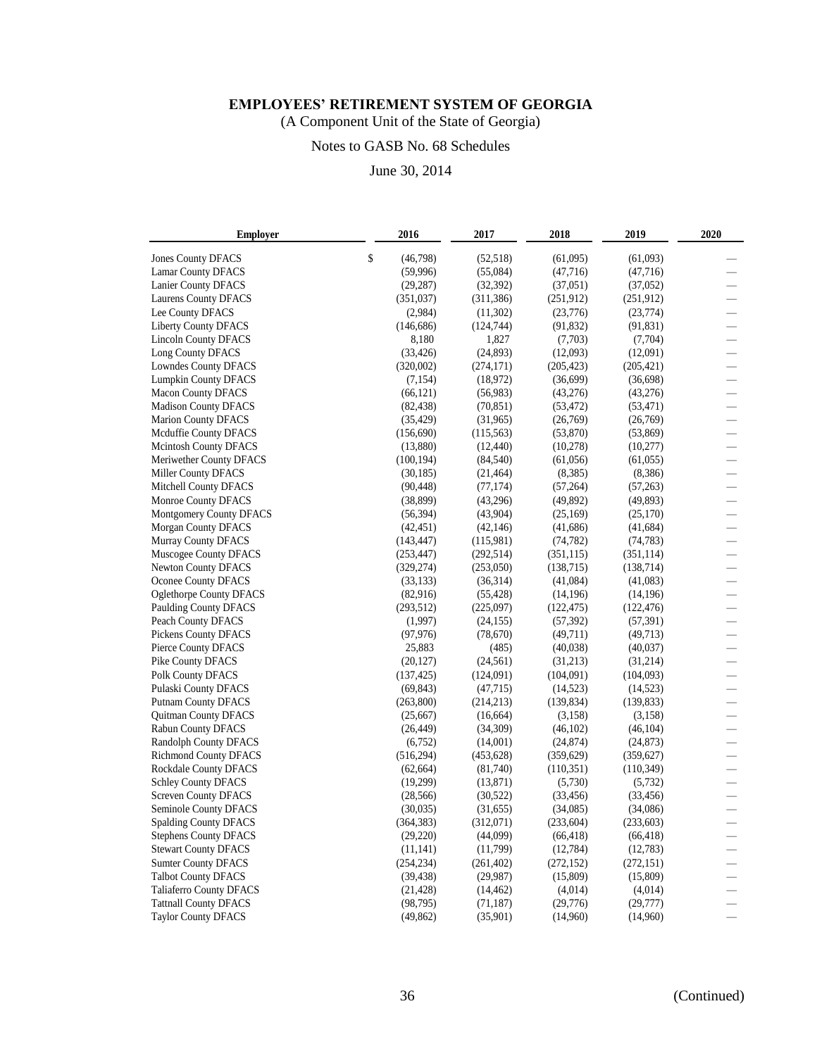**EMPLOYEES' RETIREMENT SYSTEM OF GEORGIA**

(A Component Unit of the State of Georgia)

Notes to GASB No. 68 Schedules

June 30, 2014

| Employer | 2016 | 2017 | 2018 | 2019 | 2020 |
|---|---|---|---|---|---|
| Jones County DFACS | $ (46,798) | (52,518) | (61,095) | (61,093) | — |
| Lamar County DFACS | (59,996) | (55,084) | (47,716) | (47,716) | — |
| Lanier County DFACS | (29,287) | (32,392) | (37,051) | (37,052) | — |
| Laurens County DFACS | (351,037) | (311,386) | (251,912) | (251,912) | — |
| Lee County DFACS | (2,984) | (11,302) | (23,776) | (23,774) | — |
| Liberty County DFACS | (146,686) | (124,744) | (91,832) | (91,831) | — |
| Lincoln County DFACS | 8,180 | 1,827 | (7,703) | (7,704) | — |
| Long County DFACS | (33,426) | (24,893) | (12,093) | (12,091) | — |
| Lowndes County DFACS | (320,002) | (274,171) | (205,423) | (205,421) | — |
| Lumpkin County DFACS | (7,154) | (18,972) | (36,699) | (36,698) | — |
| Macon County DFACS | (66,121) | (56,983) | (43,276) | (43,276) | — |
| Madison County DFACS | (82,438) | (70,851) | (53,472) | (53,471) | — |
| Marion County DFACS | (35,429) | (31,965) | (26,769) | (26,769) | — |
| Mcduffie County DFACS | (156,690) | (115,563) | (53,870) | (53,869) | — |
| Mcintosh County DFACS | (13,880) | (12,440) | (10,278) | (10,277) | — |
| Meriwether County DFACS | (100,194) | (84,540) | (61,056) | (61,055) | — |
| Miller County DFACS | (30,185) | (21,464) | (8,385) | (8,386) | — |
| Mitchell County DFACS | (90,448) | (77,174) | (57,264) | (57,263) | — |
| Monroe County DFACS | (38,899) | (43,296) | (49,892) | (49,893) | — |
| Montgomery County DFACS | (56,394) | (43,904) | (25,169) | (25,170) | — |
| Morgan County DFACS | (42,451) | (42,146) | (41,686) | (41,684) | — |
| Murray County DFACS | (143,447) | (115,981) | (74,782) | (74,783) | — |
| Muscogee County DFACS | (253,447) | (292,514) | (351,115) | (351,114) | — |
| Newton County DFACS | (329,274) | (253,050) | (138,715) | (138,714) | — |
| Oconee County DFACS | (33,133) | (36,314) | (41,084) | (41,083) | — |
| Oglethorpe County DFACS | (82,916) | (55,428) | (14,196) | (14,196) | — |
| Paulding County DFACS | (293,512) | (225,097) | (122,475) | (122,476) | — |
| Peach County DFACS | (1,997) | (24,155) | (57,392) | (57,391) | — |
| Pickens County DFACS | (97,976) | (78,670) | (49,711) | (49,713) | — |
| Pierce County DFACS | 25,883 | (485) | (40,038) | (40,037) | — |
| Pike County DFACS | (20,127) | (24,561) | (31,213) | (31,214) | — |
| Polk County DFACS | (137,425) | (124,091) | (104,091) | (104,093) | — |
| Pulaski County DFACS | (69,843) | (47,715) | (14,523) | (14,523) | — |
| Putnam County DFACS | (263,800) | (214,213) | (139,834) | (139,833) | — |
| Quitman County DFACS | (25,667) | (16,664) | (3,158) | (3,158) | — |
| Rabun County DFACS | (26,449) | (34,309) | (46,102) | (46,104) | — |
| Randolph County DFACS | (6,752) | (14,001) | (24,874) | (24,873) | — |
| Richmond County DFACS | (516,294) | (453,628) | (359,629) | (359,627) | — |
| Rockdale County DFACS | (62,664) | (81,740) | (110,351) | (110,349) | — |
| Schley County DFACS | (19,299) | (13,871) | (5,730) | (5,732) | — |
| Screven County DFACS | (28,566) | (30,522) | (33,456) | (33,456) | — |
| Seminole County DFACS | (30,035) | (31,655) | (34,085) | (34,086) | — |
| Spalding County DFACS | (364,383) | (312,071) | (233,604) | (233,603) | — |
| Stephens County DFACS | (29,220) | (44,099) | (66,418) | (66,418) | — |
| Stewart County DFACS | (11,141) | (11,799) | (12,784) | (12,783) | — |
| Sumter County DFACS | (254,234) | (261,402) | (272,152) | (272,151) | — |
| Talbot County DFACS | (39,438) | (29,987) | (15,809) | (15,809) | — |
| Taliaferro County DFACS | (21,428) | (14,462) | (4,014) | (4,014) | — |
| Tattnall County DFACS | (98,795) | (71,187) | (29,776) | (29,777) | — |
| Taylor County DFACS | (49,862) | (35,901) | (14,960) | (14,960) | — |

(Continued)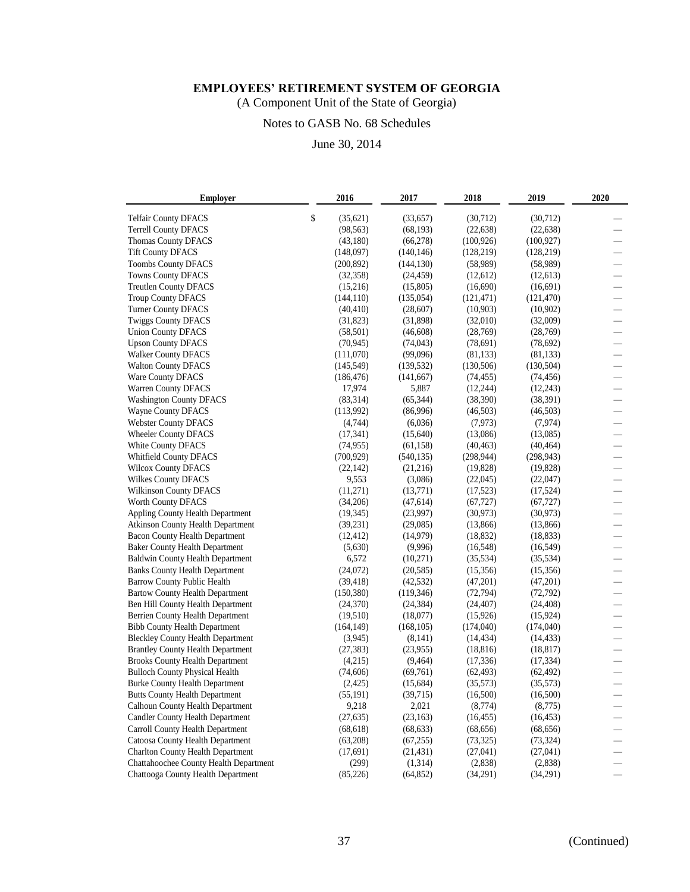# EMPLOYEES' RETIREMENT SYSTEM OF GEORGIA

(A Component Unit of the State of Georgia)

Notes to GASB No. 68 Schedules

June 30, 2014

| Employer | 2016 | 2017 | 2018 | 2019 | 2020 |
|---|---|---|---|---|---|
| Telfair County DFACS | $ (35,621) | (33,657) | (30,712) | (30,712) | — |
| Terrell County DFACS | (98,563) | (68,193) | (22,638) | (22,638) | — |
| Thomas County DFACS | (43,180) | (66,278) | (100,926) | (100,927) | — |
| Tift County DFACS | (148,097) | (140,146) | (128,219) | (128,219) | — |
| Toombs County DFACS | (200,892) | (144,130) | (58,989) | (58,989) | — |
| Towns County DFACS | (32,358) | (24,459) | (12,612) | (12,613) | — |
| Treutlen County DFACS | (15,216) | (15,805) | (16,690) | (16,691) | — |
| Troup County DFACS | (144,110) | (135,054) | (121,471) | (121,470) | — |
| Turner County DFACS | (40,410) | (28,607) | (10,903) | (10,902) | — |
| Twiggs County DFACS | (31,823) | (31,898) | (32,010) | (32,009) | — |
| Union County DFACS | (58,501) | (46,608) | (28,769) | (28,769) | — |
| Upson County DFACS | (70,945) | (74,043) | (78,691) | (78,692) | — |
| Walker County DFACS | (111,070) | (99,096) | (81,133) | (81,133) | — |
| Walton County DFACS | (145,549) | (139,532) | (130,506) | (130,504) | — |
| Ware County DFACS | (186,476) | (141,667) | (74,455) | (74,456) | — |
| Warren County DFACS | 17,974 | 5,887 | (12,244) | (12,243) | — |
| Washington County DFACS | (83,314) | (65,344) | (38,390) | (38,391) | — |
| Wayne County DFACS | (113,992) | (86,996) | (46,503) | (46,503) | — |
| Webster County DFACS | (4,744) | (6,036) | (7,973) | (7,974) | — |
| Wheeler County DFACS | (17,341) | (15,640) | (13,086) | (13,085) | — |
| White County DFACS | (74,955) | (61,158) | (40,463) | (40,464) | — |
| Whitfield County DFACS | (700,929) | (540,135) | (298,944) | (298,943) | — |
| Wilcox County DFACS | (22,142) | (21,216) | (19,828) | (19,828) | — |
| Wilkes County DFACS | 9,553 | (3,086) | (22,045) | (22,047) | — |
| Wilkinson County DFACS | (11,271) | (13,771) | (17,523) | (17,524) | — |
| Worth County DFACS | (34,206) | (47,614) | (67,727) | (67,727) | — |
| Appling County Health Department | (19,345) | (23,997) | (30,973) | (30,973) | — |
| Atkinson County Health Department | (39,231) | (29,085) | (13,866) | (13,866) | — |
| Bacon County Health Department | (12,412) | (14,979) | (18,832) | (18,833) | — |
| Baker County Health Department | (5,630) | (9,996) | (16,548) | (16,549) | — |
| Baldwin County Health Department | 6,572 | (10,271) | (35,534) | (35,534) | — |
| Banks County Health Department | (24,072) | (20,585) | (15,356) | (15,356) | — |
| Barrow County Public Health | (39,418) | (42,532) | (47,201) | (47,201) | — |
| Bartow County Health Department | (150,380) | (119,346) | (72,794) | (72,792) | — |
| Ben Hill County Health Department | (24,370) | (24,384) | (24,407) | (24,408) | — |
| Berrien County Health Department | (19,510) | (18,077) | (15,926) | (15,924) | — |
| Bibb County Health Department | (164,149) | (168,105) | (174,040) | (174,040) | — |
| Bleckley County Health Department | (3,945) | (8,141) | (14,434) | (14,433) | — |
| Brantley County Health Department | (27,383) | (23,955) | (18,816) | (18,817) | — |
| Brooks County Health Department | (4,215) | (9,464) | (17,336) | (17,334) | — |
| Bulloch County Physical Health | (74,606) | (69,761) | (62,493) | (62,492) | — |
| Burke County Health Department | (2,425) | (15,684) | (35,573) | (35,573) | — |
| Butts County Health Department | (55,191) | (39,715) | (16,500) | (16,500) | — |
| Calhoun County Health Department | 9,218 | 2,021 | (8,774) | (8,775) | — |
| Candler County Health Department | (27,635) | (23,163) | (16,455) | (16,453) | — |
| Carroll County Health Department | (68,618) | (68,633) | (68,656) | (68,656) | — |
| Catoosa County Health Department | (63,208) | (67,255) | (73,325) | (73,324) | — |
| Charlton County Health Department | (17,691) | (21,431) | (27,041) | (27,041) | — |
| Chattahoochee County Health Department | (299) | (1,314) | (2,838) | (2,838) | — |
| Chattooga County Health Department | (85,226) | (64,852) | (34,291) | (34,291) | — |

(Continued)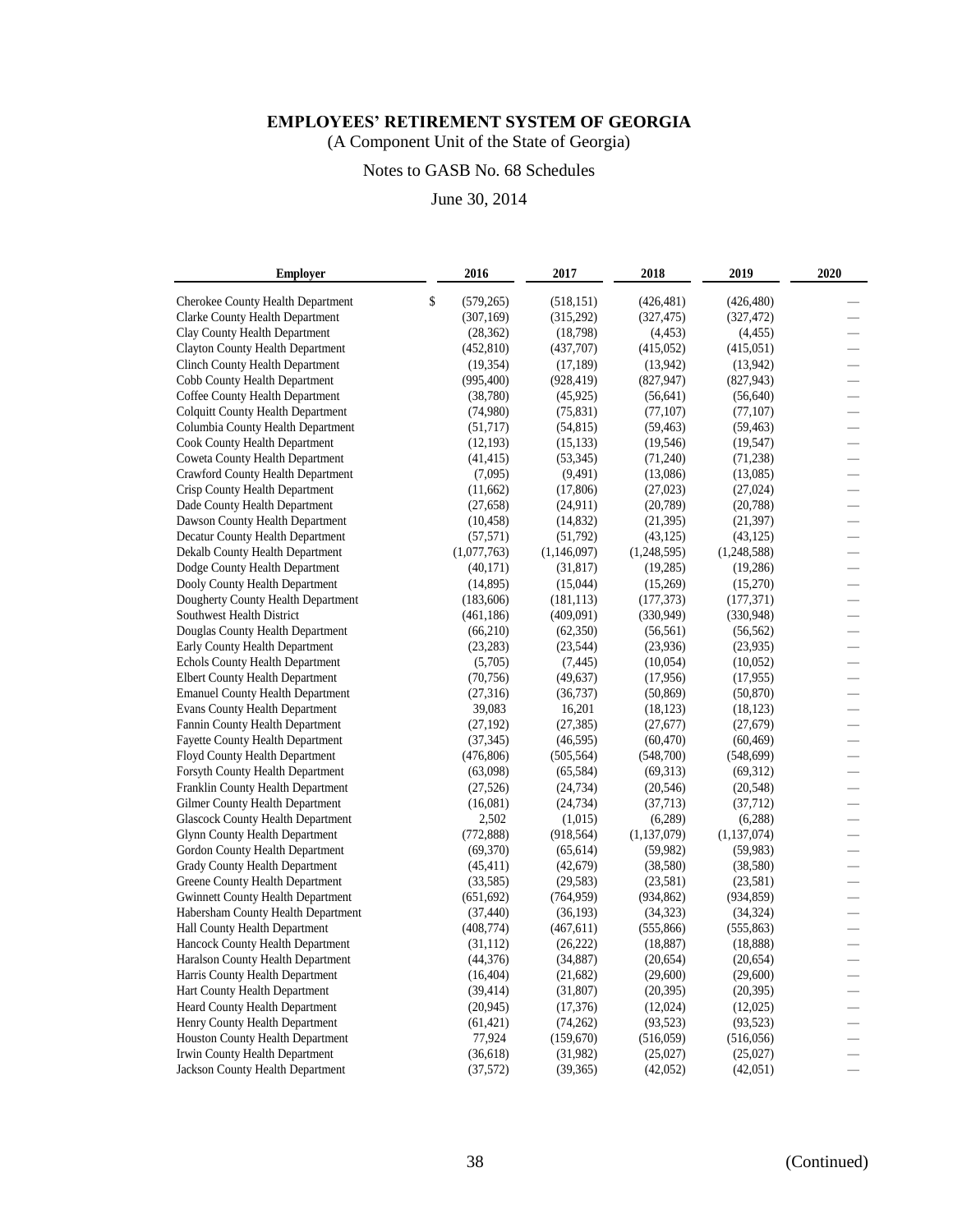# EMPLOYEES' RETIREMENT SYSTEM OF GEORGIA

(A Component Unit of the State of Georgia)

Notes to GASB No. 68 Schedules

June 30, 2014

| Employer | 2016 | 2017 | 2018 | 2019 | 2020 |
|---|---|---|---|---|---|
| Cherokee County Health Department | $ (579,265) | (518,151) | (426,481) | (426,480) | — |
| Clarke County Health Department | (307,169) | (315,292) | (327,475) | (327,472) | — |
| Clay County Health Department | (28,362) | (18,798) | (4,453) | (4,455) | — |
| Clayton County Health Department | (452,810) | (437,707) | (415,052) | (415,051) | — |
| Clinch County Health Department | (19,354) | (17,189) | (13,942) | (13,942) | — |
| Cobb County Health Department | (995,400) | (928,419) | (827,947) | (827,943) | — |
| Coffee County Health Department | (38,780) | (45,925) | (56,641) | (56,640) | — |
| Colquitt County Health Department | (74,980) | (75,831) | (77,107) | (77,107) | — |
| Columbia County Health Department | (51,717) | (54,815) | (59,463) | (59,463) | — |
| Cook County Health Department | (12,193) | (15,133) | (19,546) | (19,547) | — |
| Coweta County Health Department | (41,415) | (53,345) | (71,240) | (71,238) | — |
| Crawford County Health Department | (7,095) | (9,491) | (13,086) | (13,085) | — |
| Crisp County Health Department | (11,662) | (17,806) | (27,023) | (27,024) | — |
| Dade County Health Department | (27,658) | (24,911) | (20,789) | (20,788) | — |
| Dawson County Health Department | (10,458) | (14,832) | (21,395) | (21,397) | — |
| Decatur County Health Department | (57,571) | (51,792) | (43,125) | (43,125) | — |
| Dekalb County Health Department | (1,077,763) | (1,146,097) | (1,248,595) | (1,248,588) | — |
| Dodge County Health Department | (40,171) | (31,817) | (19,285) | (19,286) | — |
| Dooly County Health Department | (14,895) | (15,044) | (15,269) | (15,270) | — |
| Dougherty County Health Department | (183,606) | (181,113) | (177,373) | (177,371) | — |
| Southwest Health District | (461,186) | (409,091) | (330,949) | (330,948) | — |
| Douglas County Health Department | (66,210) | (62,350) | (56,561) | (56,562) | — |
| Early County Health Department | (23,283) | (23,544) | (23,936) | (23,935) | — |
| Echols County Health Department | (5,705) | (7,445) | (10,054) | (10,052) | — |
| Elbert County Health Department | (70,756) | (49,637) | (17,956) | (17,955) | — |
| Emanuel County Health Department | (27,316) | (36,737) | (50,869) | (50,870) | — |
| Evans County Health Department | 39,083 | 16,201 | (18,123) | (18,123) | — |
| Fannin County Health Department | (27,192) | (27,385) | (27,677) | (27,679) | — |
| Fayette County Health Department | (37,345) | (46,595) | (60,470) | (60,469) | — |
| Floyd County Health Department | (476,806) | (505,564) | (548,700) | (548,699) | — |
| Forsyth County Health Department | (63,098) | (65,584) | (69,313) | (69,312) | — |
| Franklin County Health Department | (27,526) | (24,734) | (20,546) | (20,548) | — |
| Gilmer County Health Department | (16,081) | (24,734) | (37,713) | (37,712) | — |
| Glascock County Health Department | 2,502 | (1,015) | (6,289) | (6,288) | — |
| Glynn County Health Department | (772,888) | (918,564) | (1,137,079) | (1,137,074) | — |
| Gordon County Health Department | (69,370) | (65,614) | (59,982) | (59,983) | — |
| Grady County Health Department | (45,411) | (42,679) | (38,580) | (38,580) | — |
| Greene County Health Department | (33,585) | (29,583) | (23,581) | (23,581) | — |
| Gwinnett County Health Department | (651,692) | (764,959) | (934,862) | (934,859) | — |
| Habersham County Health Department | (37,440) | (36,193) | (34,323) | (34,324) | — |
| Hall County Health Department | (408,774) | (467,611) | (555,866) | (555,863) | — |
| Hancock County Health Department | (31,112) | (26,222) | (18,887) | (18,888) | — |
| Haralson County Health Department | (44,376) | (34,887) | (20,654) | (20,654) | — |
| Harris County Health Department | (16,404) | (21,682) | (29,600) | (29,600) | — |
| Hart County Health Department | (39,414) | (31,807) | (20,395) | (20,395) | — |
| Heard County Health Department | (20,945) | (17,376) | (12,024) | (12,025) | — |
| Henry County Health Department | (61,421) | (74,262) | (93,523) | (93,523) | — |
| Houston County Health Department | 77,924 | (159,670) | (516,059) | (516,056) | — |
| Irwin County Health Department | (36,618) | (31,982) | (25,027) | (25,027) | — |
| Jackson County Health Department | (37,572) | (39,365) | (42,052) | (42,051) | — |

(Continued)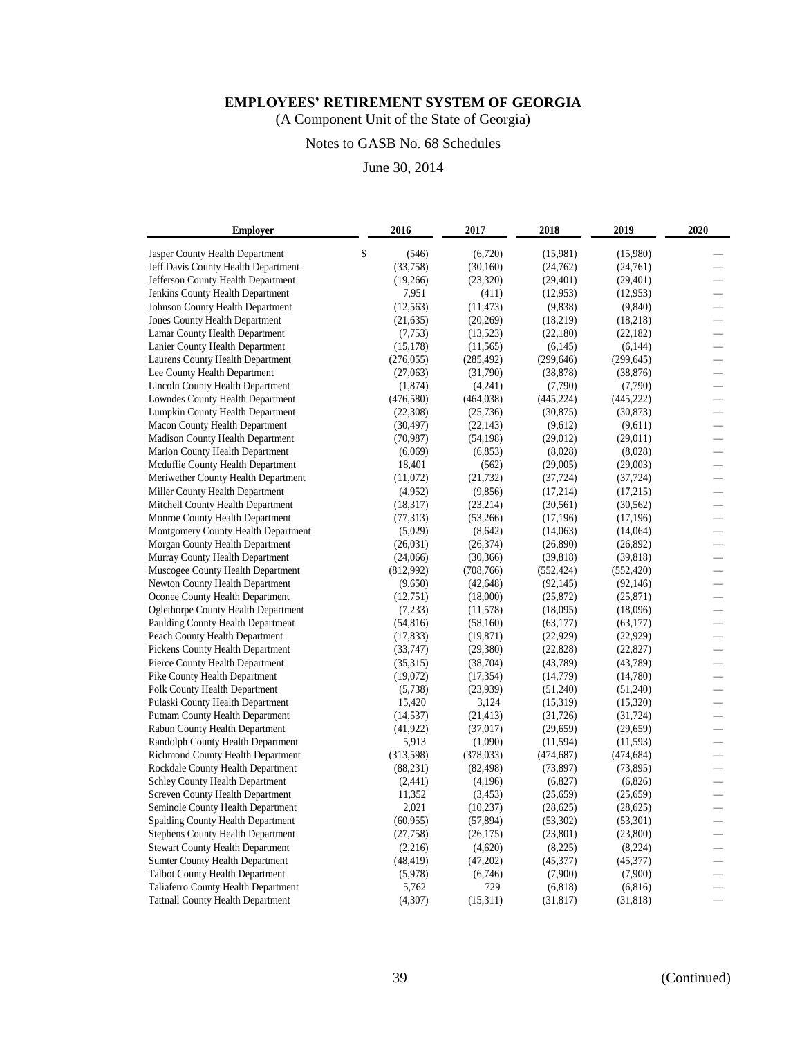# EMPLOYEES' RETIREMENT SYSTEM OF GEORGIA

(A Component Unit of the State of Georgia)

Notes to GASB No. 68 Schedules

June 30, 2014

| Employer | 2016 | 2017 | 2018 | 2019 | 2020 |
|---|---|---|---|---|---|
| Jasper County Health Department | $ (546) | (6,720) | (15,981) | (15,980) | — |
| Jeff Davis County Health Department | (33,758) | (30,160) | (24,762) | (24,761) | — |
| Jefferson County Health Department | (19,266) | (23,320) | (29,401) | (29,401) | — |
| Jenkins County Health Department | 7,951 | (411) | (12,953) | (12,953) | — |
| Johnson County Health Department | (12,563) | (11,473) | (9,838) | (9,840) | — |
| Jones County Health Department | (21,635) | (20,269) | (18,219) | (18,218) | — |
| Lamar County Health Department | (7,753) | (13,523) | (22,180) | (22,182) | — |
| Lanier County Health Department | (15,178) | (11,565) | (6,145) | (6,144) | — |
| Laurens County Health Department | (276,055) | (285,492) | (299,646) | (299,645) | — |
| Lee County Health Department | (27,063) | (31,790) | (38,878) | (38,876) | — |
| Lincoln County Health Department | (1,874) | (4,241) | (7,790) | (7,790) | — |
| Lowndes County Health Department | (476,580) | (464,038) | (445,224) | (445,222) | — |
| Lumpkin County Health Department | (22,308) | (25,736) | (30,875) | (30,873) | — |
| Macon County Health Department | (30,497) | (22,143) | (9,612) | (9,611) | — |
| Madison County Health Department | (70,987) | (54,198) | (29,012) | (29,011) | — |
| Marion County Health Department | (6,069) | (6,853) | (8,028) | (8,028) | — |
| Mcduffie County Health Department | 18,401 | (562) | (29,005) | (29,003) | — |
| Meriwether County Health Department | (11,072) | (21,732) | (37,724) | (37,724) | — |
| Miller County Health Department | (4,952) | (9,856) | (17,214) | (17,215) | — |
| Mitchell County Health Department | (18,317) | (23,214) | (30,561) | (30,562) | — |
| Monroe County Health Department | (77,313) | (53,266) | (17,196) | (17,196) | — |
| Montgomery County Health Department | (5,029) | (8,642) | (14,063) | (14,064) | — |
| Morgan County Health Department | (26,031) | (26,374) | (26,890) | (26,892) | — |
| Murray County Health Department | (24,066) | (30,366) | (39,818) | (39,818) | — |
| Muscogee County Health Department | (812,992) | (708,766) | (552,424) | (552,420) | — |
| Newton County Health Department | (9,650) | (42,648) | (92,145) | (92,146) | — |
| Oconee County Health Department | (12,751) | (18,000) | (25,872) | (25,871) | — |
| Oglethorpe County Health Department | (7,233) | (11,578) | (18,095) | (18,096) | — |
| Paulding County Health Department | (54,816) | (58,160) | (63,177) | (63,177) | — |
| Peach County Health Department | (17,833) | (19,871) | (22,929) | (22,929) | — |
| Pickens County Health Department | (33,747) | (29,380) | (22,828) | (22,827) | — |
| Pierce County Health Department | (35,315) | (38,704) | (43,789) | (43,789) | — |
| Pike County Health Department | (19,072) | (17,354) | (14,779) | (14,780) | — |
| Polk County Health Department | (5,738) | (23,939) | (51,240) | (51,240) | — |
| Pulaski County Health Department | 15,420 | 3,124 | (15,319) | (15,320) | — |
| Putnam County Health Department | (14,537) | (21,413) | (31,726) | (31,724) | — |
| Rabun County Health Department | (41,922) | (37,017) | (29,659) | (29,659) | — |
| Randolph County Health Department | 5,913 | (1,090) | (11,594) | (11,593) | — |
| Richmond County Health Department | (313,598) | (378,033) | (474,687) | (474,684) | — |
| Rockdale County Health Department | (88,231) | (82,498) | (73,897) | (73,895) | — |
| Schley County Health Department | (2,441) | (4,196) | (6,827) | (6,826) | — |
| Screven County Health Department | 11,352 | (3,453) | (25,659) | (25,659) | — |
| Seminole County Health Department | 2,021 | (10,237) | (28,625) | (28,625) | — |
| Spalding County Health Department | (60,955) | (57,894) | (53,302) | (53,301) | — |
| Stephens County Health Department | (27,758) | (26,175) | (23,801) | (23,800) | — |
| Stewart County Health Department | (2,216) | (4,620) | (8,225) | (8,224) | — |
| Sumter County Health Department | (48,419) | (47,202) | (45,377) | (45,377) | — |
| Talbot County Health Department | (5,978) | (6,746) | (7,900) | (7,900) | — |
| Taliaferro County Health Department | 5,762 | 729 | (6,818) | (6,816) | — |
| Tattnall County Health Department | (4,307) | (15,311) | (31,817) | (31,818) | — |

(Continued)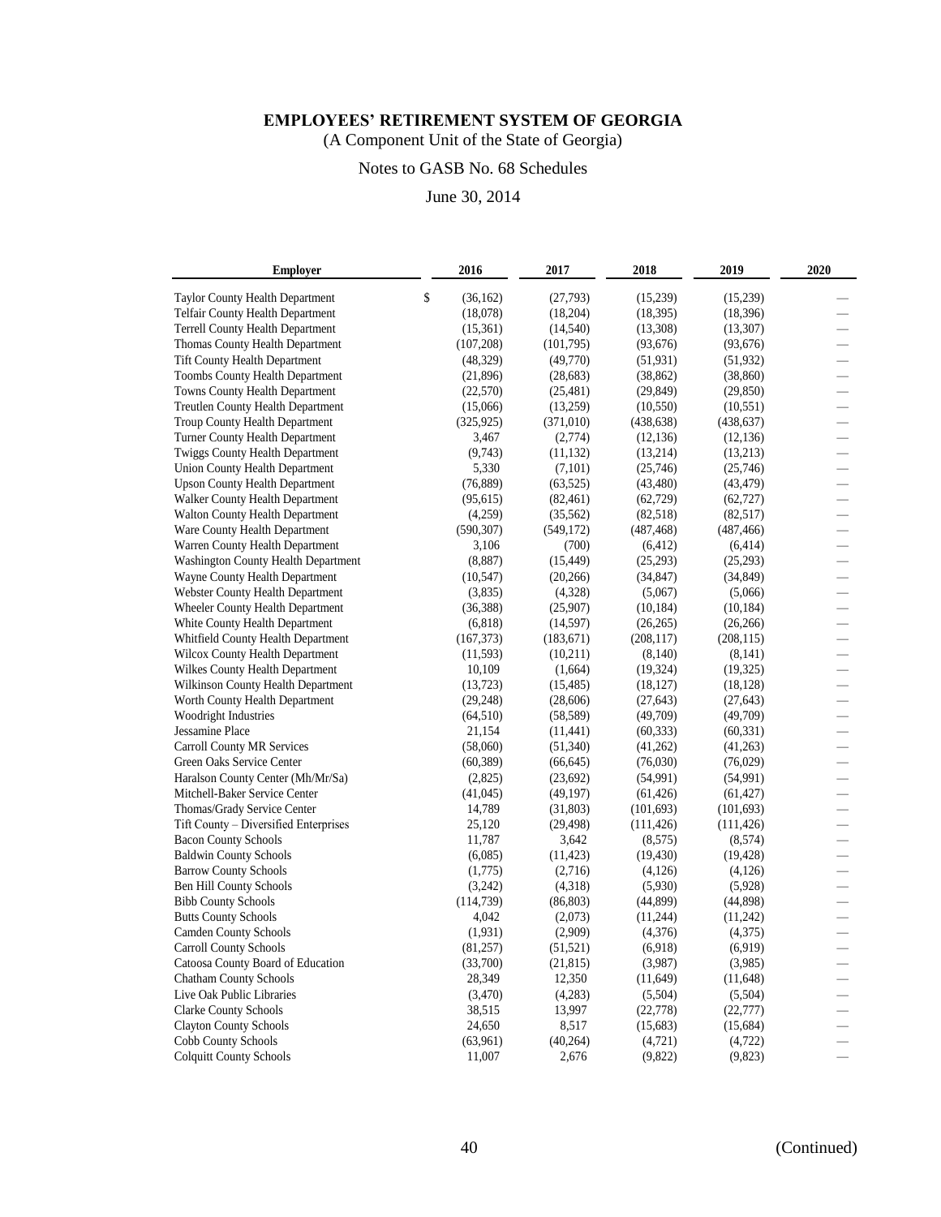# EMPLOYEES' RETIREMENT SYSTEM OF GEORGIA

(A Component Unit of the State of Georgia)

Notes to GASB No. 68 Schedules

June 30, 2014

| Employer | 2016 | 2017 | 2018 | 2019 | 2020 |
|---|---|---|---|---|---|
| Taylor County Health Department | $ (36,162) | (27,793) | (15,239) | (15,239) | — |
| Telfair County Health Department | (18,078) | (18,204) | (18,395) | (18,396) | — |
| Terrell County Health Department | (15,361) | (14,540) | (13,308) | (13,307) | — |
| Thomas County Health Department | (107,208) | (101,795) | (93,676) | (93,676) | — |
| Tift County Health Department | (48,329) | (49,770) | (51,931) | (51,932) | — |
| Toombs County Health Department | (21,896) | (28,683) | (38,862) | (38,860) | — |
| Towns County Health Department | (22,570) | (25,481) | (29,849) | (29,850) | — |
| Treutlen County Health Department | (15,066) | (13,259) | (10,550) | (10,551) | — |
| Troup County Health Department | (325,925) | (371,010) | (438,638) | (438,637) | — |
| Turner County Health Department | 3,467 | (2,774) | (12,136) | (12,136) | — |
| Twiggs County Health Department | (9,743) | (11,132) | (13,214) | (13,213) | — |
| Union County Health Department | 5,330 | (7,101) | (25,746) | (25,746) | — |
| Upson County Health Department | (76,889) | (63,525) | (43,480) | (43,479) | — |
| Walker County Health Department | (95,615) | (82,461) | (62,729) | (62,727) | — |
| Walton County Health Department | (4,259) | (35,562) | (82,518) | (82,517) | — |
| Ware County Health Department | (590,307) | (549,172) | (487,468) | (487,466) | — |
| Warren County Health Department | 3,106 | (700) | (6,412) | (6,414) | — |
| Washington County Health Department | (8,887) | (15,449) | (25,293) | (25,293) | — |
| Wayne County Health Department | (10,547) | (20,266) | (34,847) | (34,849) | — |
| Webster County Health Department | (3,835) | (4,328) | (5,067) | (5,066) | — |
| Wheeler County Health Department | (36,388) | (25,907) | (10,184) | (10,184) | — |
| White County Health Department | (6,818) | (14,597) | (26,265) | (26,266) | — |
| Whitfield County Health Department | (167,373) | (183,671) | (208,117) | (208,115) | — |
| Wilcox County Health Department | (11,593) | (10,211) | (8,140) | (8,141) | — |
| Wilkes County Health Department | 10,109 | (1,664) | (19,324) | (19,325) | — |
| Wilkinson County Health Department | (13,723) | (15,485) | (18,127) | (18,128) | — |
| Worth County Health Department | (29,248) | (28,606) | (27,643) | (27,643) | — |
| Woodright Industries | (64,510) | (58,589) | (49,709) | (49,709) | — |
| Jessamine Place | 21,154 | (11,441) | (60,333) | (60,331) | — |
| Carroll County MR Services | (58,060) | (51,340) | (41,262) | (41,263) | — |
| Green Oaks Service Center | (60,389) | (66,645) | (76,030) | (76,029) | — |
| Haralson County Center (Mh/Mr/Sa) | (2,825) | (23,692) | (54,991) | (54,991) | — |
| Mitchell-Baker Service Center | (41,045) | (49,197) | (61,426) | (61,427) | — |
| Thomas/Grady Service Center | 14,789 | (31,803) | (101,693) | (101,693) | — |
| Tift County – Diversified Enterprises | 25,120 | (29,498) | (111,426) | (111,426) | — |
| Bacon County Schools | 11,787 | 3,642 | (8,575) | (8,574) | — |
| Baldwin County Schools | (6,085) | (11,423) | (19,430) | (19,428) | — |
| Barrow County Schools | (1,775) | (2,716) | (4,126) | (4,126) | — |
| Ben Hill County Schools | (3,242) | (4,318) | (5,930) | (5,928) | — |
| Bibb County Schools | (114,739) | (86,803) | (44,899) | (44,898) | — |
| Butts County Schools | 4,042 | (2,073) | (11,244) | (11,242) | — |
| Camden County Schools | (1,931) | (2,909) | (4,376) | (4,375) | — |
| Carroll County Schools | (81,257) | (51,521) | (6,918) | (6,919) | — |
| Catoosa County Board of Education | (33,700) | (21,815) | (3,987) | (3,985) | — |
| Chatham County Schools | 28,349 | 12,350 | (11,649) | (11,648) | — |
| Live Oak Public Libraries | (3,470) | (4,283) | (5,504) | (5,504) | — |
| Clarke County Schools | 38,515 | 13,997 | (22,778) | (22,777) | — |
| Clayton County Schools | 24,650 | 8,517 | (15,683) | (15,684) | — |
| Cobb County Schools | (63,961) | (40,264) | (4,721) | (4,722) | — |
| Colquitt County Schools | 11,007 | 2,676 | (9,822) | (9,823) | — |

(Continued)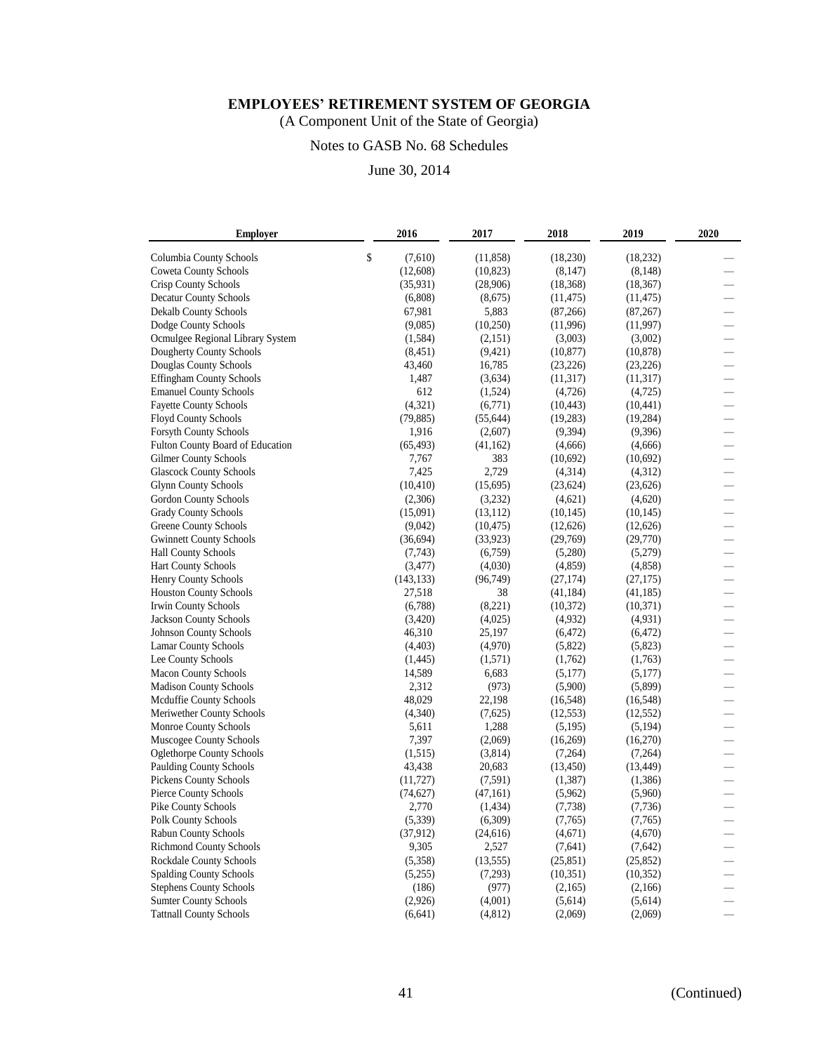# EMPLOYEES' RETIREMENT SYSTEM OF GEORGIA

(A Component Unit of the State of Georgia)

Notes to GASB No. 68 Schedules

June 30, 2014

| Employer | 2016 | 2017 | 2018 | 2019 | 2020 |
|---|---|---|---|---|---|
| Columbia County Schools | $ (7,610) | (11,858) | (18,230) | (18,232) | — |
| Coweta County Schools | (12,608) | (10,823) | (8,147) | (8,148) | — |
| Crisp County Schools | (35,931) | (28,906) | (18,368) | (18,367) | — |
| Decatur County Schools | (6,808) | (8,675) | (11,475) | (11,475) | — |
| Dekalb County Schools | 67,981 | 5,883 | (87,266) | (87,267) | — |
| Dodge County Schools | (9,085) | (10,250) | (11,996) | (11,997) | — |
| Ocmulgee Regional Library System | (1,584) | (2,151) | (3,003) | (3,002) | — |
| Dougherty County Schools | (8,451) | (9,421) | (10,877) | (10,878) | — |
| Douglas County Schools | 43,460 | 16,785 | (23,226) | (23,226) | — |
| Effingham County Schools | 1,487 | (3,634) | (11,317) | (11,317) | — |
| Emanuel County Schools | 612 | (1,524) | (4,726) | (4,725) | — |
| Fayette County Schools | (4,321) | (6,771) | (10,443) | (10,441) | — |
| Floyd County Schools | (79,885) | (55,644) | (19,283) | (19,284) | — |
| Forsyth County Schools | 1,916 | (2,607) | (9,394) | (9,396) | — |
| Fulton County Board of Education | (65,493) | (41,162) | (4,666) | (4,666) | — |
| Gilmer County Schools | 7,767 | 383 | (10,692) | (10,692) | — |
| Glascock County Schools | 7,425 | 2,729 | (4,314) | (4,312) | — |
| Glynn County Schools | (10,410) | (15,695) | (23,624) | (23,626) | — |
| Gordon County Schools | (2,306) | (3,232) | (4,621) | (4,620) | — |
| Grady County Schools | (15,091) | (13,112) | (10,145) | (10,145) | — |
| Greene County Schools | (9,042) | (10,475) | (12,626) | (12,626) | — |
| Gwinnett County Schools | (36,694) | (33,923) | (29,769) | (29,770) | — |
| Hall County Schools | (7,743) | (6,759) | (5,280) | (5,279) | — |
| Hart County Schools | (3,477) | (4,030) | (4,859) | (4,858) | — |
| Henry County Schools | (143,133) | (96,749) | (27,174) | (27,175) | — |
| Houston County Schools | 27,518 | 38 | (41,184) | (41,185) | — |
| Irwin County Schools | (6,788) | (8,221) | (10,372) | (10,371) | — |
| Jackson County Schools | (3,420) | (4,025) | (4,932) | (4,931) | — |
| Johnson County Schools | 46,310 | 25,197 | (6,472) | (6,472) | — |
| Lamar County Schools | (4,403) | (4,970) | (5,822) | (5,823) | — |
| Lee County Schools | (1,445) | (1,571) | (1,762) | (1,763) | — |
| Macon County Schools | 14,589 | 6,683 | (5,177) | (5,177) | — |
| Madison County Schools | 2,312 | (973) | (5,900) | (5,899) | — |
| Mcduffie County Schools | 48,029 | 22,198 | (16,548) | (16,548) | — |
| Meriwether County Schools | (4,340) | (7,625) | (12,553) | (12,552) | — |
| Monroe County Schools | 5,611 | 1,288 | (5,195) | (5,194) | — |
| Muscogee County Schools | 7,397 | (2,069) | (16,269) | (16,270) | — |
| Oglethorpe County Schools | (1,515) | (3,814) | (7,264) | (7,264) | — |
| Paulding County Schools | 43,438 | 20,683 | (13,450) | (13,449) | — |
| Pickens County Schools | (11,727) | (7,591) | (1,387) | (1,386) | — |
| Pierce County Schools | (74,627) | (47,161) | (5,962) | (5,960) | — |
| Pike County Schools | 2,770 | (1,434) | (7,738) | (7,736) | — |
| Polk County Schools | (5,339) | (6,309) | (7,765) | (7,765) | — |
| Rabun County Schools | (37,912) | (24,616) | (4,671) | (4,670) | — |
| Richmond County Schools | 9,305 | 2,527 | (7,641) | (7,642) | — |
| Rockdale County Schools | (5,358) | (13,555) | (25,851) | (25,852) | — |
| Spalding County Schools | (5,255) | (7,293) | (10,351) | (10,352) | — |
| Stephens County Schools | (186) | (977) | (2,165) | (2,166) | — |
| Sumter County Schools | (2,926) | (4,001) | (5,614) | (5,614) | — |
| Tattnall County Schools | (6,641) | (4,812) | (2,069) | (2,069) | — |

(Continued)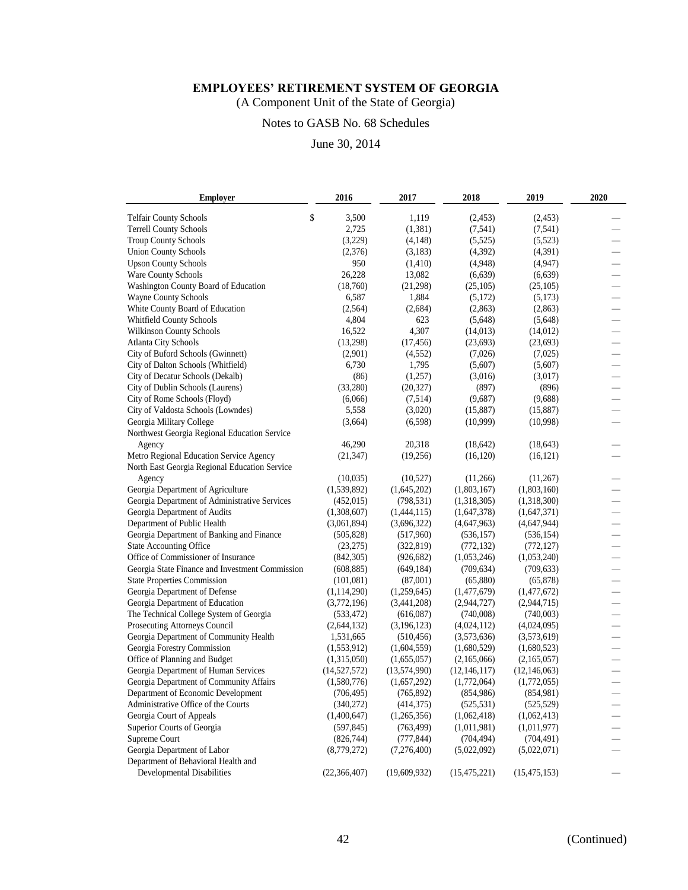**EMPLOYEES' RETIREMENT SYSTEM OF GEORGIA**

(A Component Unit of the State of Georgia)

Notes to GASB No. 68 Schedules

June 30, 2014

| Employer | 2016 | 2017 | 2018 | 2019 | 2020 |
|---|---|---|---|---|---|
| Telfair County Schools | $ 3,500 | 1,119 | (2,453) | (2,453) | — |
| Terrell County Schools | 2,725 | (1,381) | (7,541) | (7,541) | — |
| Troup County Schools | (3,229) | (4,148) | (5,525) | (5,523) | — |
| Union County Schools | (2,376) | (3,183) | (4,392) | (4,391) | — |
| Upson County Schools | 950 | (1,410) | (4,948) | (4,947) | — |
| Ware County Schools | 26,228 | 13,082 | (6,639) | (6,639) | — |
| Washington County Board of Education | (18,760) | (21,298) | (25,105) | (25,105) | — |
| Wayne County Schools | 6,587 | 1,884 | (5,172) | (5,173) | — |
| White County Board of Education | (2,564) | (2,684) | (2,863) | (2,863) | — |
| Whitfield County Schools | 4,804 | 623 | (5,648) | (5,648) | — |
| Wilkinson County Schools | 16,522 | 4,307 | (14,013) | (14,012) | — |
| Atlanta City Schools | (13,298) | (17,456) | (23,693) | (23,693) | — |
| City of Buford Schools (Gwinnett) | (2,901) | (4,552) | (7,026) | (7,025) | — |
| City of Dalton Schools (Whitfield) | 6,730 | 1,795 | (5,607) | (5,607) | — |
| City of Decatur Schools (Dekalb) | (86) | (1,257) | (3,016) | (3,017) | — |
| City of Dublin Schools (Laurens) | (33,280) | (20,327) | (897) | (896) | — |
| City of Rome Schools (Floyd) | (6,066) | (7,514) | (9,687) | (9,688) | — |
| City of Valdosta Schools (Lowndes) | 5,558 | (3,020) | (15,887) | (15,887) | — |
| Georgia Military College | (3,664) | (6,598) | (10,999) | (10,998) | — |
| Northwest Georgia Regional Education Service Agency | 46,290 | 20,318 | (18,642) | (18,643) | — |
| Metro Regional Education Service Agency | (21,347) | (19,256) | (16,120) | (16,121) | — |
| North East Georgia Regional Education Service Agency | (10,035) | (10,527) | (11,266) | (11,267) | — |
| Georgia Department of Agriculture | (1,539,892) | (1,645,202) | (1,803,167) | (1,803,160) | — |
| Georgia Department of Administrative Services | (452,015) | (798,531) | (1,318,305) | (1,318,300) | — |
| Georgia Department of Audits | (1,308,607) | (1,444,115) | (1,647,378) | (1,647,371) | — |
| Department of Public Health | (3,061,894) | (3,696,322) | (4,647,963) | (4,647,944) | — |
| Georgia Department of Banking and Finance | (505,828) | (517,960) | (536,157) | (536,154) | — |
| State Accounting Office | (23,275) | (322,819) | (772,132) | (772,127) | — |
| Office of Commissioner of Insurance | (842,305) | (926,682) | (1,053,246) | (1,053,240) | — |
| Georgia State Finance and Investment Commission | (608,885) | (649,184) | (709,634) | (709,633) | — |
| State Properties Commission | (101,081) | (87,001) | (65,880) | (65,878) | — |
| Georgia Department of Defense | (1,114,290) | (1,259,645) | (1,477,679) | (1,477,672) | — |
| Georgia Department of Education | (3,772,196) | (3,441,208) | (2,944,727) | (2,944,715) | — |
| The Technical College System of Georgia | (533,472) | (616,087) | (740,008) | (740,003) | — |
| Prosecuting Attorneys Council | (2,644,132) | (3,196,123) | (4,024,112) | (4,024,095) | — |
| Georgia Department of Community Health | 1,531,665 | (510,456) | (3,573,636) | (3,573,619) | — |
| Georgia Forestry Commission | (1,553,912) | (1,604,559) | (1,680,529) | (1,680,523) | — |
| Office of Planning and Budget | (1,315,050) | (1,655,057) | (2,165,066) | (2,165,057) | — |
| Georgia Department of Human Services | (14,527,572) | (13,574,990) | (12,146,117) | (12,146,063) | — |
| Georgia Department of Community Affairs | (1,580,776) | (1,657,292) | (1,772,064) | (1,772,055) | — |
| Department of Economic Development | (706,495) | (765,892) | (854,986) | (854,981) | — |
| Administrative Office of the Courts | (340,272) | (414,375) | (525,531) | (525,529) | — |
| Georgia Court of Appeals | (1,400,647) | (1,265,356) | (1,062,418) | (1,062,413) | — |
| Superior Courts of Georgia | (597,845) | (763,499) | (1,011,981) | (1,011,977) | — |
| Supreme Court | (826,744) | (777,844) | (704,494) | (704,491) | — |
| Georgia Department of Labor | (8,779,272) | (7,276,400) | (5,022,092) | (5,022,071) | — |
| Department of Behavioral Health and Developmental Disabilities | (22,366,407) | (19,609,932) | (15,475,221) | (15,475,153) | — |

(Continued)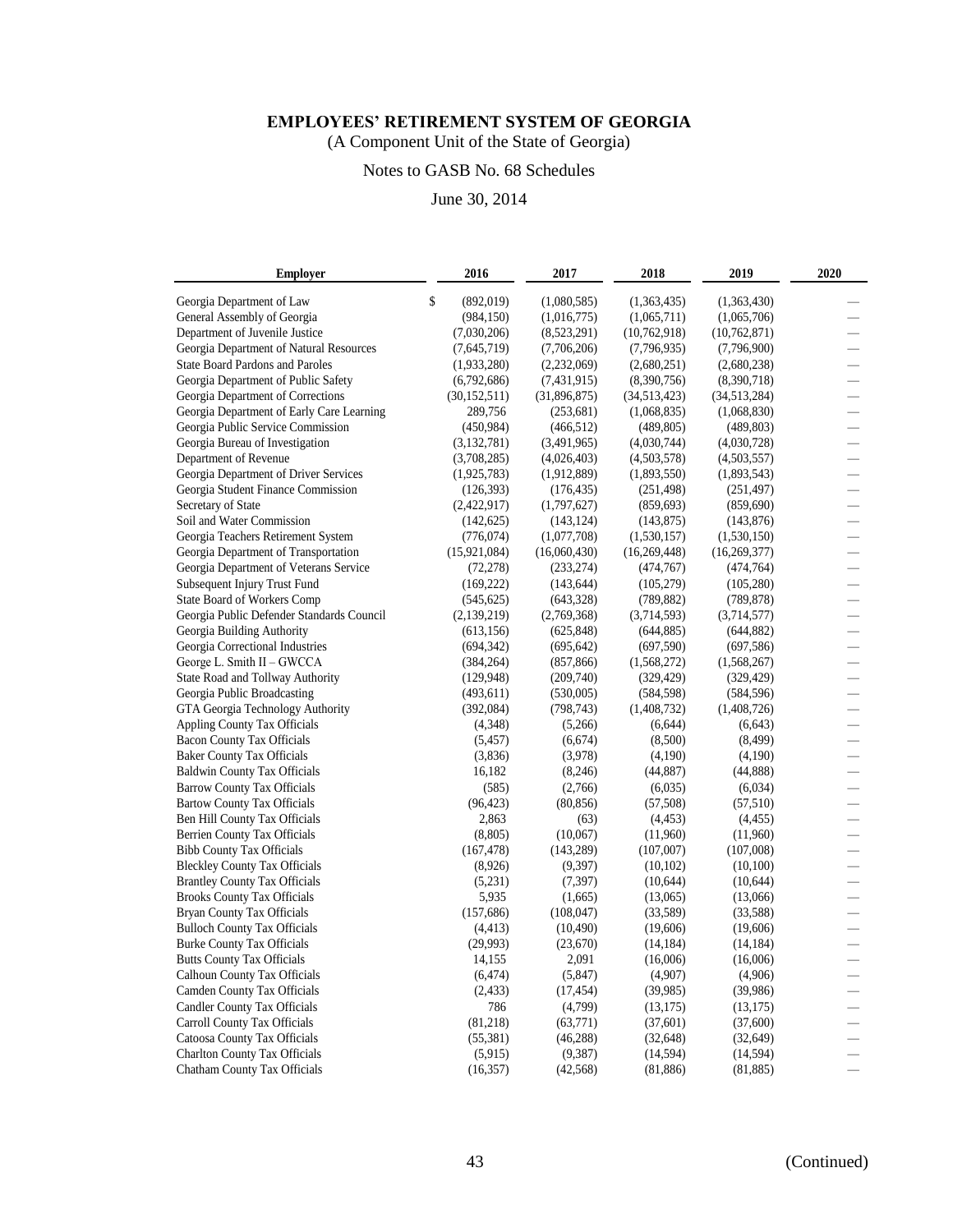# EMPLOYEES' RETIREMENT SYSTEM OF GEORGIA

(A Component Unit of the State of Georgia)

Notes to GASB No. 68 Schedules

June 30, 2014

| Employer | 2016 | 2017 | 2018 | 2019 | 2020 |
|---|---|---|---|---|---|
| Georgia Department of Law | $ (892,019) | (1,080,585) | (1,363,435) | (1,363,430) | — |
| General Assembly of Georgia | (984,150) | (1,016,775) | (1,065,711) | (1,065,706) | — |
| Department of Juvenile Justice | (7,030,206) | (8,523,291) | (10,762,918) | (10,762,871) | — |
| Georgia Department of Natural Resources | (7,645,719) | (7,706,206) | (7,796,935) | (7,796,900) | — |
| State Board Pardons and Paroles | (1,933,280) | (2,232,069) | (2,680,251) | (2,680,238) | — |
| Georgia Department of Public Safety | (6,792,686) | (7,431,915) | (8,390,756) | (8,390,718) | — |
| Georgia Department of Corrections | (30,152,511) | (31,896,875) | (34,513,423) | (34,513,284) | — |
| Georgia Department of Early Care Learning | 289,756 | (253,681) | (1,068,835) | (1,068,830) | — |
| Georgia Public Service Commission | (450,984) | (466,512) | (489,805) | (489,803) | — |
| Georgia Bureau of Investigation | (3,132,781) | (3,491,965) | (4,030,744) | (4,030,728) | — |
| Department of Revenue | (3,708,285) | (4,026,403) | (4,503,578) | (4,503,557) | — |
| Georgia Department of Driver Services | (1,925,783) | (1,912,889) | (1,893,550) | (1,893,543) | — |
| Georgia Student Finance Commission | (126,393) | (176,435) | (251,498) | (251,497) | — |
| Secretary of State | (2,422,917) | (1,797,627) | (859,693) | (859,690) | — |
| Soil and Water Commission | (142,625) | (143,124) | (143,875) | (143,876) | — |
| Georgia Teachers Retirement System | (776,074) | (1,077,708) | (1,530,157) | (1,530,150) | — |
| Georgia Department of Transportation | (15,921,084) | (16,060,430) | (16,269,448) | (16,269,377) | — |
| Georgia Department of Veterans Service | (72,278) | (233,274) | (474,767) | (474,764) | — |
| Subsequent Injury Trust Fund | (169,222) | (143,644) | (105,279) | (105,280) | — |
| State Board of Workers Comp | (545,625) | (643,328) | (789,882) | (789,878) | — |
| Georgia Public Defender Standards Council | (2,139,219) | (2,769,368) | (3,714,593) | (3,714,577) | — |
| Georgia Building Authority | (613,156) | (625,848) | (644,885) | (644,882) | — |
| Georgia Correctional Industries | (694,342) | (695,642) | (697,590) | (697,586) | — |
| George L. Smith II – GWCCA | (384,264) | (857,866) | (1,568,272) | (1,568,267) | — |
| State Road and Tollway Authority | (129,948) | (209,740) | (329,429) | (329,429) | — |
| Georgia Public Broadcasting | (493,611) | (530,005) | (584,598) | (584,596) | — |
| GTA Georgia Technology Authority | (392,084) | (798,743) | (1,408,732) | (1,408,726) | — |
| Appling County Tax Officials | (4,348) | (5,266) | (6,644) | (6,643) | — |
| Bacon County Tax Officials | (5,457) | (6,674) | (8,500) | (8,499) | — |
| Baker County Tax Officials | (3,836) | (3,978) | (4,190) | (4,190) | — |
| Baldwin County Tax Officials | 16,182 | (8,246) | (44,887) | (44,888) | — |
| Barrow County Tax Officials | (585) | (2,766) | (6,035) | (6,034) | — |
| Bartow County Tax Officials | (96,423) | (80,856) | (57,508) | (57,510) | — |
| Ben Hill County Tax Officials | 2,863 | (63) | (4,453) | (4,455) | — |
| Berrien County Tax Officials | (8,805) | (10,067) | (11,960) | (11,960) | — |
| Bibb County Tax Officials | (167,478) | (143,289) | (107,007) | (107,008) | — |
| Bleckley County Tax Officials | (8,926) | (9,397) | (10,102) | (10,100) | — |
| Brantley County Tax Officials | (5,231) | (7,397) | (10,644) | (10,644) | — |
| Brooks County Tax Officials | 5,935 | (1,665) | (13,065) | (13,066) | — |
| Bryan County Tax Officials | (157,686) | (108,047) | (33,589) | (33,588) | — |
| Bulloch County Tax Officials | (4,413) | (10,490) | (19,606) | (19,606) | — |
| Burke County Tax Officials | (29,993) | (23,670) | (14,184) | (14,184) | — |
| Butts County Tax Officials | 14,155 | 2,091 | (16,006) | (16,006) | — |
| Calhoun County Tax Officials | (6,474) | (5,847) | (4,907) | (4,906) | — |
| Camden County Tax Officials | (2,433) | (17,454) | (39,985) | (39,986) | — |
| Candler County Tax Officials | 786 | (4,799) | (13,175) | (13,175) | — |
| Carroll County Tax Officials | (81,218) | (63,771) | (37,601) | (37,600) | — |
| Catoosa County Tax Officials | (55,381) | (46,288) | (32,648) | (32,649) | — |
| Charlton County Tax Officials | (5,915) | (9,387) | (14,594) | (14,594) | — |
| Chatham County Tax Officials | (16,357) | (42,568) | (81,886) | (81,885) | — |

(Continued)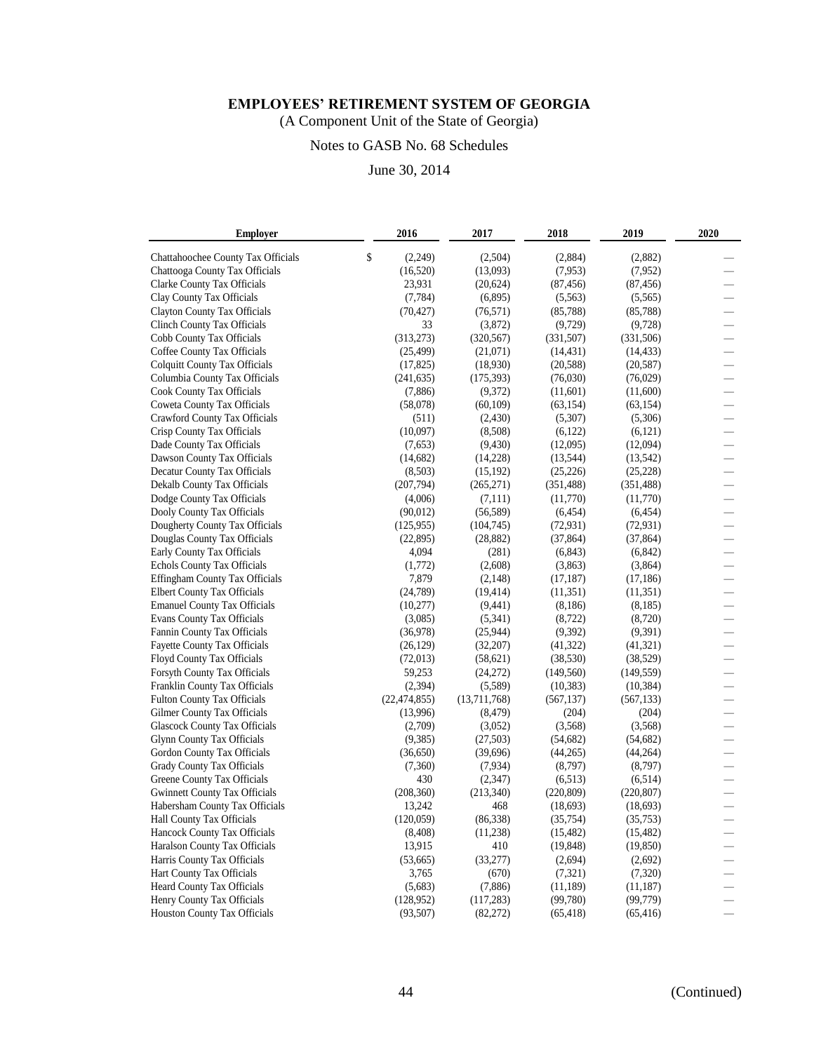# EMPLOYEES' RETIREMENT SYSTEM OF GEORGIA

(A Component Unit of the State of Georgia)

Notes to GASB No. 68 Schedules

June 30, 2014

| Employer | 2016 | 2017 | 2018 | 2019 | 2020 |
|---|---|---|---|---|---|
| Chattahoochee County Tax Officials | $ (2,249) | (2,504) | (2,884) | (2,882) | — |
| Chattooga County Tax Officials | (16,520) | (13,093) | (7,953) | (7,952) | — |
| Clarke County Tax Officials | 23,931 | (20,624) | (87,456) | (87,456) | — |
| Clay County Tax Officials | (7,784) | (6,895) | (5,563) | (5,565) | — |
| Clayton County Tax Officials | (70,427) | (76,571) | (85,788) | (85,788) | — |
| Clinch County Tax Officials | 33 | (3,872) | (9,729) | (9,728) | — |
| Cobb County Tax Officials | (313,273) | (320,567) | (331,507) | (331,506) | — |
| Coffee County Tax Officials | (25,499) | (21,071) | (14,431) | (14,433) | — |
| Colquitt County Tax Officials | (17,825) | (18,930) | (20,588) | (20,587) | — |
| Columbia County Tax Officials | (241,635) | (175,393) | (76,030) | (76,029) | — |
| Cook County Tax Officials | (7,886) | (9,372) | (11,601) | (11,600) | — |
| Coweta County Tax Officials | (58,078) | (60,109) | (63,154) | (63,154) | — |
| Crawford County Tax Officials | (511) | (2,430) | (5,307) | (5,306) | — |
| Crisp County Tax Officials | (10,097) | (8,508) | (6,122) | (6,121) | — |
| Dade County Tax Officials | (7,653) | (9,430) | (12,095) | (12,094) | — |
| Dawson County Tax Officials | (14,682) | (14,228) | (13,544) | (13,542) | — |
| Decatur County Tax Officials | (8,503) | (15,192) | (25,226) | (25,228) | — |
| Dekalb County Tax Officials | (207,794) | (265,271) | (351,488) | (351,488) | — |
| Dodge County Tax Officials | (4,006) | (7,111) | (11,770) | (11,770) | — |
| Dooly County Tax Officials | (90,012) | (56,589) | (6,454) | (6,454) | — |
| Dougherty County Tax Officials | (125,955) | (104,745) | (72,931) | (72,931) | — |
| Douglas County Tax Officials | (22,895) | (28,882) | (37,864) | (37,864) | — |
| Early County Tax Officials | 4,094 | (281) | (6,843) | (6,842) | — |
| Echols County Tax Officials | (1,772) | (2,608) | (3,863) | (3,864) | — |
| Effingham County Tax Officials | 7,879 | (2,148) | (17,187) | (17,186) | — |
| Elbert County Tax Officials | (24,789) | (19,414) | (11,351) | (11,351) | — |
| Emanuel County Tax Officials | (10,277) | (9,441) | (8,186) | (8,185) | — |
| Evans County Tax Officials | (3,085) | (5,341) | (8,722) | (8,720) | — |
| Fannin County Tax Officials | (36,978) | (25,944) | (9,392) | (9,391) | — |
| Fayette County Tax Officials | (26,129) | (32,207) | (41,322) | (41,321) | — |
| Floyd County Tax Officials | (72,013) | (58,621) | (38,530) | (38,529) | — |
| Forsyth County Tax Officials | 59,253 | (24,272) | (149,560) | (149,559) | — |
| Franklin County Tax Officials | (2,394) | (5,589) | (10,383) | (10,384) | — |
| Fulton County Tax Officials | (22,474,855) | (13,711,768) | (567,137) | (567,133) | — |
| Gilmer County Tax Officials | (13,996) | (8,479) | (204) | (204) | — |
| Glascock County Tax Officials | (2,709) | (3,052) | (3,568) | (3,568) | — |
| Glynn County Tax Officials | (9,385) | (27,503) | (54,682) | (54,682) | — |
| Gordon County Tax Officials | (36,650) | (39,696) | (44,265) | (44,264) | — |
| Grady County Tax Officials | (7,360) | (7,934) | (8,797) | (8,797) | — |
| Greene County Tax Officials | 430 | (2,347) | (6,513) | (6,514) | — |
| Gwinnett County Tax Officials | (208,360) | (213,340) | (220,809) | (220,807) | — |
| Habersham County Tax Officials | 13,242 | 468 | (18,693) | (18,693) | — |
| Hall County Tax Officials | (120,059) | (86,338) | (35,754) | (35,753) | — |
| Hancock County Tax Officials | (8,408) | (11,238) | (15,482) | (15,482) | — |
| Haralson County Tax Officials | 13,915 | 410 | (19,848) | (19,850) | — |
| Harris County Tax Officials | (53,665) | (33,277) | (2,694) | (2,692) | — |
| Hart County Tax Officials | 3,765 | (670) | (7,321) | (7,320) | — |
| Heard County Tax Officials | (5,683) | (7,886) | (11,189) | (11,187) | — |
| Henry County Tax Officials | (128,952) | (117,283) | (99,780) | (99,779) | — |
| Houston County Tax Officials | (93,507) | (82,272) | (65,418) | (65,416) | — |

(Continued)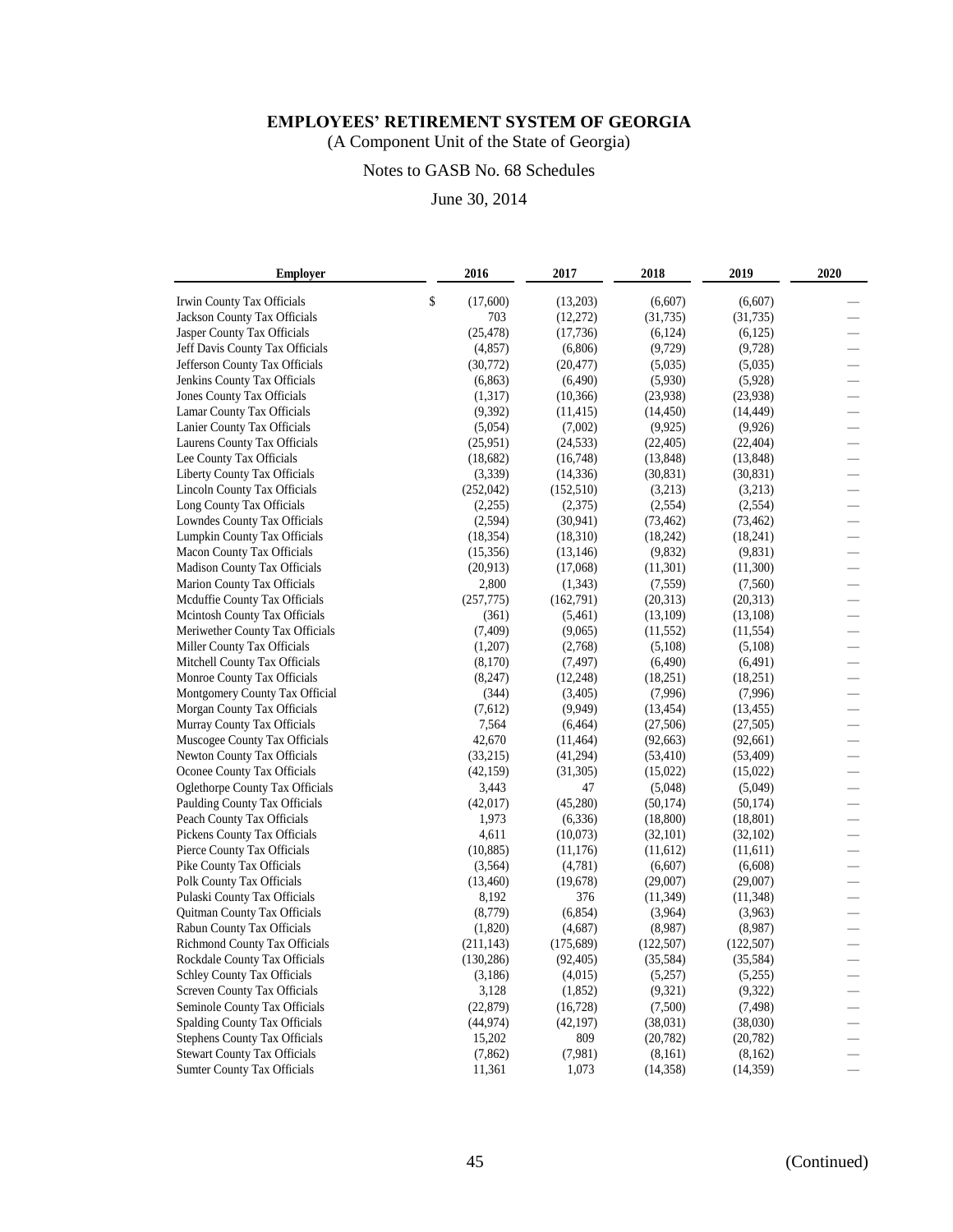# EMPLOYEES' RETIREMENT SYSTEM OF GEORGIA

(A Component Unit of the State of Georgia)

Notes to GASB No. 68 Schedules

June 30, 2014

| Employer | 2016 | 2017 | 2018 | 2019 | 2020 |
|---|---|---|---|---|---|
| Irwin County Tax Officials | $ (17,600) | (13,203) | (6,607) | (6,607) | — |
| Jackson County Tax Officials | 703 | (12,272) | (31,735) | (31,735) | — |
| Jasper County Tax Officials | (25,478) | (17,736) | (6,124) | (6,125) | — |
| Jeff Davis County Tax Officials | (4,857) | (6,806) | (9,729) | (9,728) | — |
| Jefferson County Tax Officials | (30,772) | (20,477) | (5,035) | (5,035) | — |
| Jenkins County Tax Officials | (6,863) | (6,490) | (5,930) | (5,928) | — |
| Jones County Tax Officials | (1,317) | (10,366) | (23,938) | (23,938) | — |
| Lamar County Tax Officials | (9,392) | (11,415) | (14,450) | (14,449) | — |
| Lanier County Tax Officials | (5,054) | (7,002) | (9,925) | (9,926) | — |
| Laurens County Tax Officials | (25,951) | (24,533) | (22,405) | (22,404) | — |
| Lee County Tax Officials | (18,682) | (16,748) | (13,848) | (13,848) | — |
| Liberty County Tax Officials | (3,339) | (14,336) | (30,831) | (30,831) | — |
| Lincoln County Tax Officials | (252,042) | (152,510) | (3,213) | (3,213) | — |
| Long County Tax Officials | (2,255) | (2,375) | (2,554) | (2,554) | — |
| Lowndes County Tax Officials | (2,594) | (30,941) | (73,462) | (73,462) | — |
| Lumpkin County Tax Officials | (18,354) | (18,310) | (18,242) | (18,241) | — |
| Macon County Tax Officials | (15,356) | (13,146) | (9,832) | (9,831) | — |
| Madison County Tax Officials | (20,913) | (17,068) | (11,301) | (11,300) | — |
| Marion County Tax Officials | 2,800 | (1,343) | (7,559) | (7,560) | — |
| Mcduffie County Tax Officials | (257,775) | (162,791) | (20,313) | (20,313) | — |
| Mcintosh County Tax Officials | (361) | (5,461) | (13,109) | (13,108) | — |
| Meriwether County Tax Officials | (7,409) | (9,065) | (11,552) | (11,554) | — |
| Miller County Tax Officials | (1,207) | (2,768) | (5,108) | (5,108) | — |
| Mitchell County Tax Officials | (8,170) | (7,497) | (6,490) | (6,491) | — |
| Monroe County Tax Officials | (8,247) | (12,248) | (18,251) | (18,251) | — |
| Montgomery County Tax Official | (344) | (3,405) | (7,996) | (7,996) | — |
| Morgan County Tax Officials | (7,612) | (9,949) | (13,454) | (13,455) | — |
| Murray County Tax Officials | 7,564 | (6,464) | (27,506) | (27,505) | — |
| Muscogee County Tax Officials | 42,670 | (11,464) | (92,663) | (92,661) | — |
| Newton County Tax Officials | (33,215) | (41,294) | (53,410) | (53,409) | — |
| Oconee County Tax Officials | (42,159) | (31,305) | (15,022) | (15,022) | — |
| Oglethorpe County Tax Officials | 3,443 | 47 | (5,048) | (5,049) | — |
| Paulding County Tax Officials | (42,017) | (45,280) | (50,174) | (50,174) | — |
| Peach County Tax Officials | 1,973 | (6,336) | (18,800) | (18,801) | — |
| Pickens County Tax Officials | 4,611 | (10,073) | (32,101) | (32,102) | — |
| Pierce County Tax Officials | (10,885) | (11,176) | (11,612) | (11,611) | — |
| Pike County Tax Officials | (3,564) | (4,781) | (6,607) | (6,608) | — |
| Polk County Tax Officials | (13,460) | (19,678) | (29,007) | (29,007) | — |
| Pulaski County Tax Officials | 8,192 | 376 | (11,349) | (11,348) | — |
| Quitman County Tax Officials | (8,779) | (6,854) | (3,964) | (3,963) | — |
| Rabun County Tax Officials | (1,820) | (4,687) | (8,987) | (8,987) | — |
| Richmond County Tax Officials | (211,143) | (175,689) | (122,507) | (122,507) | — |
| Rockdale County Tax Officials | (130,286) | (92,405) | (35,584) | (35,584) | — |
| Schley County Tax Officials | (3,186) | (4,015) | (5,257) | (5,255) | — |
| Screven County Tax Officials | 3,128 | (1,852) | (9,321) | (9,322) | — |
| Seminole County Tax Officials | (22,879) | (16,728) | (7,500) | (7,498) | — |
| Spalding County Tax Officials | (44,974) | (42,197) | (38,031) | (38,030) | — |
| Stephens County Tax Officials | 15,202 | 809 | (20,782) | (20,782) | — |
| Stewart County Tax Officials | (7,862) | (7,981) | (8,161) | (8,162) | — |
| Sumter County Tax Officials | 11,361 | 1,073 | (14,358) | (14,359) | — |

(Continued)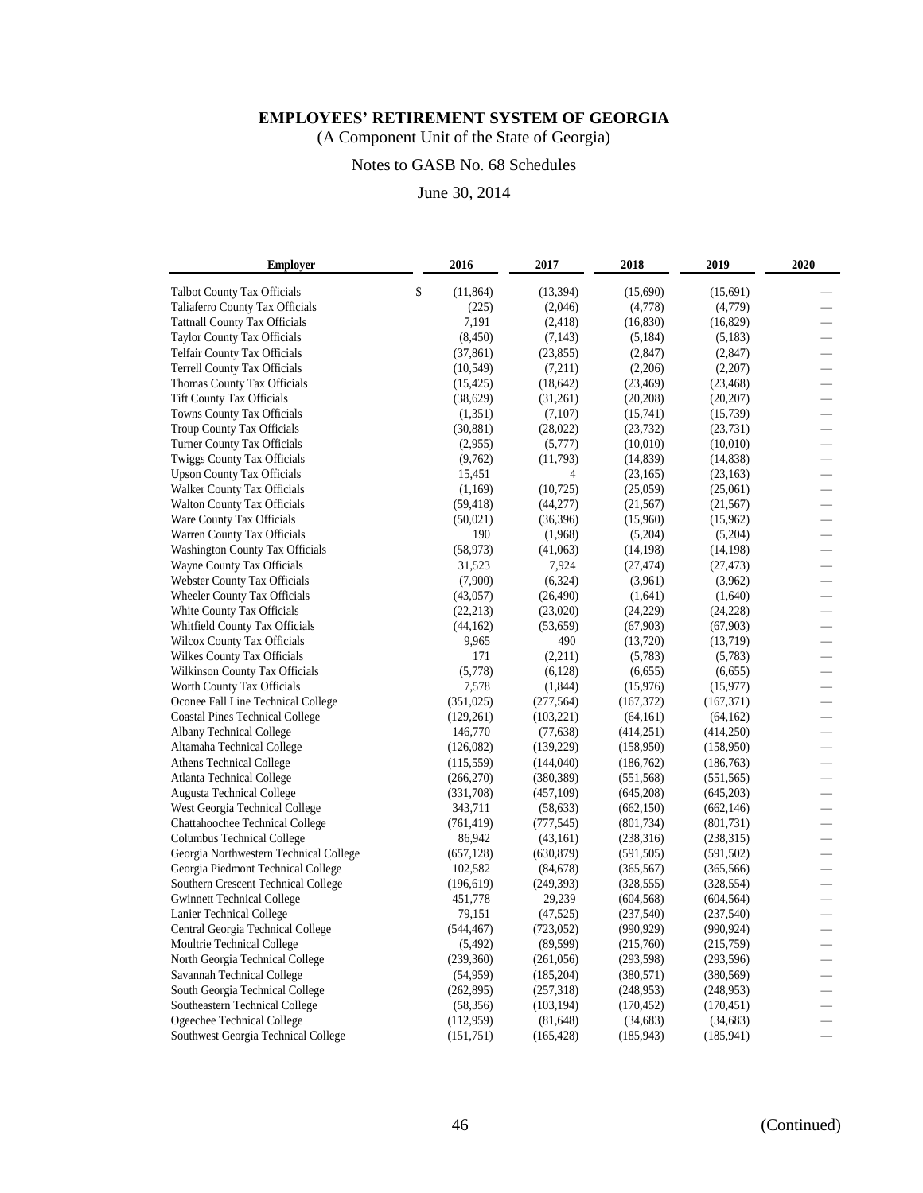**EMPLOYEES' RETIREMENT SYSTEM OF GEORGIA**

(A Component Unit of the State of Georgia)

Notes to GASB No. 68 Schedules

June 30, 2014

| Employer | 2016 | 2017 | 2018 | 2019 | 2020 |
|---|---|---|---|---|---|
| Talbot County Tax Officials | $ (11,864) | (13,394) | (15,690) | (15,691) | — |
| Taliaferro County Tax Officials | (225) | (2,046) | (4,778) | (4,779) | — |
| Tattnall County Tax Officials | 7,191 | (2,418) | (16,830) | (16,829) | — |
| Taylor County Tax Officials | (8,450) | (7,143) | (5,184) | (5,183) | — |
| Telfair County Tax Officials | (37,861) | (23,855) | (2,847) | (2,847) | — |
| Terrell County Tax Officials | (10,549) | (7,211) | (2,206) | (2,207) | — |
| Thomas County Tax Officials | (15,425) | (18,642) | (23,469) | (23,468) | — |
| Tift County Tax Officials | (38,629) | (31,261) | (20,208) | (20,207) | — |
| Towns County Tax Officials | (1,351) | (7,107) | (15,741) | (15,739) | — |
| Troup County Tax Officials | (30,881) | (28,022) | (23,732) | (23,731) | — |
| Turner County Tax Officials | (2,955) | (5,777) | (10,010) | (10,010) | — |
| Twiggs County Tax Officials | (9,762) | (11,793) | (14,839) | (14,838) | — |
| Upson County Tax Officials | 15,451 | 4 | (23,165) | (23,163) | — |
| Walker County Tax Officials | (1,169) | (10,725) | (25,059) | (25,061) | — |
| Walton County Tax Officials | (59,418) | (44,277) | (21,567) | (21,567) | — |
| Ware County Tax Officials | (50,021) | (36,396) | (15,960) | (15,962) | — |
| Warren County Tax Officials | 190 | (1,968) | (5,204) | (5,204) | — |
| Washington County Tax Officials | (58,973) | (41,063) | (14,198) | (14,198) | — |
| Wayne County Tax Officials | 31,523 | 7,924 | (27,474) | (27,473) | — |
| Webster County Tax Officials | (7,900) | (6,324) | (3,961) | (3,962) | — |
| Wheeler County Tax Officials | (43,057) | (26,490) | (1,641) | (1,640) | — |
| White County Tax Officials | (22,213) | (23,020) | (24,229) | (24,228) | — |
| Whitfield County Tax Officials | (44,162) | (53,659) | (67,903) | (67,903) | — |
| Wilcox County Tax Officials | 9,965 | 490 | (13,720) | (13,719) | — |
| Wilkes County Tax Officials | 171 | (2,211) | (5,783) | (5,783) | — |
| Wilkinson County Tax Officials | (5,778) | (6,128) | (6,655) | (6,655) | — |
| Worth County Tax Officials | 7,578 | (1,844) | (15,976) | (15,977) | — |
| Oconee Fall Line Technical College | (351,025) | (277,564) | (167,372) | (167,371) | — |
| Coastal Pines Technical College | (129,261) | (103,221) | (64,161) | (64,162) | — |
| Albany Technical College | 146,770 | (77,638) | (414,251) | (414,250) | — |
| Altamaha Technical College | (126,082) | (139,229) | (158,950) | (158,950) | — |
| Athens Technical College | (115,559) | (144,040) | (186,762) | (186,763) | — |
| Atlanta Technical College | (266,270) | (380,389) | (551,568) | (551,565) | — |
| Augusta Technical College | (331,708) | (457,109) | (645,208) | (645,203) | — |
| West Georgia Technical College | 343,711 | (58,633) | (662,150) | (662,146) | — |
| Chattahoochee Technical College | (761,419) | (777,545) | (801,734) | (801,731) | — |
| Columbus Technical College | 86,942 | (43,161) | (238,316) | (238,315) | — |
| Georgia Northwestern Technical College | (657,128) | (630,879) | (591,505) | (591,502) | — |
| Georgia Piedmont Technical College | 102,582 | (84,678) | (365,567) | (365,566) | — |
| Southern Crescent Technical College | (196,619) | (249,393) | (328,555) | (328,554) | — |
| Gwinnett Technical College | 451,778 | 29,239 | (604,568) | (604,564) | — |
| Lanier Technical College | 79,151 | (47,525) | (237,540) | (237,540) | — |
| Central Georgia Technical College | (544,467) | (723,052) | (990,929) | (990,924) | — |
| Moultrie Technical College | (5,492) | (89,599) | (215,760) | (215,759) | — |
| North Georgia Technical College | (239,360) | (261,056) | (293,598) | (293,596) | — |
| Savannah Technical College | (54,959) | (185,204) | (380,571) | (380,569) | — |
| South Georgia Technical College | (262,895) | (257,318) | (248,953) | (248,953) | — |
| Southeastern Technical College | (58,356) | (103,194) | (170,452) | (170,451) | — |
| Ogeechee Technical College | (112,959) | (81,648) | (34,683) | (34,683) | — |
| Southwest Georgia Technical College | (151,751) | (165,428) | (185,943) | (185,941) | — |

(Continued)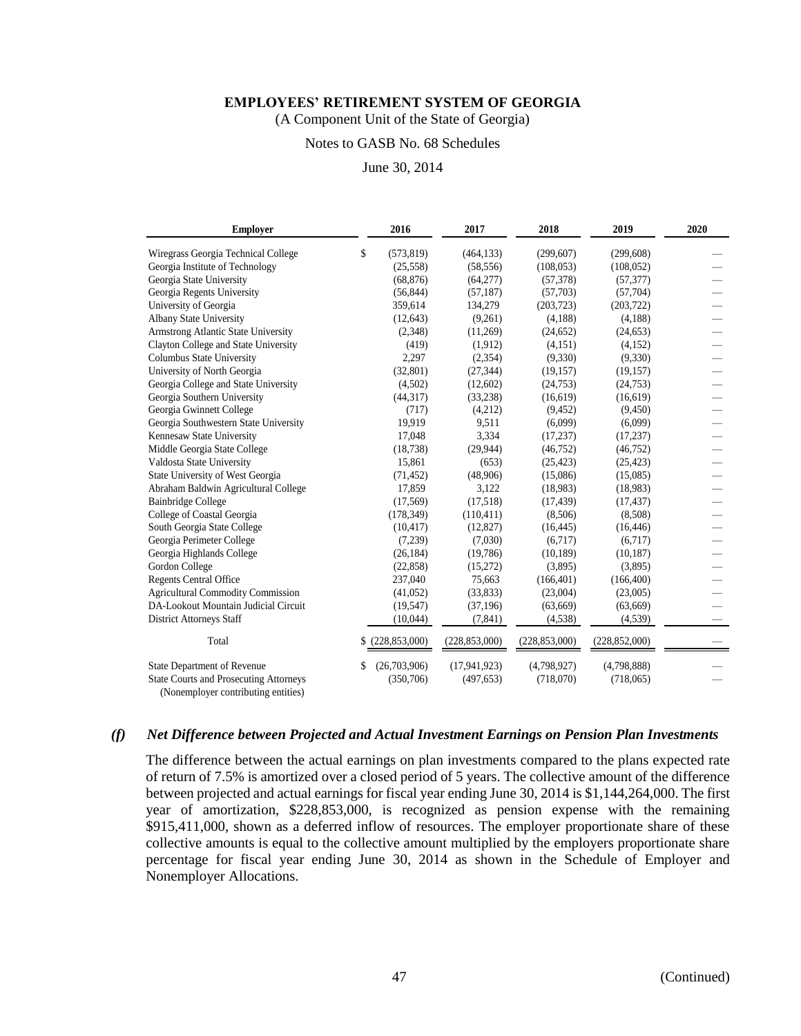**EMPLOYEES' RETIREMENT SYSTEM OF GEORGIA**

(A Component Unit of the State of Georgia)

Notes to GASB No. 68 Schedules

June 30, 2014

| Employer | 2016 | 2017 | 2018 | 2019 | 2020 |
|---|---|---|---|---|---|
| Wiregrass Georgia Technical College | $ (573,819) | (464,133) | (299,607) | (299,608) | — |
| Georgia Institute of Technology | (25,558) | (58,556) | (108,053) | (108,052) | — |
| Georgia State University | (68,876) | (64,277) | (57,378) | (57,377) | — |
| Georgia Regents University | (56,844) | (57,187) | (57,703) | (57,704) | — |
| University of Georgia | 359,614 | 134,279 | (203,723) | (203,722) | — |
| Albany State University | (12,643) | (9,261) | (4,188) | (4,188) | — |
| Armstrong Atlantic State University | (2,348) | (11,269) | (24,652) | (24,653) | — |
| Clayton College and State University | (419) | (1,912) | (4,151) | (4,152) | — |
| Columbus State University | 2,297 | (2,354) | (9,330) | (9,330) | — |
| University of North Georgia | (32,801) | (27,344) | (19,157) | (19,157) | — |
| Georgia College and State University | (4,502) | (12,602) | (24,753) | (24,753) | — |
| Georgia Southern University | (44,317) | (33,238) | (16,619) | (16,619) | — |
| Georgia Gwinnett College | (717) | (4,212) | (9,452) | (9,450) | — |
| Georgia Southwestern State University | 19,919 | 9,511 | (6,099) | (6,099) | — |
| Kennesaw State University | 17,048 | 3,334 | (17,237) | (17,237) | — |
| Middle Georgia State College | (18,738) | (29,944) | (46,752) | (46,752) | — |
| Valdosta State University | 15,861 | (653) | (25,423) | (25,423) | — |
| State University of West Georgia | (71,452) | (48,906) | (15,086) | (15,085) | — |
| Abraham Baldwin Agricultural College | 17,859 | 3,122 | (18,983) | (18,983) | — |
| Bainbridge College | (17,569) | (17,518) | (17,439) | (17,437) | — |
| College of Coastal Georgia | (178,349) | (110,411) | (8,506) | (8,508) | — |
| South Georgia State College | (10,417) | (12,827) | (16,445) | (16,446) | — |
| Georgia Perimeter College | (7,239) | (7,030) | (6,717) | (6,717) | — |
| Georgia Highlands College | (26,184) | (19,786) | (10,189) | (10,187) | — |
| Gordon College | (22,858) | (15,272) | (3,895) | (3,895) | — |
| Regents Central Office | 237,040 | 75,663 | (166,401) | (166,400) | — |
| Agricultural Commodity Commission | (41,052) | (33,833) | (23,004) | (23,005) | — |
| DA-Lookout Mountain Judicial Circuit | (19,547) | (37,196) | (63,669) | (63,669) | — |
| District Attorneys Staff | (10,044) | (7,841) | (4,538) | (4,539) | — |
| Total | $ (228,853,000) | (228,853,000) | (228,853,000) | (228,852,000) | — |
| State Department of Revenue | $ (26,703,906) | (17,941,923) | (4,798,927) | (4,798,888) | — |
| State Courts and Prosecuting Attorneys (Nonemployer contributing entities) | (350,706) | (497,653) | (718,070) | (718,065) | — |

### *(f) Net Difference between Projected and Actual Investment Earnings on Pension Plan Investments*

The difference between the actual earnings on plan investments compared to the plans expected rate of return of 7.5% is amortized over a closed period of 5 years. The collective amount of the difference between projected and actual earnings for fiscal year ending June 30, 2014 is $1,144,264,000. The first year of amortization, $228,853,000, is recognized as pension expense with the remaining $915,411,000, shown as a deferred inflow of resources. The employer proportionate share of these collective amounts is equal to the collective amount multiplied by the employers proportionate share percentage for fiscal year ending June 30, 2014 as shown in the Schedule of Employer and Nonemployer Allocations.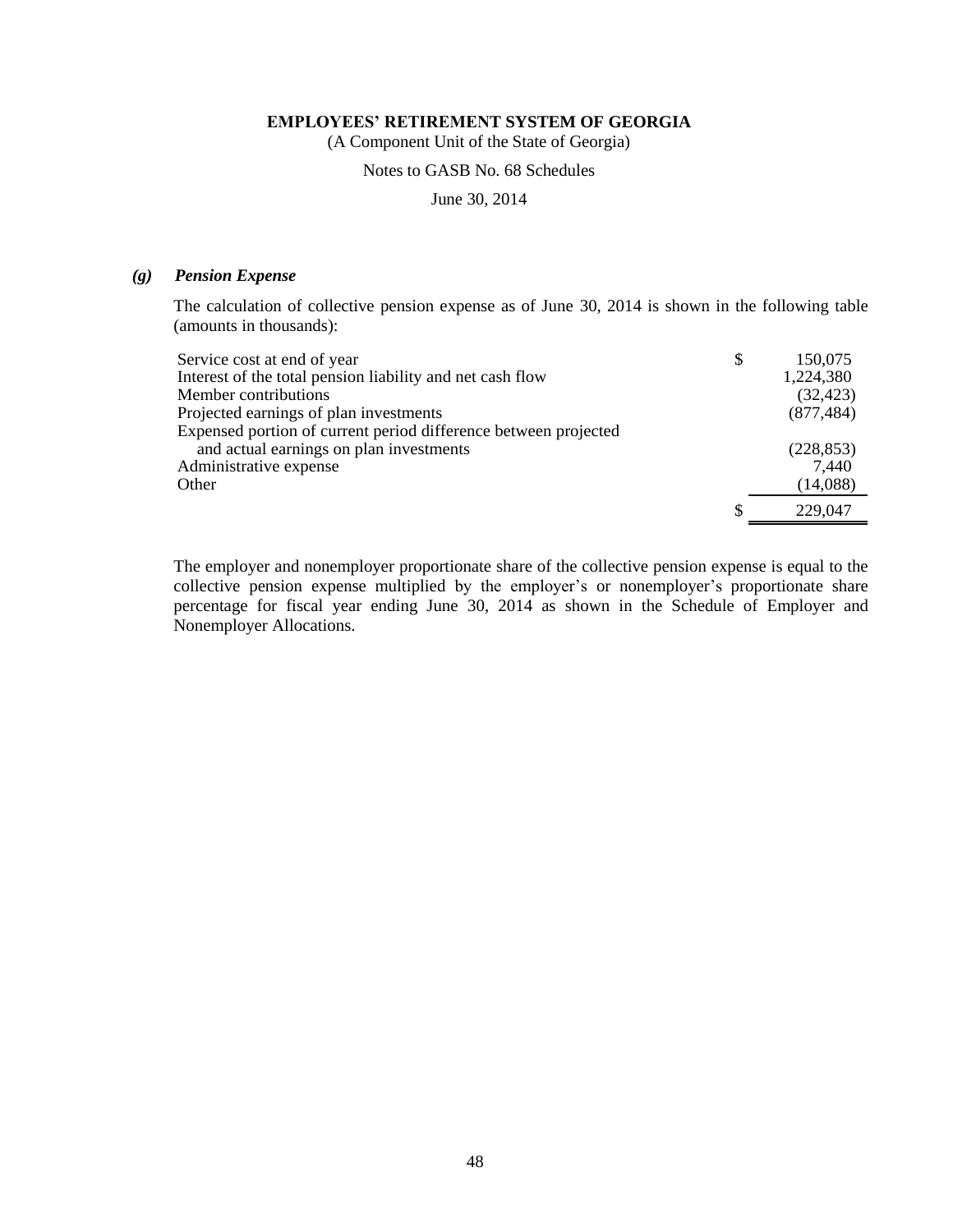**EMPLOYEES' RETIREMENT SYSTEM OF GEORGIA**

(A Component Unit of the State of Georgia)

Notes to GASB No. 68 Schedules

June 30, 2014

### *(g) Pension Expense*

The calculation of collective pension expense as of June 30, 2014 is shown in the following table (amounts in thousands):

| | | |
|---|---|---|
| Service cost at end of year | $ | 150,075 |
| Interest of the total pension liability and net cash flow | | 1,224,380 |
| Member contributions | | (32,423) |
| Projected earnings of plan investments | | (877,484) |
| Expensed portion of current period difference between projected and actual earnings on plan investments | | (228,853) |
| Administrative expense | | 7,440 |
| Other | | (14,088) |
| | $ | 229,047 |

The employer and nonemployer proportionate share of the collective pension expense is equal to the collective pension expense multiplied by the employer's or nonemployer's proportionate share percentage for fiscal year ending June 30, 2014 as shown in the Schedule of Employer and Nonemployer Allocations.